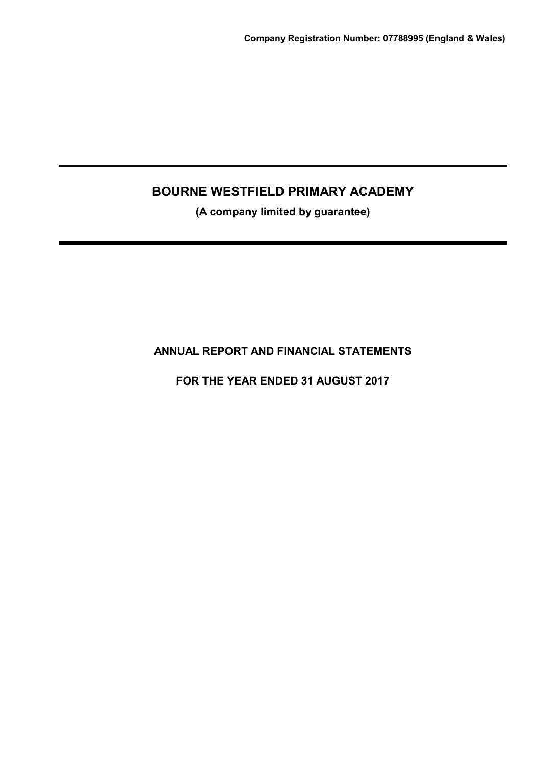**Company Registration Number: 07788995 (England & Wales)**

# BOURNE WESTFIELD PRIMARY ACADEMY

**(A company limited by guarantee)**

## ANNUAL REPORT AND FINANCIAL STATEMENTS

## FOR THE YEAR ENDED 31 AUGUST 2017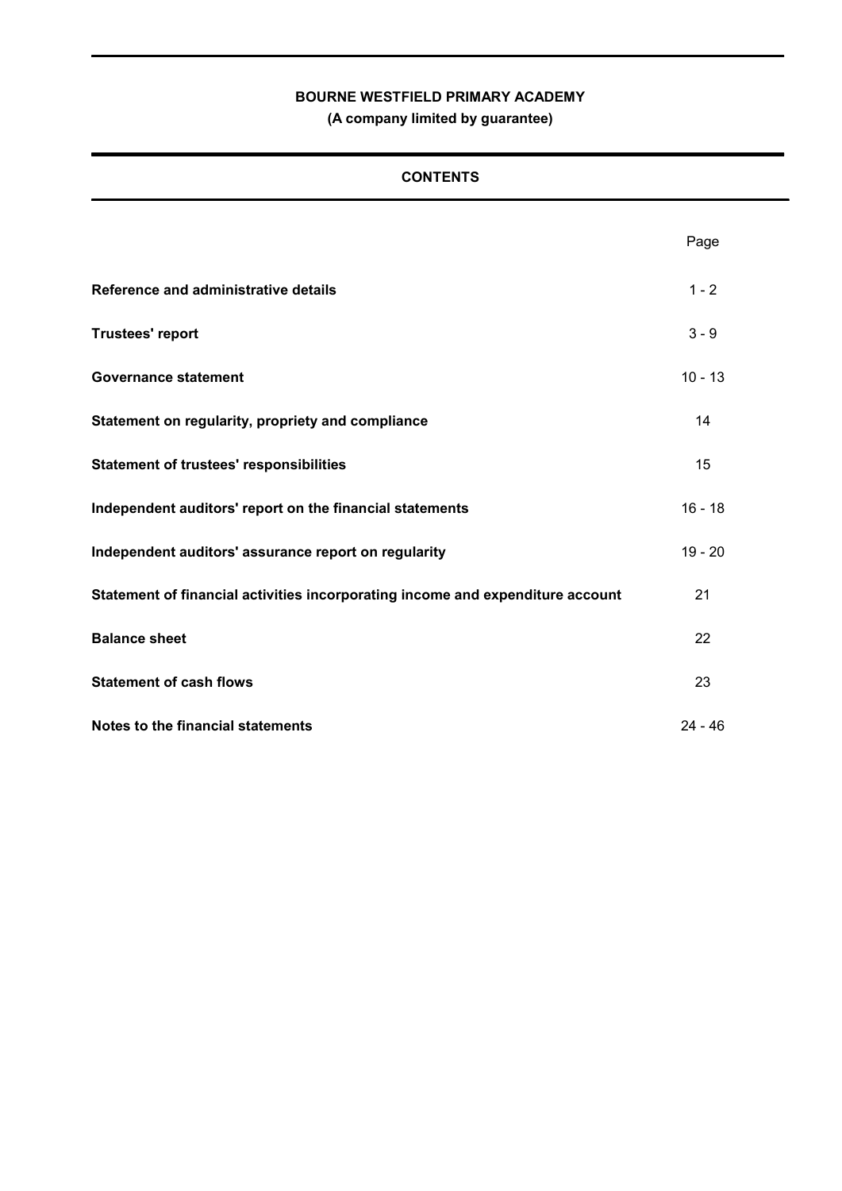**BOURNE WESTFIELD PRIMARY ACADEMY**

**(A company limited by guarantee)**

## CONTENTS

| | Page |
|---|---|
| **Reference and administrative details** | 1 - 2 |
| **Trustees' report** | 3 - 9 |
| **Governance statement** | 10 - 13 |
| **Statement on regularity, propriety and compliance** | 14 |
| **Statement of trustees' responsibilities** | 15 |
| **Independent auditors' report on the financial statements** | 16 - 18 |
| **Independent auditors' assurance report on regularity** | 19 - 20 |
| **Statement of financial activities incorporating income and expenditure account** | 21 |
| **Balance sheet** | 22 |
| **Statement of cash flows** | 23 |
| **Notes to the financial statements** | 24 - 46 |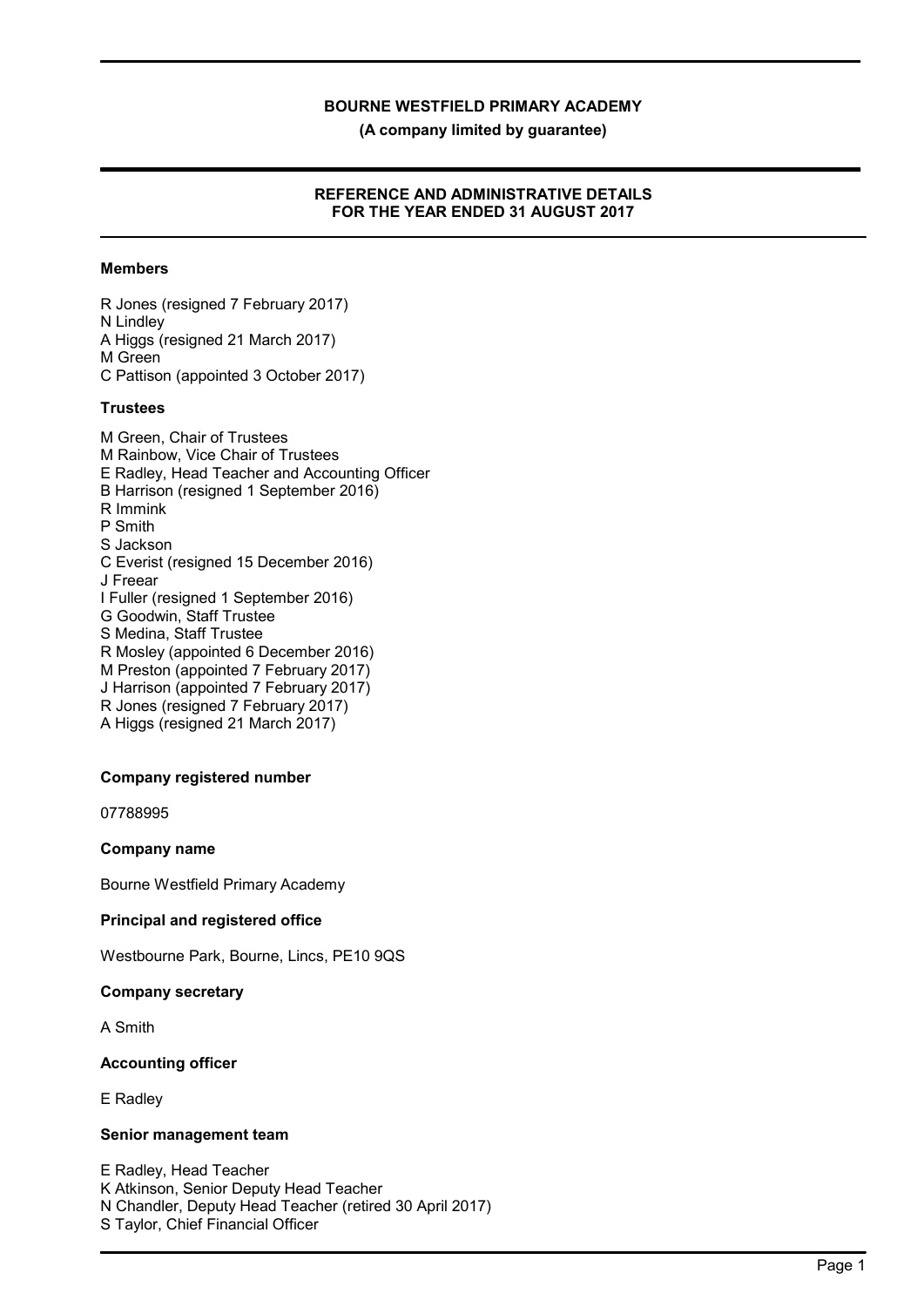# BOURNE WESTFIELD PRIMARY ACADEMY

**(A company limited by guarantee)**

## REFERENCE AND ADMINISTRATIVE DETAILS FOR THE YEAR ENDED 31 AUGUST 2017

### Members

R Jones (resigned 7 February 2017)
N Lindley
A Higgs (resigned 21 March 2017)
M Green
C Pattison (appointed 3 October 2017)

### Trustees

M Green, Chair of Trustees
M Rainbow, Vice Chair of Trustees
E Radley, Head Teacher and Accounting Officer
B Harrison (resigned 1 September 2016)
R Immink
P Smith
S Jackson
C Everist (resigned 15 December 2016)
J Freear
I Fuller (resigned 1 September 2016)
G Goodwin, Staff Trustee
S Medina, Staff Trustee
R Mosley (appointed 6 December 2016)
M Preston (appointed 7 February 2017)
J Harrison (appointed 7 February 2017)
R Jones (resigned 7 February 2017)
A Higgs (resigned 21 March 2017)

### Company registered number

07788995

### Company name

Bourne Westfield Primary Academy

### Principal and registered office

Westbourne Park, Bourne, Lincs, PE10 9QS

### Company secretary

A Smith

### Accounting officer

E Radley

### Senior management team

E Radley, Head Teacher
K Atkinson, Senior Deputy Head Teacher
N Chandler, Deputy Head Teacher (retired 30 April 2017)
S Taylor, Chief Financial Officer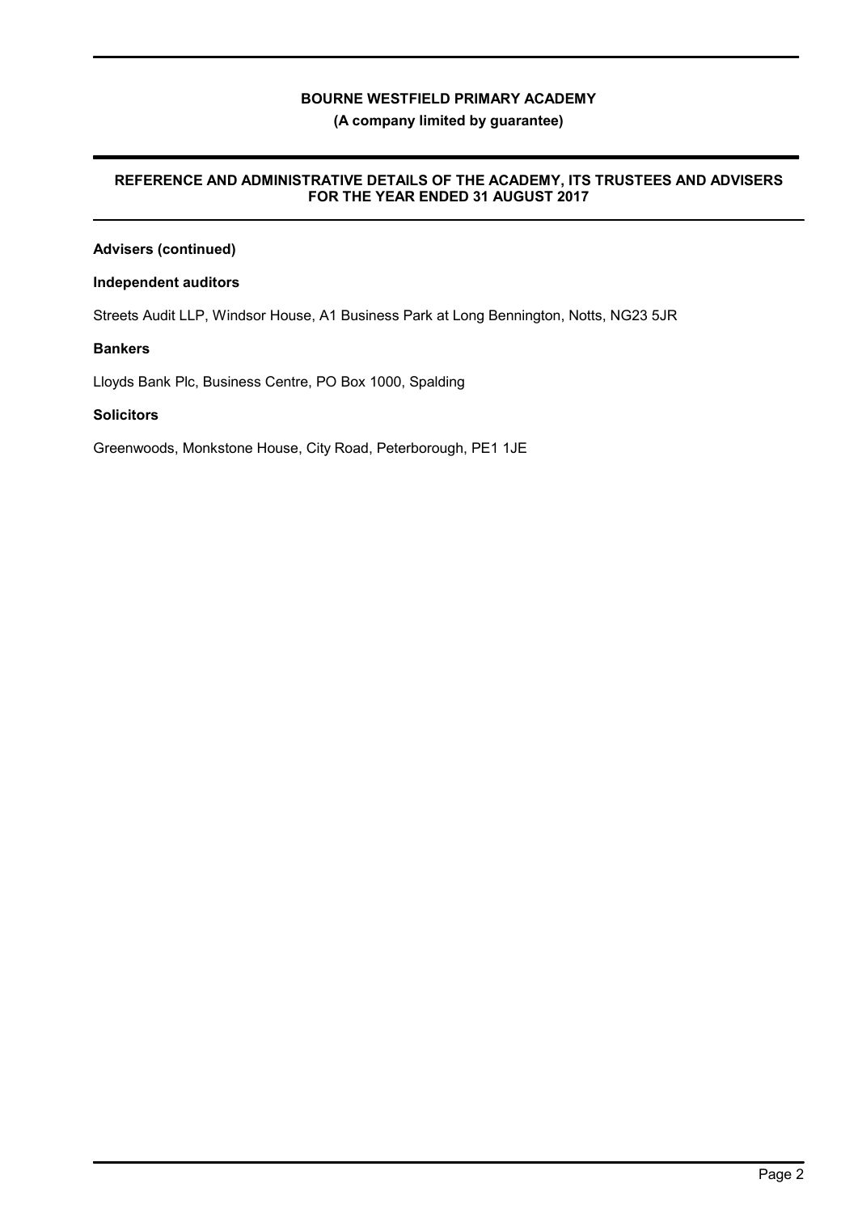## Advisers (continued)

### Independent auditors

Streets Audit LLP, Windsor House, A1 Business Park at Long Bennington, Notts, NG23 5JR

### Bankers

Lloyds Bank Plc, Business Centre, PO Box 1000, Spalding

### Solicitors

Greenwoods, Monkstone House, City Road, Peterborough, PE1 1JE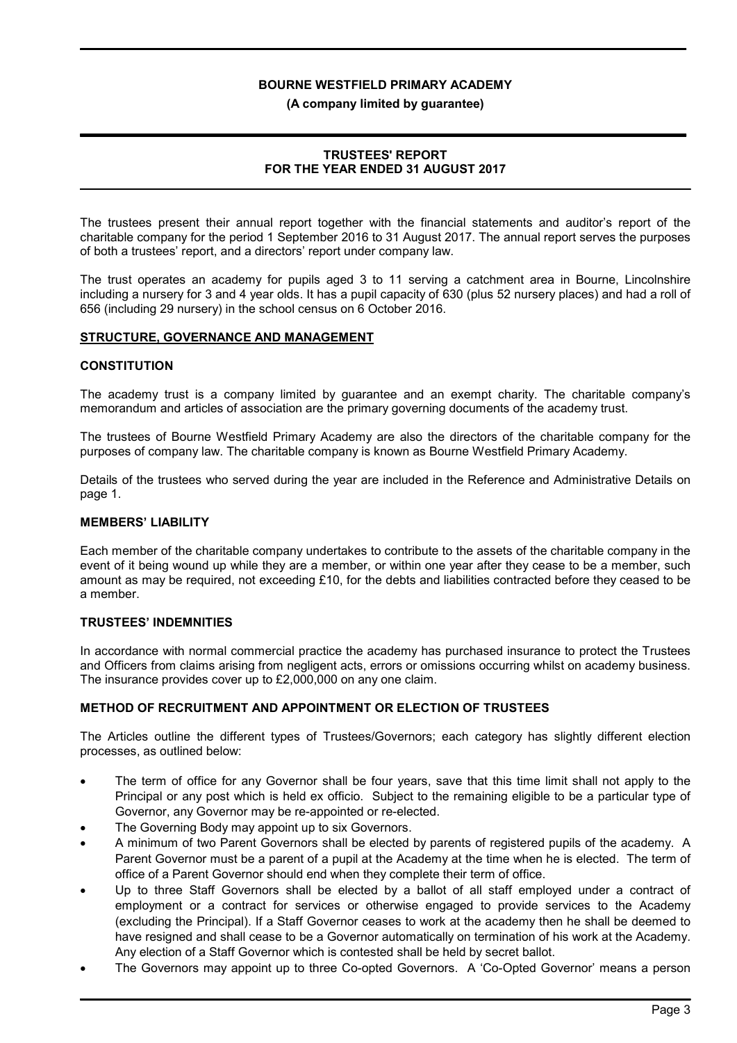# BOURNE WESTFIELD PRIMARY ACADEMY

**(A company limited by guarantee)**

## TRUSTEES' REPORT
## FOR THE YEAR ENDED 31 AUGUST 2017

The trustees present their annual report together with the financial statements and auditor's report of the charitable company for the period 1 September 2016 to 31 August 2017. The annual report serves the purposes of both a trustees' report, and a directors' report under company law.

The trust operates an academy for pupils aged 3 to 11 serving a catchment area in Bourne, Lincolnshire including a nursery for 3 and 4 year olds. It has a pupil capacity of 630 (plus 52 nursery places) and had a roll of 656 (including 29 nursery) in the school census on 6 October 2016.

### STRUCTURE, GOVERNANCE AND MANAGEMENT

#### CONSTITUTION

The academy trust is a company limited by guarantee and an exempt charity. The charitable company's memorandum and articles of association are the primary governing documents of the academy trust.

The trustees of Bourne Westfield Primary Academy are also the directors of the charitable company for the purposes of company law. The charitable company is known as Bourne Westfield Primary Academy.

Details of the trustees who served during the year are included in the Reference and Administrative Details on page 1.

#### MEMBERS' LIABILITY

Each member of the charitable company undertakes to contribute to the assets of the charitable company in the event of it being wound up while they are a member, or within one year after they cease to be a member, such amount as may be required, not exceeding £10, for the debts and liabilities contracted before they ceased to be a member.

#### TRUSTEES' INDEMNITIES

In accordance with normal commercial practice the academy has purchased insurance to protect the Trustees and Officers from claims arising from negligent acts, errors or omissions occurring whilst on academy business. The insurance provides cover up to £2,000,000 on any one claim.

#### METHOD OF RECRUITMENT AND APPOINTMENT OR ELECTION OF TRUSTEES

The Articles outline the different types of Trustees/Governors; each category has slightly different election processes, as outlined below:

- The term of office for any Governor shall be four years, save that this time limit shall not apply to the Principal or any post which is held ex officio. Subject to the remaining eligible to be a particular type of Governor, any Governor may be re-appointed or re-elected.
- The Governing Body may appoint up to six Governors.
- A minimum of two Parent Governors shall be elected by parents of registered pupils of the academy. A Parent Governor must be a parent of a pupil at the Academy at the time when he is elected. The term of office of a Parent Governor should end when they complete their term of office.
- Up to three Staff Governors shall be elected by a ballot of all staff employed under a contract of employment or a contract for services or otherwise engaged to provide services to the Academy (excluding the Principal). If a Staff Governor ceases to work at the academy then he shall be deemed to have resigned and shall cease to be a Governor automatically on termination of his work at the Academy. Any election of a Staff Governor which is contested shall be held by secret ballot.
- The Governors may appoint up to three Co-opted Governors. A 'Co-Opted Governor' means a person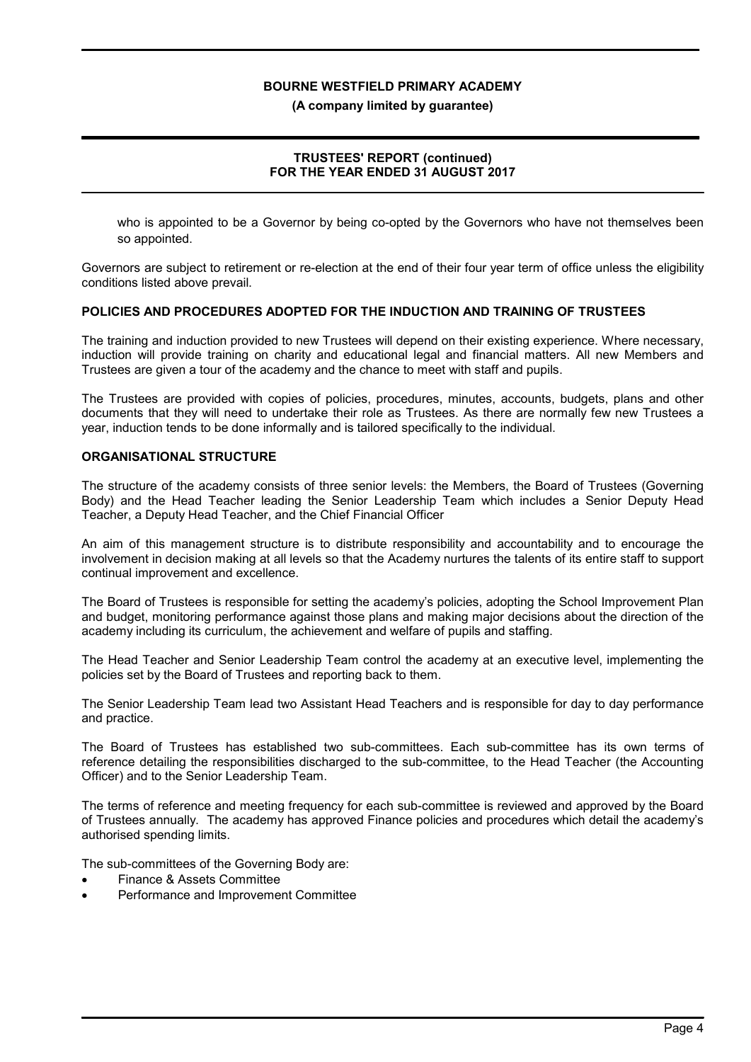who is appointed to be a Governor by being co-opted by the Governors who have not themselves been so appointed.

Governors are subject to retirement or re-election at the end of their four year term of office unless the eligibility conditions listed above prevail.

**POLICIES AND PROCEDURES ADOPTED FOR THE INDUCTION AND TRAINING OF TRUSTEES**

The training and induction provided to new Trustees will depend on their existing experience. Where necessary, induction will provide training on charity and educational legal and financial matters. All new Members and Trustees are given a tour of the academy and the chance to meet with staff and pupils.

The Trustees are provided with copies of policies, procedures, minutes, accounts, budgets, plans and other documents that they will need to undertake their role as Trustees. As there are normally few new Trustees a year, induction tends to be done informally and is tailored specifically to the individual.

**ORGANISATIONAL STRUCTURE**

The structure of the academy consists of three senior levels: the Members, the Board of Trustees (Governing Body) and the Head Teacher leading the Senior Leadership Team which includes a Senior Deputy Head Teacher, a Deputy Head Teacher, and the Chief Financial Officer

An aim of this management structure is to distribute responsibility and accountability and to encourage the involvement in decision making at all levels so that the Academy nurtures the talents of its entire staff to support continual improvement and excellence.

The Board of Trustees is responsible for setting the academy's policies, adopting the School Improvement Plan and budget, monitoring performance against those plans and making major decisions about the direction of the academy including its curriculum, the achievement and welfare of pupils and staffing.

The Head Teacher and Senior Leadership Team control the academy at an executive level, implementing the policies set by the Board of Trustees and reporting back to them.

The Senior Leadership Team lead two Assistant Head Teachers and is responsible for day to day performance and practice.

The Board of Trustees has established two sub-committees. Each sub-committee has its own terms of reference detailing the responsibilities discharged to the sub-committee, to the Head Teacher (the Accounting Officer) and to the Senior Leadership Team.

The terms of reference and meeting frequency for each sub-committee is reviewed and approved by the Board of Trustees annually. The academy has approved Finance policies and procedures which detail the academy's authorised spending limits.

The sub-committees of the Governing Body are:

- Finance & Assets Committee
- Performance and Improvement Committee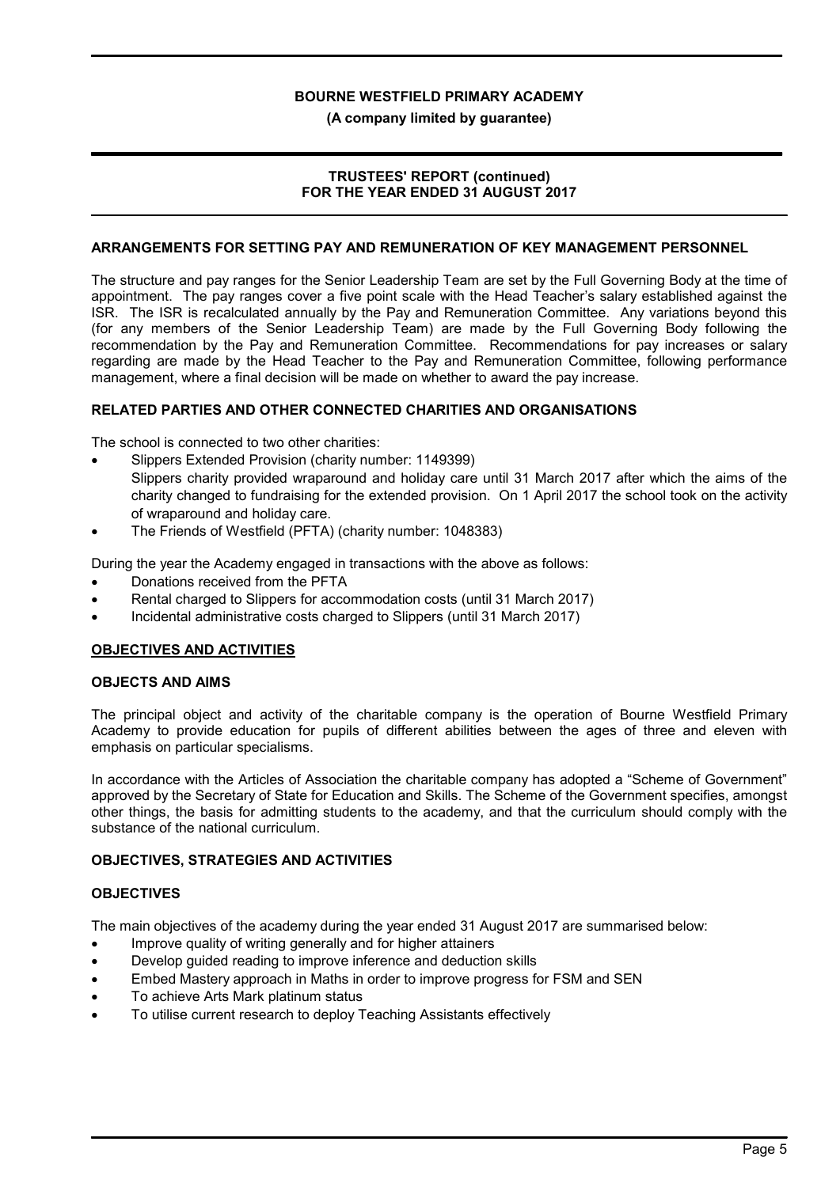## ARRANGEMENTS FOR SETTING PAY AND REMUNERATION OF KEY MANAGEMENT PERSONNEL

The structure and pay ranges for the Senior Leadership Team are set by the Full Governing Body at the time of appointment. The pay ranges cover a five point scale with the Head Teacher's salary established against the ISR. The ISR is recalculated annually by the Pay and Remuneration Committee. Any variations beyond this (for any members of the Senior Leadership Team) are made by the Full Governing Body following the recommendation by the Pay and Remuneration Committee. Recommendations for pay increases or salary regarding are made by the Head Teacher to the Pay and Remuneration Committee, following performance management, where a final decision will be made on whether to award the pay increase.

## RELATED PARTIES AND OTHER CONNECTED CHARITIES AND ORGANISATIONS

The school is connected to two other charities:

- Slippers Extended Provision (charity number: 1149399)
  Slippers charity provided wraparound and holiday care until 31 March 2017 after which the aims of the charity changed to fundraising for the extended provision. On 1 April 2017 the school took on the activity of wraparound and holiday care.
- The Friends of Westfield (PFTA) (charity number: 1048383)

During the year the Academy engaged in transactions with the above as follows:

- Donations received from the PFTA
- Rental charged to Slippers for accommodation costs (until 31 March 2017)
- Incidental administrative costs charged to Slippers (until 31 March 2017)

## OBJECTIVES AND ACTIVITIES

### OBJECTS AND AIMS

The principal object and activity of the charitable company is the operation of Bourne Westfield Primary Academy to provide education for pupils of different abilities between the ages of three and eleven with emphasis on particular specialisms.

In accordance with the Articles of Association the charitable company has adopted a "Scheme of Government" approved by the Secretary of State for Education and Skills. The Scheme of the Government specifies, amongst other things, the basis for admitting students to the academy, and that the curriculum should comply with the substance of the national curriculum.

### OBJECTIVES, STRATEGIES AND ACTIVITIES

### OBJECTIVES

The main objectives of the academy during the year ended 31 August 2017 are summarised below:

- Improve quality of writing generally and for higher attainers
- Develop guided reading to improve inference and deduction skills
- Embed Mastery approach in Maths in order to improve progress for FSM and SEN
- To achieve Arts Mark platinum status
- To utilise current research to deploy Teaching Assistants effectively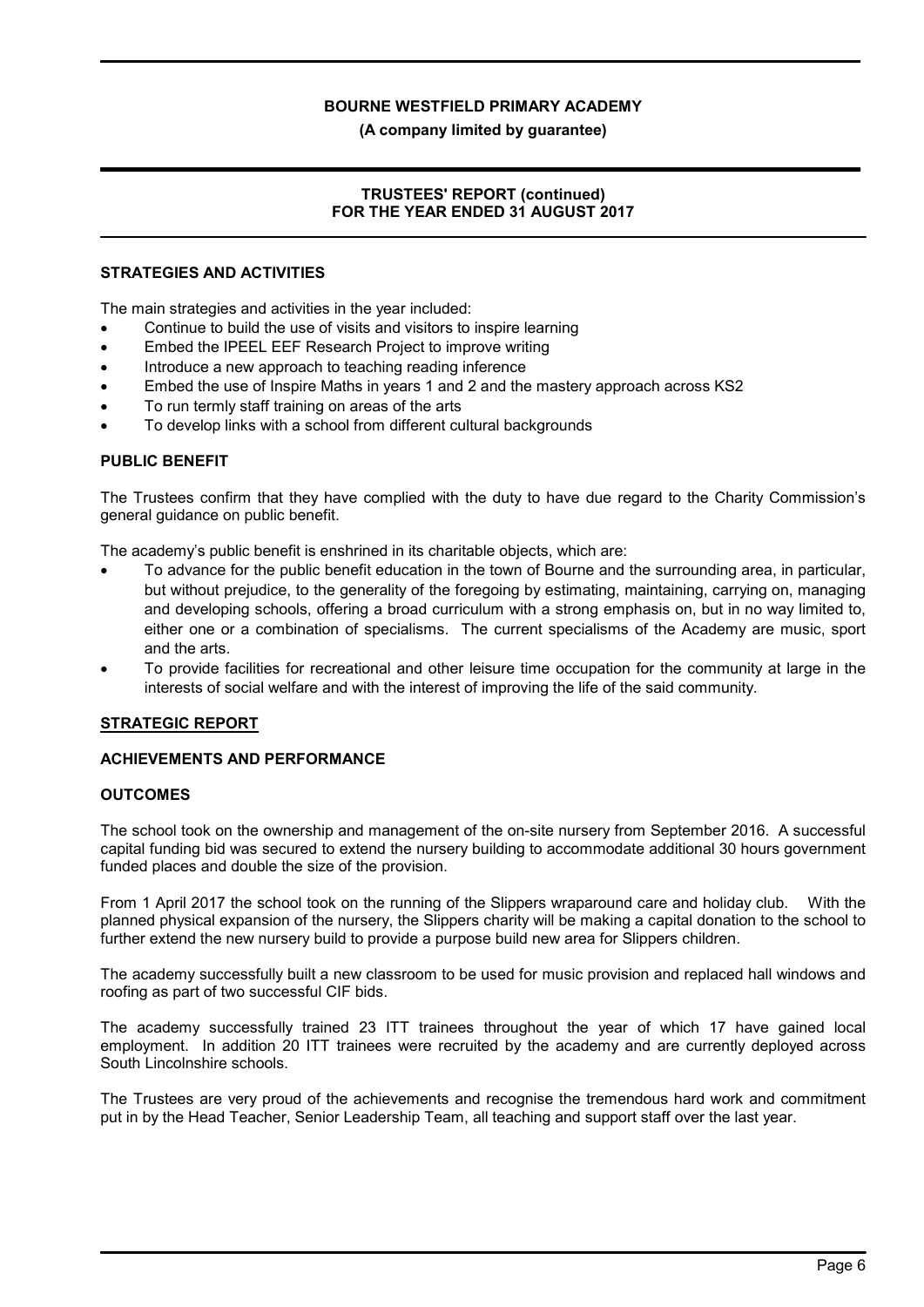## STRATEGIES AND ACTIVITIES

The main strategies and activities in the year included:

- Continue to build the use of visits and visitors to inspire learning
- Embed the IPEEL EEF Research Project to improve writing
- Introduce a new approach to teaching reading inference
- Embed the use of Inspire Maths in years 1 and 2 and the mastery approach across KS2
- To run termly staff training on areas of the arts
- To develop links with a school from different cultural backgrounds

## PUBLIC BENEFIT

The Trustees confirm that they have complied with the duty to have due regard to the Charity Commission's general guidance on public benefit.

The academy's public benefit is enshrined in its charitable objects, which are:

- To advance for the public benefit education in the town of Bourne and the surrounding area, in particular, but without prejudice, to the generality of the foregoing by estimating, maintaining, carrying on, managing and developing schools, offering a broad curriculum with a strong emphasis on, but in no way limited to, either one or a combination of specialisms. The current specialisms of the Academy are music, sport and the arts.
- To provide facilities for recreational and other leisure time occupation for the community at large in the interests of social welfare and with the interest of improving the life of the said community.

## STRATEGIC REPORT

### ACHIEVEMENTS AND PERFORMANCE

### OUTCOMES

The school took on the ownership and management of the on-site nursery from September 2016. A successful capital funding bid was secured to extend the nursery building to accommodate additional 30 hours government funded places and double the size of the provision.

From 1 April 2017 the school took on the running of the Slippers wraparound care and holiday club. With the planned physical expansion of the nursery, the Slippers charity will be making a capital donation to the school to further extend the new nursery build to provide a purpose build new area for Slippers children.

The academy successfully built a new classroom to be used for music provision and replaced hall windows and roofing as part of two successful CIF bids.

The academy successfully trained 23 ITT trainees throughout the year of which 17 have gained local employment. In addition 20 ITT trainees were recruited by the academy and are currently deployed across South Lincolnshire schools.

The Trustees are very proud of the achievements and recognise the tremendous hard work and commitment put in by the Head Teacher, Senior Leadership Team, all teaching and support staff over the last year.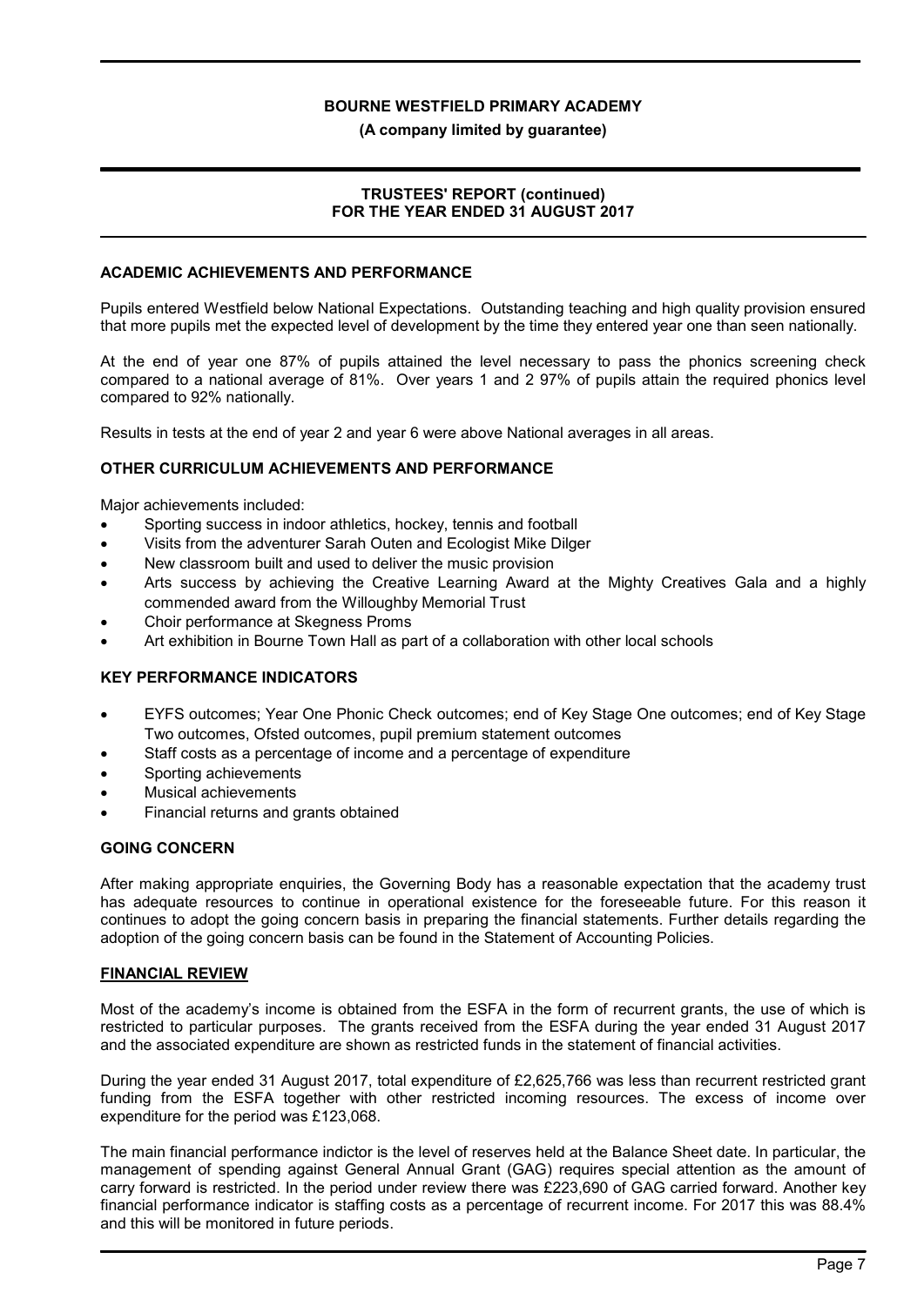## ACADEMIC ACHIEVEMENTS AND PERFORMANCE

Pupils entered Westfield below National Expectations. Outstanding teaching and high quality provision ensured that more pupils met the expected level of development by the time they entered year one than seen nationally.

At the end of year one 87% of pupils attained the level necessary to pass the phonics screening check compared to a national average of 81%. Over years 1 and 2 97% of pupils attain the required phonics level compared to 92% nationally.

Results in tests at the end of year 2 and year 6 were above National averages in all areas.

## OTHER CURRICULUM ACHIEVEMENTS AND PERFORMANCE

Major achievements included:

- Sporting success in indoor athletics, hockey, tennis and football
- Visits from the adventurer Sarah Outen and Ecologist Mike Dilger
- New classroom built and used to deliver the music provision
- Arts success by achieving the Creative Learning Award at the Mighty Creatives Gala and a highly commended award from the Willoughby Memorial Trust
- Choir performance at Skegness Proms
- Art exhibition in Bourne Town Hall as part of a collaboration with other local schools

## KEY PERFORMANCE INDICATORS

- EYFS outcomes; Year One Phonic Check outcomes; end of Key Stage One outcomes; end of Key Stage Two outcomes, Ofsted outcomes, pupil premium statement outcomes
- Staff costs as a percentage of income and a percentage of expenditure
- Sporting achievements
- Musical achievements
- Financial returns and grants obtained

## GOING CONCERN

After making appropriate enquiries, the Governing Body has a reasonable expectation that the academy trust has adequate resources to continue in operational existence for the foreseeable future. For this reason it continues to adopt the going concern basis in preparing the financial statements. Further details regarding the adoption of the going concern basis can be found in the Statement of Accounting Policies.

## FINANCIAL REVIEW

Most of the academy's income is obtained from the ESFA in the form of recurrent grants, the use of which is restricted to particular purposes. The grants received from the ESFA during the year ended 31 August 2017 and the associated expenditure are shown as restricted funds in the statement of financial activities.

During the year ended 31 August 2017, total expenditure of £2,625,766 was less than recurrent restricted grant funding from the ESFA together with other restricted incoming resources. The excess of income over expenditure for the period was £123,068.

The main financial performance indictor is the level of reserves held at the Balance Sheet date. In particular, the management of spending against General Annual Grant (GAG) requires special attention as the amount of carry forward is restricted. In the period under review there was £223,690 of GAG carried forward. Another key financial performance indicator is staffing costs as a percentage of recurrent income. For 2017 this was 88.4% and this will be monitored in future periods.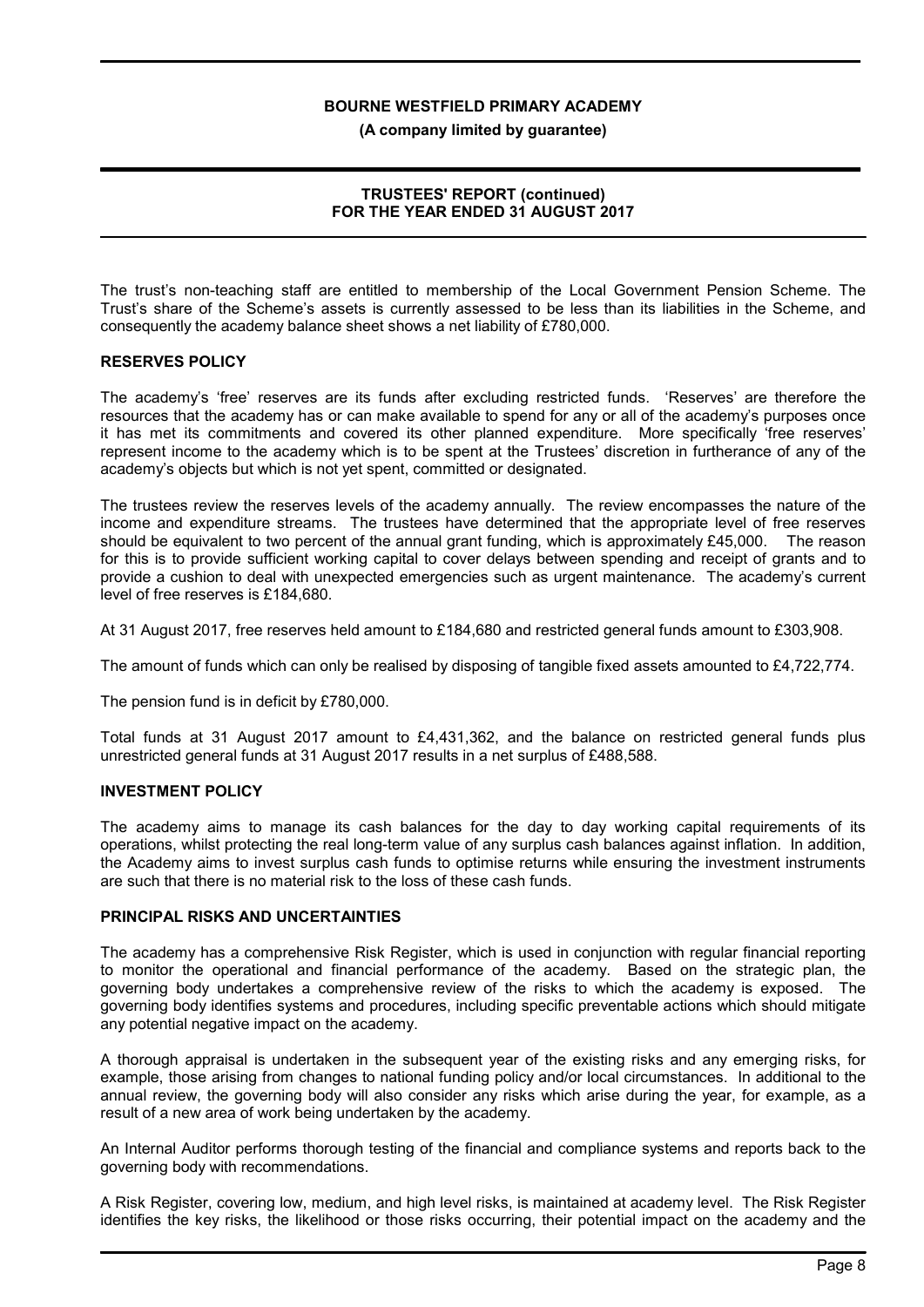The trust's non-teaching staff are entitled to membership of the Local Government Pension Scheme. The Trust's share of the Scheme's assets is currently assessed to be less than its liabilities in the Scheme, and consequently the academy balance sheet shows a net liability of £780,000.

## RESERVES POLICY

The academy's 'free' reserves are its funds after excluding restricted funds. 'Reserves' are therefore the resources that the academy has or can make available to spend for any or all of the academy's purposes once it has met its commitments and covered its other planned expenditure. More specifically 'free reserves' represent income to the academy which is to be spent at the Trustees' discretion in furtherance of any of the academy's objects but which is not yet spent, committed or designated.

The trustees review the reserves levels of the academy annually. The review encompasses the nature of the income and expenditure streams. The trustees have determined that the appropriate level of free reserves should be equivalent to two percent of the annual grant funding, which is approximately £45,000. The reason for this is to provide sufficient working capital to cover delays between spending and receipt of grants and to provide a cushion to deal with unexpected emergencies such as urgent maintenance. The academy's current level of free reserves is £184,680.

At 31 August 2017, free reserves held amount to £184,680 and restricted general funds amount to £303,908.

The amount of funds which can only be realised by disposing of tangible fixed assets amounted to £4,722,774.

The pension fund is in deficit by £780,000.

Total funds at 31 August 2017 amount to £4,431,362, and the balance on restricted general funds plus unrestricted general funds at 31 August 2017 results in a net surplus of £488,588.

## INVESTMENT POLICY

The academy aims to manage its cash balances for the day to day working capital requirements of its operations, whilst protecting the real long-term value of any surplus cash balances against inflation. In addition, the Academy aims to invest surplus cash funds to optimise returns while ensuring the investment instruments are such that there is no material risk to the loss of these cash funds.

## PRINCIPAL RISKS AND UNCERTAINTIES

The academy has a comprehensive Risk Register, which is used in conjunction with regular financial reporting to monitor the operational and financial performance of the academy. Based on the strategic plan, the governing body undertakes a comprehensive review of the risks to which the academy is exposed. The governing body identifies systems and procedures, including specific preventable actions which should mitigate any potential negative impact on the academy.

A thorough appraisal is undertaken in the subsequent year of the existing risks and any emerging risks, for example, those arising from changes to national funding policy and/or local circumstances. In additional to the annual review, the governing body will also consider any risks which arise during the year, for example, as a result of a new area of work being undertaken by the academy.

An Internal Auditor performs thorough testing of the financial and compliance systems and reports back to the governing body with recommendations.

A Risk Register, covering low, medium, and high level risks, is maintained at academy level. The Risk Register identifies the key risks, the likelihood or those risks occurring, their potential impact on the academy and the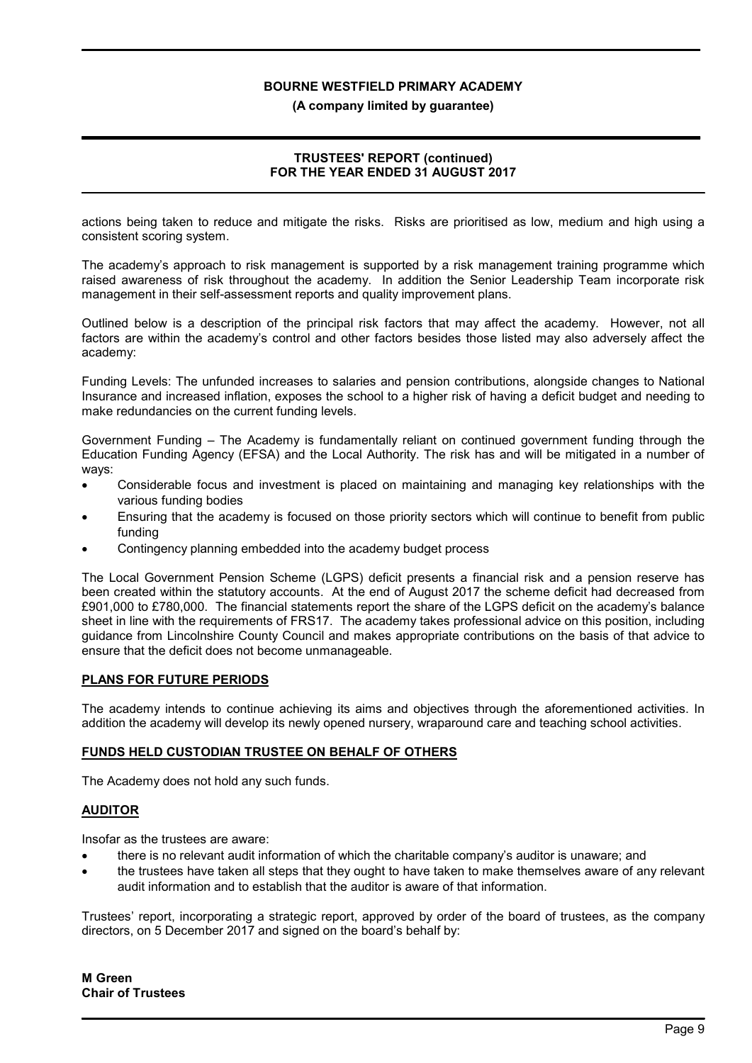actions being taken to reduce and mitigate the risks. Risks are prioritised as low, medium and high using a consistent scoring system.

The academy's approach to risk management is supported by a risk management training programme which raised awareness of risk throughout the academy. In addition the Senior Leadership Team incorporate risk management in their self-assessment reports and quality improvement plans.

Outlined below is a description of the principal risk factors that may affect the academy. However, not all factors are within the academy's control and other factors besides those listed may also adversely affect the academy:

Funding Levels: The unfunded increases to salaries and pension contributions, alongside changes to National Insurance and increased inflation, exposes the school to a higher risk of having a deficit budget and needing to make redundancies on the current funding levels.

Government Funding – The Academy is fundamentally reliant on continued government funding through the Education Funding Agency (EFSA) and the Local Authority. The risk has and will be mitigated in a number of ways:

- Considerable focus and investment is placed on maintaining and managing key relationships with the various funding bodies
- Ensuring that the academy is focused on those priority sectors which will continue to benefit from public funding
- Contingency planning embedded into the academy budget process

The Local Government Pension Scheme (LGPS) deficit presents a financial risk and a pension reserve has been created within the statutory accounts. At the end of August 2017 the scheme deficit had decreased from £901,000 to £780,000. The financial statements report the share of the LGPS deficit on the academy's balance sheet in line with the requirements of FRS17. The academy takes professional advice on this position, including guidance from Lincolnshire County Council and makes appropriate contributions on the basis of that advice to ensure that the deficit does not become unmanageable.

## PLANS FOR FUTURE PERIODS

The academy intends to continue achieving its aims and objectives through the aforementioned activities. In addition the academy will develop its newly opened nursery, wraparound care and teaching school activities.

## FUNDS HELD CUSTODIAN TRUSTEE ON BEHALF OF OTHERS

The Academy does not hold any such funds.

## AUDITOR

Insofar as the trustees are aware:

- there is no relevant audit information of which the charitable company's auditor is unaware; and
- the trustees have taken all steps that they ought to have taken to make themselves aware of any relevant audit information and to establish that the auditor is aware of that information.

Trustees' report, incorporating a strategic report, approved by order of the board of trustees, as the company directors, on 5 December 2017 and signed on the board's behalf by:

**M Green**
**Chair of Trustees**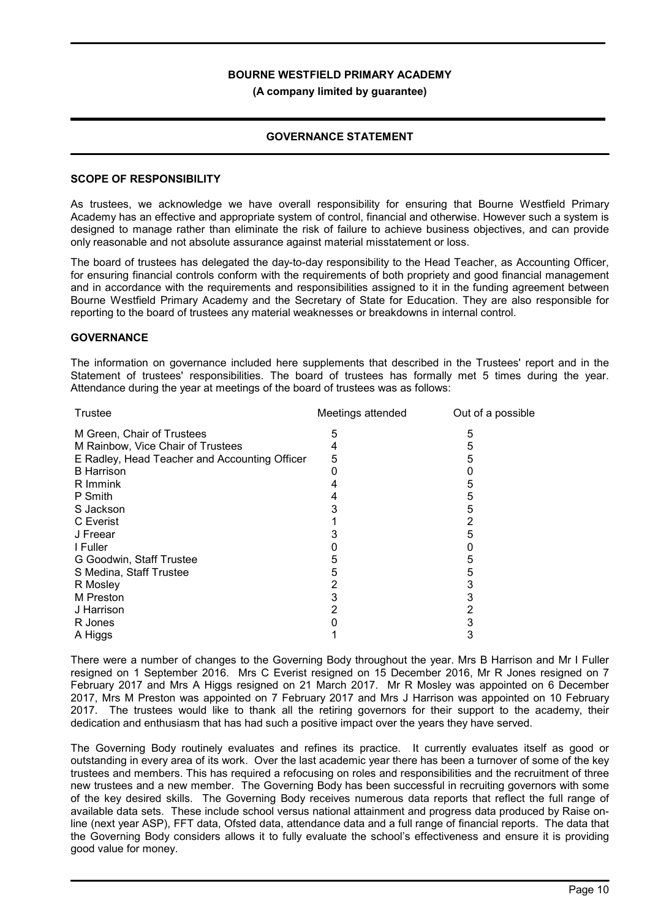**BOURNE WESTFIELD PRIMARY ACADEMY**

**(A company limited by guarantee)**

## GOVERNANCE STATEMENT

### SCOPE OF RESPONSIBILITY

As trustees, we acknowledge we have overall responsibility for ensuring that Bourne Westfield Primary Academy has an effective and appropriate system of control, financial and otherwise. However such a system is designed to manage rather than eliminate the risk of failure to achieve business objectives, and can provide only reasonable and not absolute assurance against material misstatement or loss.

The board of trustees has delegated the day-to-day responsibility to the Head Teacher, as Accounting Officer, for ensuring financial controls conform with the requirements of both propriety and good financial management and in accordance with the requirements and responsibilities assigned to it in the funding agreement between Bourne Westfield Primary Academy and the Secretary of State for Education. They are also responsible for reporting to the board of trustees any material weaknesses or breakdowns in internal control.

### GOVERNANCE

The information on governance included here supplements that described in the Trustees' report and in the Statement of trustees' responsibilities. The board of trustees has formally met 5 times during the year. Attendance during the year at meetings of the board of trustees was as follows:

| Trustee | Meetings attended | Out of a possible |
|---|---|---|
| M Green, Chair of Trustees | 5 | 5 |
| M Rainbow, Vice Chair of Trustees | 4 | 5 |
| E Radley, Head Teacher and Accounting Officer | 5 | 5 |
| B Harrison | 0 | 0 |
| R Immink | 4 | 5 |
| P Smith | 4 | 5 |
| S Jackson | 3 | 5 |
| C Everist | 1 | 2 |
| J Freear | 3 | 5 |
| I Fuller | 0 | 0 |
| G Goodwin, Staff Trustee | 5 | 5 |
| S Medina, Staff Trustee | 5 | 5 |
| R Mosley | 2 | 3 |
| M Preston | 3 | 3 |
| J Harrison | 2 | 2 |
| R Jones | 0 | 3 |
| A Higgs | 1 | 3 |

There were a number of changes to the Governing Body throughout the year. Mrs B Harrison and Mr I Fuller resigned on 1 September 2016. Mrs C Everist resigned on 15 December 2016, Mr R Jones resigned on 7 February 2017 and Mrs A Higgs resigned on 21 March 2017. Mr R Mosley was appointed on 6 December 2017, Mrs M Preston was appointed on 7 February 2017 and Mrs J Harrison was appointed on 10 February 2017. The trustees would like to thank all the retiring governors for their support to the academy, their dedication and enthusiasm that has had such a positive impact over the years they have served.

The Governing Body routinely evaluates and refines its practice. It currently evaluates itself as good or outstanding in every area of its work. Over the last academic year there has been a turnover of some of the key trustees and members. This has required a refocusing on roles and responsibilities and the recruitment of three new trustees and a new member. The Governing Body has been successful in recruiting governors with some of the key desired skills. The Governing Body receives numerous data reports that reflect the full range of available data sets. These include school versus national attainment and progress data produced by Raise on-line (next year ASP), FFT data, Ofsted data, attendance data and a full range of financial reports. The data that the Governing Body considers allows it to fully evaluate the school's effectiveness and ensure it is providing good value for money.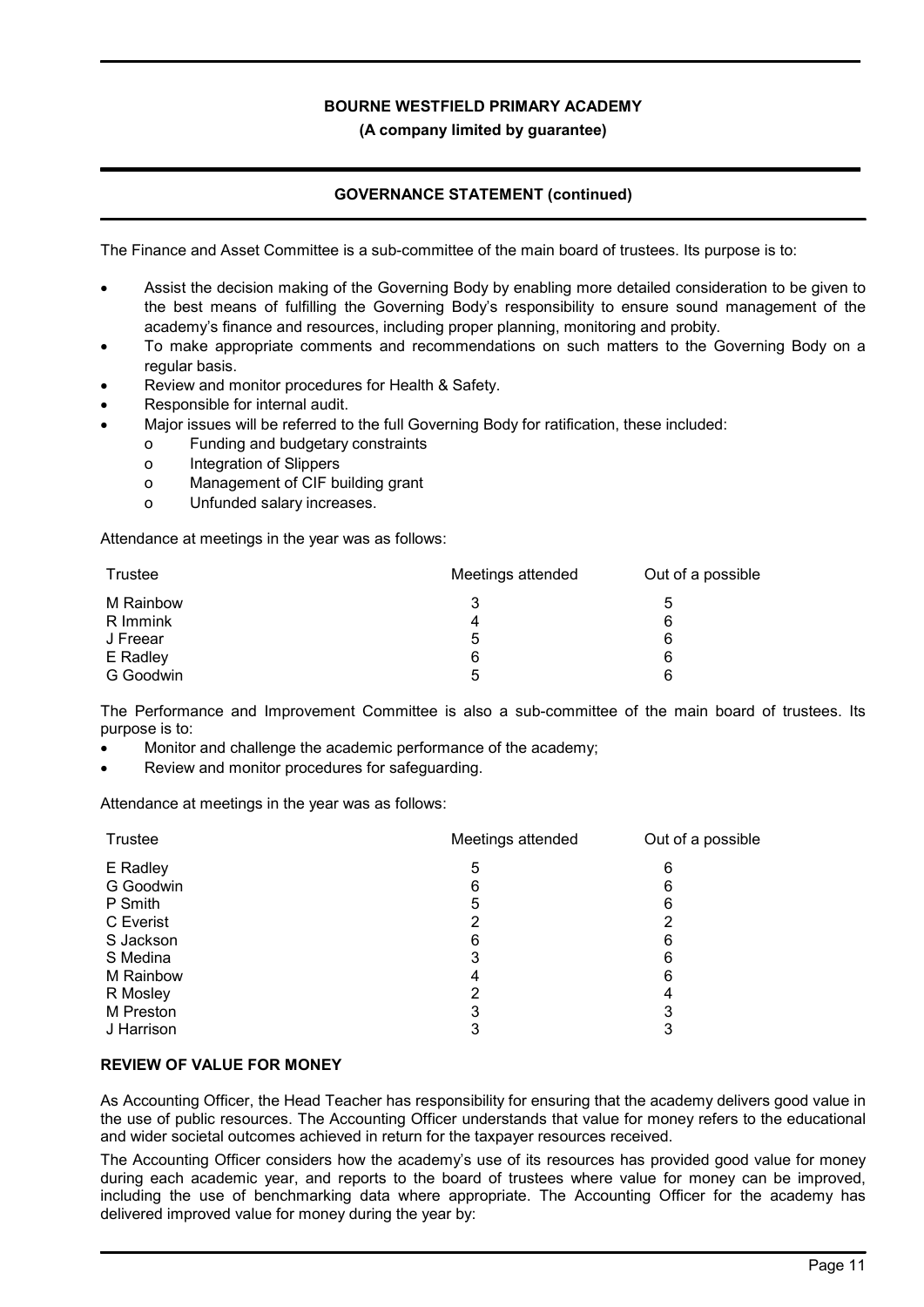## GOVERNANCE STATEMENT (continued)

The Finance and Asset Committee is a sub-committee of the main board of trustees. Its purpose is to:

- Assist the decision making of the Governing Body by enabling more detailed consideration to be given to the best means of fulfilling the Governing Body's responsibility to ensure sound management of the academy's finance and resources, including proper planning, monitoring and probity.
- To make appropriate comments and recommendations on such matters to the Governing Body on a regular basis.
- Review and monitor procedures for Health & Safety.
- Responsible for internal audit.
- Major issues will be referred to the full Governing Body for ratification, these included:
  - Funding and budgetary constraints
  - Integration of Slippers
  - Management of CIF building grant
  - Unfunded salary increases.

Attendance at meetings in the year was as follows:

| Trustee | Meetings attended | Out of a possible |
|---|---|---|
| M Rainbow | 3 | 5 |
| R Immink | 4 | 6 |
| J Freear | 5 | 6 |
| E Radley | 6 | 6 |
| G Goodwin | 5 | 6 |

The Performance and Improvement Committee is also a sub-committee of the main board of trustees. Its purpose is to:

- Monitor and challenge the academic performance of the academy;
- Review and monitor procedures for safeguarding.

Attendance at meetings in the year was as follows:

| Trustee | Meetings attended | Out of a possible |
|---|---|---|
| E Radley | 5 | 6 |
| G Goodwin | 6 | 6 |
| P Smith | 5 | 6 |
| C Everist | 2 | 2 |
| S Jackson | 6 | 6 |
| S Medina | 3 | 6 |
| M Rainbow | 4 | 6 |
| R Mosley | 2 | 4 |
| M Preston | 3 | 3 |
| J Harrison | 3 | 3 |

### REVIEW OF VALUE FOR MONEY

As Accounting Officer, the Head Teacher has responsibility for ensuring that the academy delivers good value in the use of public resources. The Accounting Officer understands that value for money refers to the educational and wider societal outcomes achieved in return for the taxpayer resources received.

The Accounting Officer considers how the academy's use of its resources has provided good value for money during each academic year, and reports to the board of trustees where value for money can be improved, including the use of benchmarking data where appropriate. The Accounting Officer for the academy has delivered improved value for money during the year by: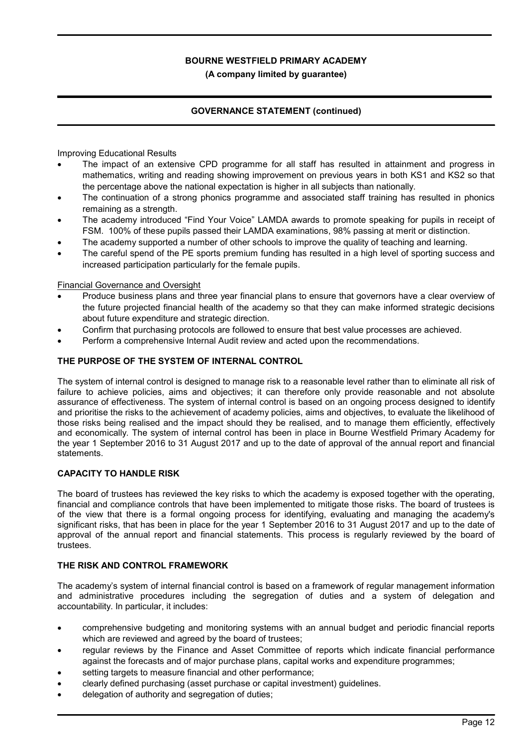Improving Educational Results

- The impact of an extensive CPD programme for all staff has resulted in attainment and progress in mathematics, writing and reading showing improvement on previous years in both KS1 and KS2 so that the percentage above the national expectation is higher in all subjects than nationally.
- The continuation of a strong phonics programme and associated staff training has resulted in phonics remaining as a strength.
- The academy introduced "Find Your Voice" LAMDA awards to promote speaking for pupils in receipt of FSM. 100% of these pupils passed their LAMDA examinations, 98% passing at merit or distinction.
- The academy supported a number of other schools to improve the quality of teaching and learning.
- The careful spend of the PE sports premium funding has resulted in a high level of sporting success and increased participation particularly for the female pupils.

Financial Governance and Oversight

- Produce business plans and three year financial plans to ensure that governors have a clear overview of the future projected financial health of the academy so that they can make informed strategic decisions about future expenditure and strategic direction.
- Confirm that purchasing protocols are followed to ensure that best value processes are achieved.
- Perform a comprehensive Internal Audit review and acted upon the recommendations.

## THE PURPOSE OF THE SYSTEM OF INTERNAL CONTROL

The system of internal control is designed to manage risk to a reasonable level rather than to eliminate all risk of failure to achieve policies, aims and objectives; it can therefore only provide reasonable and not absolute assurance of effectiveness. The system of internal control is based on an ongoing process designed to identify and prioritise the risks to the achievement of academy policies, aims and objectives, to evaluate the likelihood of those risks being realised and the impact should they be realised, and to manage them efficiently, effectively and economically. The system of internal control has been in place in Bourne Westfield Primary Academy for the year 1 September 2016 to 31 August 2017 and up to the date of approval of the annual report and financial statements.

## CAPACITY TO HANDLE RISK

The board of trustees has reviewed the key risks to which the academy is exposed together with the operating, financial and compliance controls that have been implemented to mitigate those risks. The board of trustees is of the view that there is a formal ongoing process for identifying, evaluating and managing the academy's significant risks, that has been in place for the year 1 September 2016 to 31 August 2017 and up to the date of approval of the annual report and financial statements. This process is regularly reviewed by the board of trustees.

## THE RISK AND CONTROL FRAMEWORK

The academy's system of internal financial control is based on a framework of regular management information and administrative procedures including the segregation of duties and a system of delegation and accountability. In particular, it includes:

- comprehensive budgeting and monitoring systems with an annual budget and periodic financial reports which are reviewed and agreed by the board of trustees;
- regular reviews by the Finance and Asset Committee of reports which indicate financial performance against the forecasts and of major purchase plans, capital works and expenditure programmes;
- setting targets to measure financial and other performance;
- clearly defined purchasing (asset purchase or capital investment) guidelines.
- delegation of authority and segregation of duties;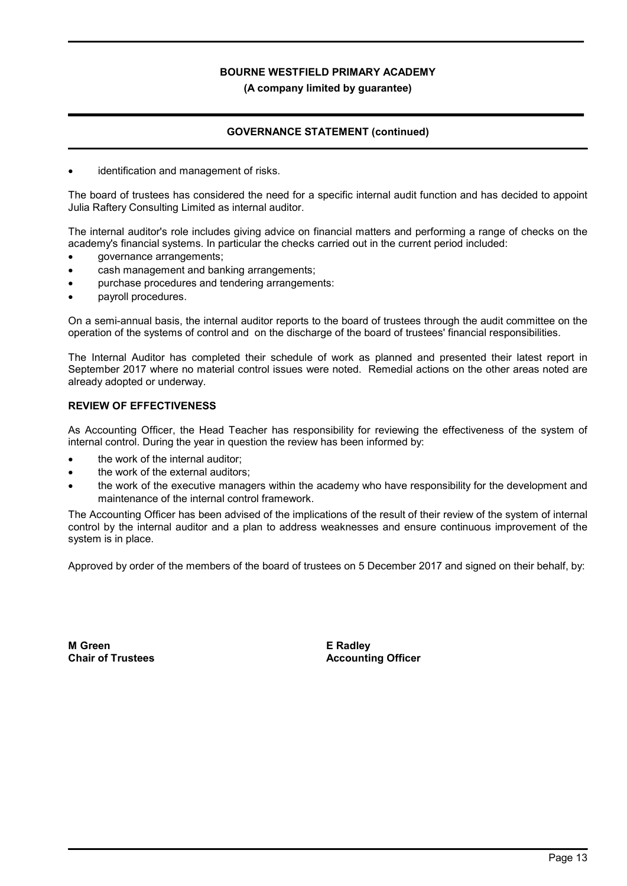- identification and management of risks.

The board of trustees has considered the need for a specific internal audit function and has decided to appoint Julia Raftery Consulting Limited as internal auditor.

The internal auditor's role includes giving advice on financial matters and performing a range of checks on the academy's financial systems. In particular the checks carried out in the current period included:

- governance arrangements;
- cash management and banking arrangements;
- purchase procedures and tendering arrangements:
- payroll procedures.

On a semi-annual basis, the internal auditor reports to the board of trustees through the audit committee on the operation of the systems of control and on the discharge of the board of trustees' financial responsibilities.

The Internal Auditor has completed their schedule of work as planned and presented their latest report in September 2017 where no material control issues were noted. Remedial actions on the other areas noted are already adopted or underway.

**REVIEW OF EFFECTIVENESS**

As Accounting Officer, the Head Teacher has responsibility for reviewing the effectiveness of the system of internal control. During the year in question the review has been informed by:

- the work of the internal auditor;
- the work of the external auditors;
- the work of the executive managers within the academy who have responsibility for the development and maintenance of the internal control framework.

The Accounting Officer has been advised of the implications of the result of their review of the system of internal control by the internal auditor and a plan to address weaknesses and ensure continuous improvement of the system is in place.

Approved by order of the members of the board of trustees on 5 December 2017 and signed on their behalf, by:

**M Green**
**Chair of Trustees**

**E Radley**
**Accounting Officer**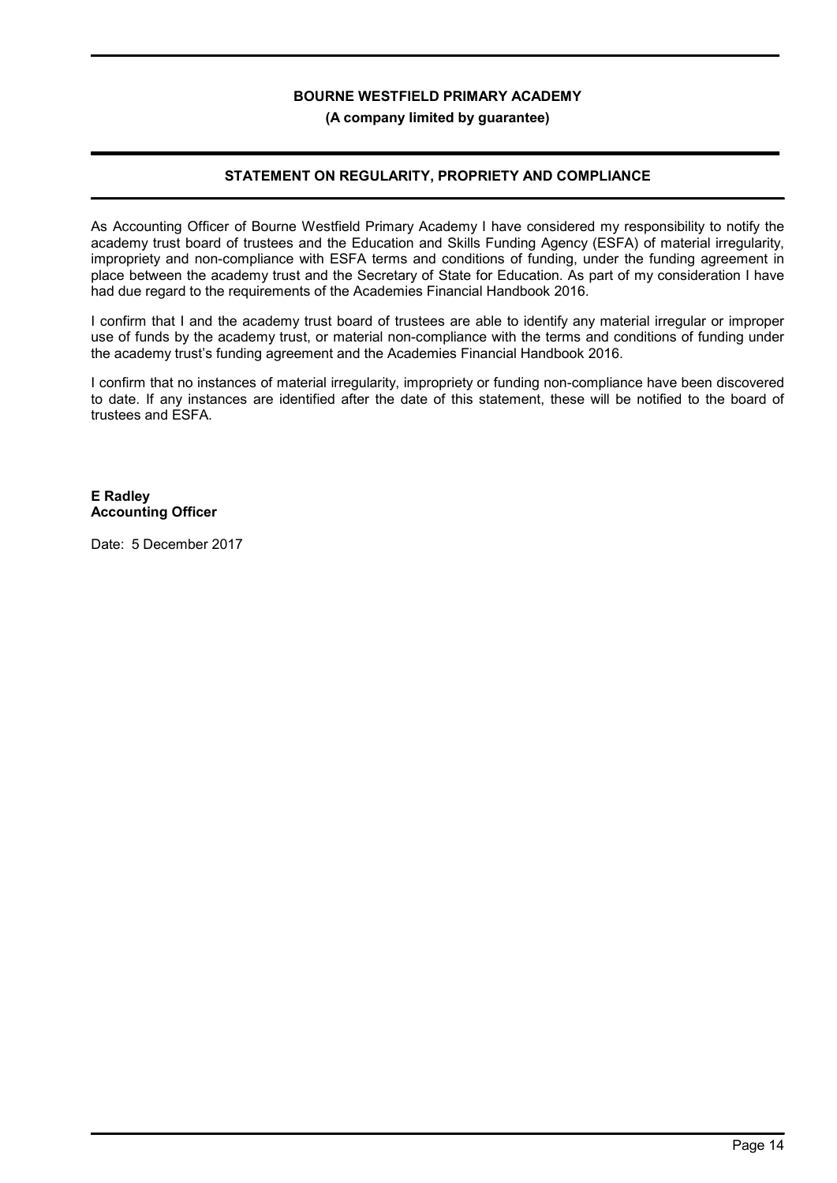**BOURNE WESTFIELD PRIMARY ACADEMY**

**(A company limited by guarantee)**

## STATEMENT ON REGULARITY, PROPRIETY AND COMPLIANCE

As Accounting Officer of Bourne Westfield Primary Academy I have considered my responsibility to notify the academy trust board of trustees and the Education and Skills Funding Agency (ESFA) of material irregularity, impropriety and non-compliance with ESFA terms and conditions of funding, under the funding agreement in place between the academy trust and the Secretary of State for Education. As part of my consideration I have had due regard to the requirements of the Academies Financial Handbook 2016.

I confirm that I and the academy trust board of trustees are able to identify any material irregular or improper use of funds by the academy trust, or material non-compliance with the terms and conditions of funding under the academy trust's funding agreement and the Academies Financial Handbook 2016.

I confirm that no instances of material irregularity, impropriety or funding non-compliance have been discovered to date. If any instances are identified after the date of this statement, these will be notified to the board of trustees and ESFA.

**E Radley**
**Accounting Officer**

Date: 5 December 2017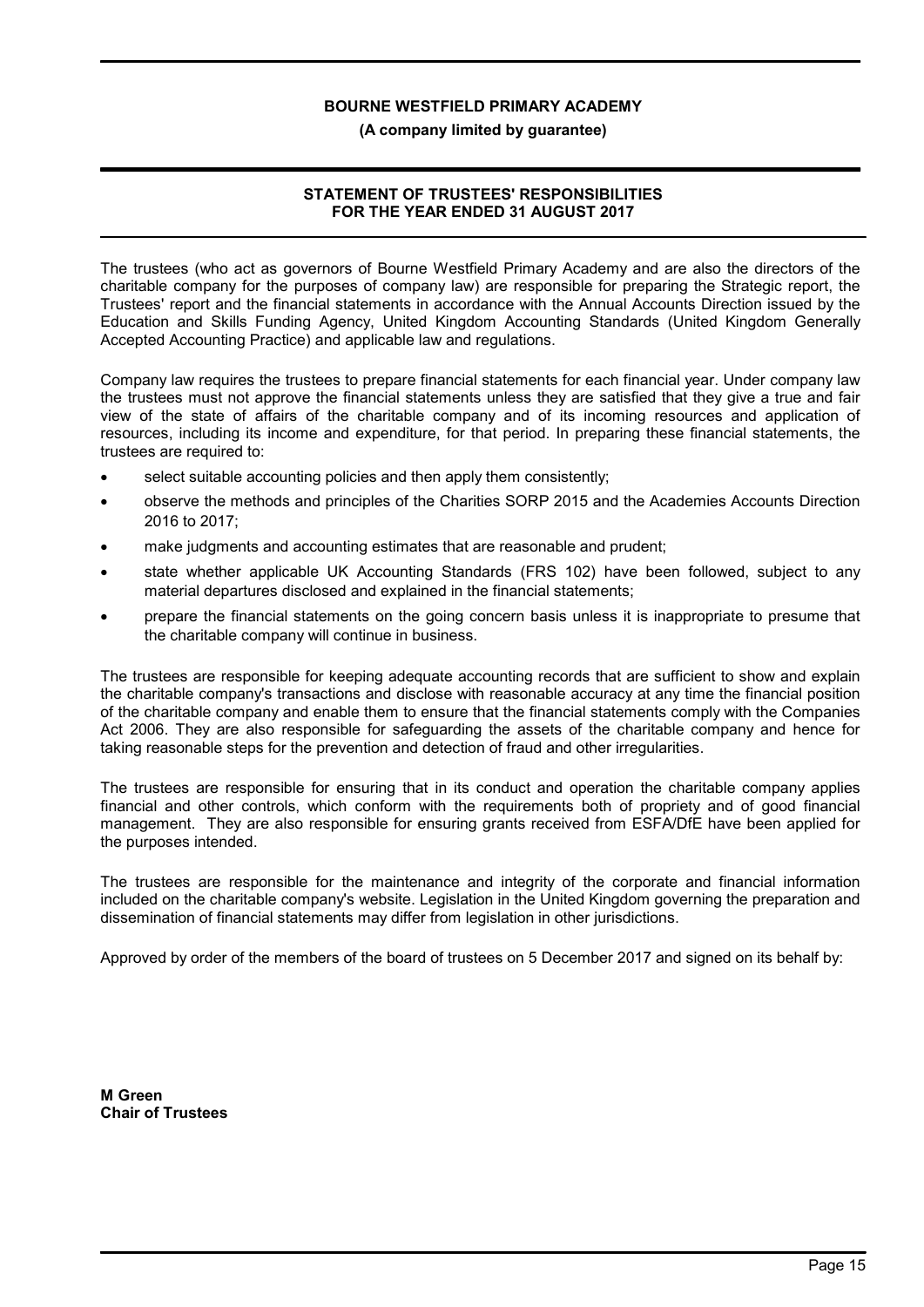**BOURNE WESTFIELD PRIMARY ACADEMY**

**(A company limited by guarantee)**

# STATEMENT OF TRUSTEES' RESPONSIBILITIES FOR THE YEAR ENDED 31 AUGUST 2017

The trustees (who act as governors of Bourne Westfield Primary Academy and are also the directors of the charitable company for the purposes of company law) are responsible for preparing the Strategic report, the Trustees' report and the financial statements in accordance with the Annual Accounts Direction issued by the Education and Skills Funding Agency, United Kingdom Accounting Standards (United Kingdom Generally Accepted Accounting Practice) and applicable law and regulations.

Company law requires the trustees to prepare financial statements for each financial year. Under company law the trustees must not approve the financial statements unless they are satisfied that they give a true and fair view of the state of affairs of the charitable company and of its incoming resources and application of resources, including its income and expenditure, for that period. In preparing these financial statements, the trustees are required to:

- select suitable accounting policies and then apply them consistently;
- observe the methods and principles of the Charities SORP 2015 and the Academies Accounts Direction 2016 to 2017;
- make judgments and accounting estimates that are reasonable and prudent;
- state whether applicable UK Accounting Standards (FRS 102) have been followed, subject to any material departures disclosed and explained in the financial statements;
- prepare the financial statements on the going concern basis unless it is inappropriate to presume that the charitable company will continue in business.

The trustees are responsible for keeping adequate accounting records that are sufficient to show and explain the charitable company's transactions and disclose with reasonable accuracy at any time the financial position of the charitable company and enable them to ensure that the financial statements comply with the Companies Act 2006. They are also responsible for safeguarding the assets of the charitable company and hence for taking reasonable steps for the prevention and detection of fraud and other irregularities.

The trustees are responsible for ensuring that in its conduct and operation the charitable company applies financial and other controls, which conform with the requirements both of propriety and of good financial management. They are also responsible for ensuring grants received from ESFA/DfE have been applied for the purposes intended.

The trustees are responsible for the maintenance and integrity of the corporate and financial information included on the charitable company's website. Legislation in the United Kingdom governing the preparation and dissemination of financial statements may differ from legislation in other jurisdictions.

Approved by order of the members of the board of trustees on 5 December 2017 and signed on its behalf by:

**M Green**
**Chair of Trustees**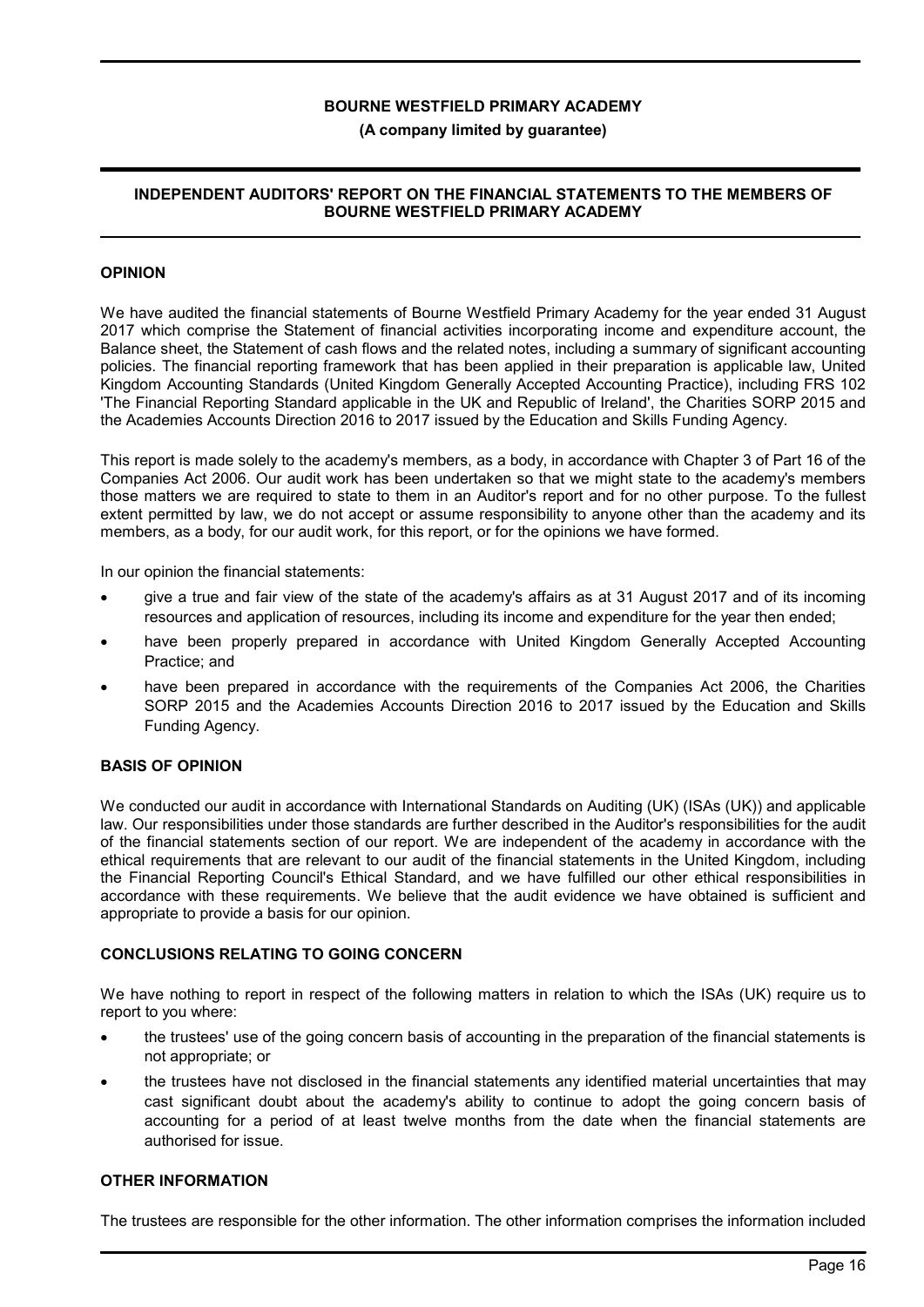**BOURNE WESTFIELD PRIMARY ACADEMY**

**(A company limited by guarantee)**

**INDEPENDENT AUDITORS' REPORT ON THE FINANCIAL STATEMENTS TO THE MEMBERS OF BOURNE WESTFIELD PRIMARY ACADEMY**

## OPINION

We have audited the financial statements of Bourne Westfield Primary Academy for the year ended 31 August 2017 which comprise the Statement of financial activities incorporating income and expenditure account, the Balance sheet, the Statement of cash flows and the related notes, including a summary of significant accounting policies. The financial reporting framework that has been applied in their preparation is applicable law, United Kingdom Accounting Standards (United Kingdom Generally Accepted Accounting Practice), including FRS 102 'The Financial Reporting Standard applicable in the UK and Republic of Ireland', the Charities SORP 2015 and the Academies Accounts Direction 2016 to 2017 issued by the Education and Skills Funding Agency.

This report is made solely to the academy's members, as a body, in accordance with Chapter 3 of Part 16 of the Companies Act 2006. Our audit work has been undertaken so that we might state to the academy's members those matters we are required to state to them in an Auditor's report and for no other purpose. To the fullest extent permitted by law, we do not accept or assume responsibility to anyone other than the academy and its members, as a body, for our audit work, for this report, or for the opinions we have formed.

In our opinion the financial statements:

- give a true and fair view of the state of the academy's affairs as at 31 August 2017 and of its incoming resources and application of resources, including its income and expenditure for the year then ended;
- have been properly prepared in accordance with United Kingdom Generally Accepted Accounting Practice; and
- have been prepared in accordance with the requirements of the Companies Act 2006, the Charities SORP 2015 and the Academies Accounts Direction 2016 to 2017 issued by the Education and Skills Funding Agency.

## BASIS OF OPINION

We conducted our audit in accordance with International Standards on Auditing (UK) (ISAs (UK)) and applicable law. Our responsibilities under those standards are further described in the Auditor's responsibilities for the audit of the financial statements section of our report. We are independent of the academy in accordance with the ethical requirements that are relevant to our audit of the financial statements in the United Kingdom, including the Financial Reporting Council's Ethical Standard, and we have fulfilled our other ethical responsibilities in accordance with these requirements. We believe that the audit evidence we have obtained is sufficient and appropriate to provide a basis for our opinion.

## CONCLUSIONS RELATING TO GOING CONCERN

We have nothing to report in respect of the following matters in relation to which the ISAs (UK) require us to report to you where:

- the trustees' use of the going concern basis of accounting in the preparation of the financial statements is not appropriate; or
- the trustees have not disclosed in the financial statements any identified material uncertainties that may cast significant doubt about the academy's ability to continue to adopt the going concern basis of accounting for a period of at least twelve months from the date when the financial statements are authorised for issue.

## OTHER INFORMATION

The trustees are responsible for the other information. The other information comprises the information included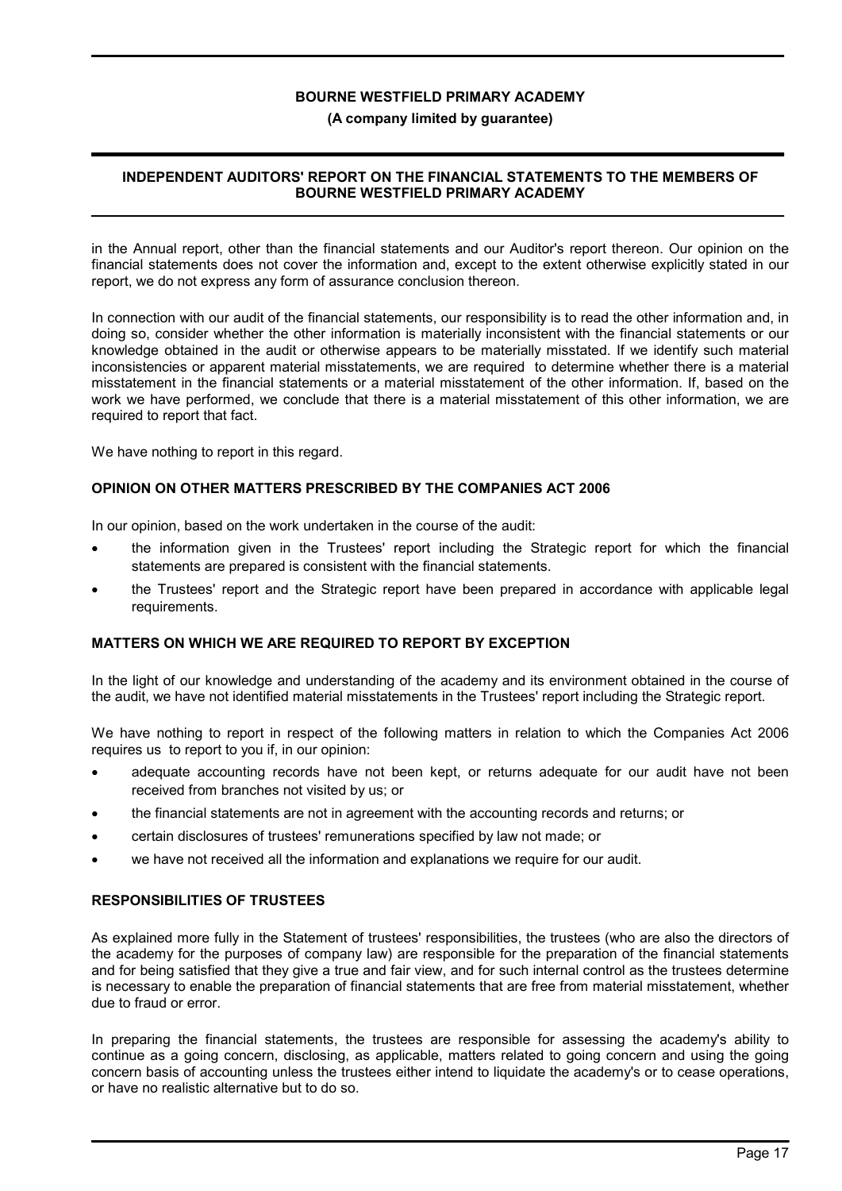in the Annual report, other than the financial statements and our Auditor's report thereon. Our opinion on the financial statements does not cover the information and, except to the extent otherwise explicitly stated in our report, we do not express any form of assurance conclusion thereon.

In connection with our audit of the financial statements, our responsibility is to read the other information and, in doing so, consider whether the other information is materially inconsistent with the financial statements or our knowledge obtained in the audit or otherwise appears to be materially misstated. If we identify such material inconsistencies or apparent material misstatements, we are required to determine whether there is a material misstatement in the financial statements or a material misstatement of the other information. If, based on the work we have performed, we conclude that there is a material misstatement of this other information, we are required to report that fact.

We have nothing to report in this regard.

## OPINION ON OTHER MATTERS PRESCRIBED BY THE COMPANIES ACT 2006

In our opinion, based on the work undertaken in the course of the audit:

- the information given in the Trustees' report including the Strategic report for which the financial statements are prepared is consistent with the financial statements.
- the Trustees' report and the Strategic report have been prepared in accordance with applicable legal requirements.

## MATTERS ON WHICH WE ARE REQUIRED TO REPORT BY EXCEPTION

In the light of our knowledge and understanding of the academy and its environment obtained in the course of the audit, we have not identified material misstatements in the Trustees' report including the Strategic report.

We have nothing to report in respect of the following matters in relation to which the Companies Act 2006 requires us to report to you if, in our opinion:

- adequate accounting records have not been kept, or returns adequate for our audit have not been received from branches not visited by us; or
- the financial statements are not in agreement with the accounting records and returns; or
- certain disclosures of trustees' remunerations specified by law not made; or
- we have not received all the information and explanations we require for our audit.

## RESPONSIBILITIES OF TRUSTEES

As explained more fully in the Statement of trustees' responsibilities, the trustees (who are also the directors of the academy for the purposes of company law) are responsible for the preparation of the financial statements and for being satisfied that they give a true and fair view, and for such internal control as the trustees determine is necessary to enable the preparation of financial statements that are free from material misstatement, whether due to fraud or error.

In preparing the financial statements, the trustees are responsible for assessing the academy's ability to continue as a going concern, disclosing, as applicable, matters related to going concern and using the going concern basis of accounting unless the trustees either intend to liquidate the academy's or to cease operations, or have no realistic alternative but to do so.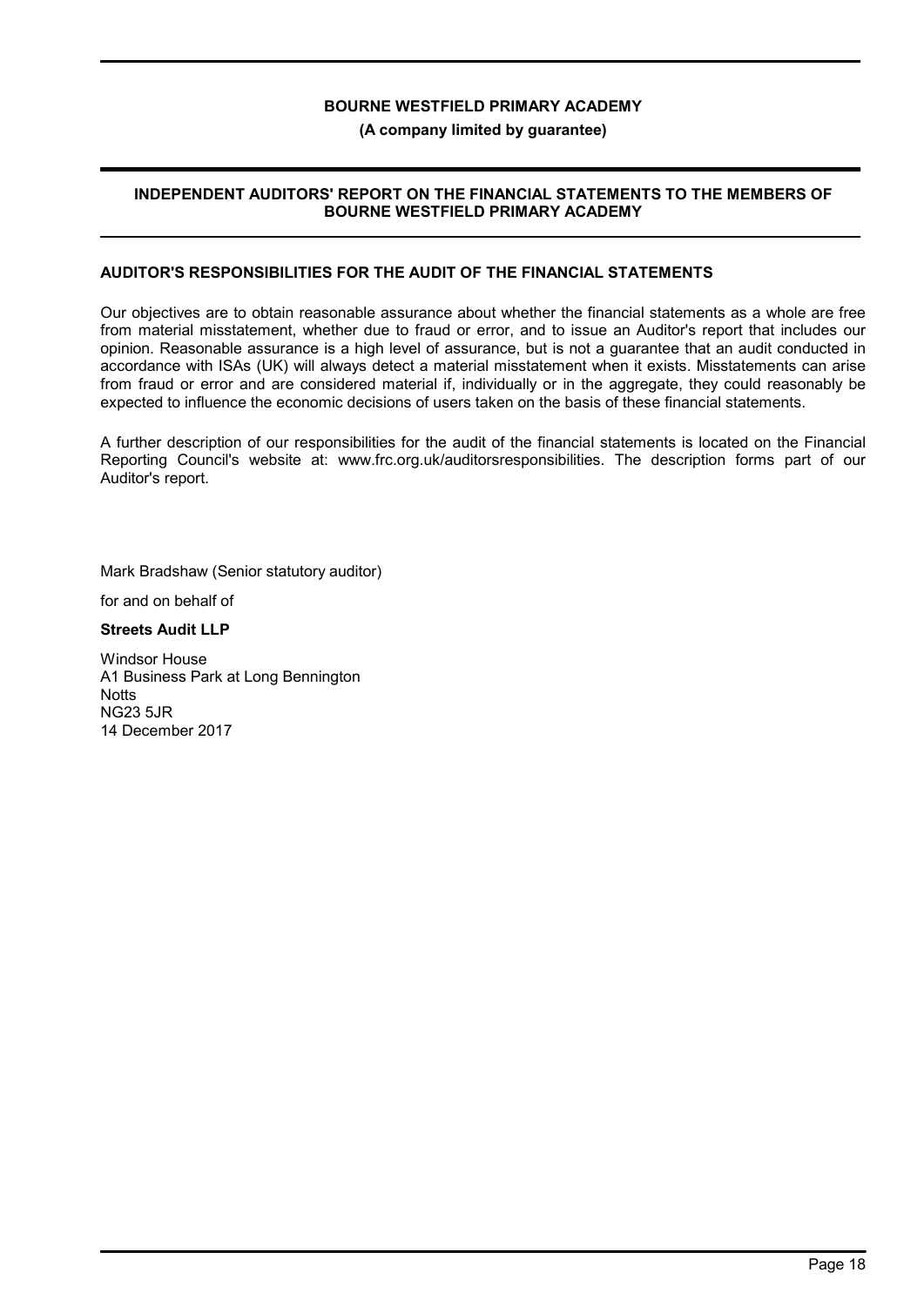## AUDITOR'S RESPONSIBILITIES FOR THE AUDIT OF THE FINANCIAL STATEMENTS

Our objectives are to obtain reasonable assurance about whether the financial statements as a whole are free from material misstatement, whether due to fraud or error, and to issue an Auditor's report that includes our opinion. Reasonable assurance is a high level of assurance, but is not a guarantee that an audit conducted in accordance with ISAs (UK) will always detect a material misstatement when it exists. Misstatements can arise from fraud or error and are considered material if, individually or in the aggregate, they could reasonably be expected to influence the economic decisions of users taken on the basis of these financial statements.

A further description of our responsibilities for the audit of the financial statements is located on the Financial Reporting Council's website at: www.frc.org.uk/auditorsresponsibilities. The description forms part of our Auditor's report.

Mark Bradshaw (Senior statutory auditor)

for and on behalf of

**Streets Audit LLP**

Windsor House
A1 Business Park at Long Bennington
Notts
NG23 5JR
14 December 2017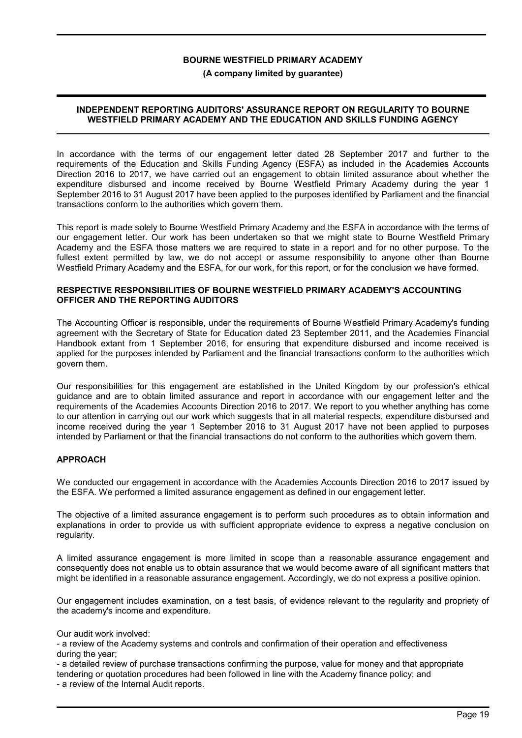# BOURNE WESTFIELD PRIMARY ACADEMY

**(A company limited by guarantee)**

## INDEPENDENT REPORTING AUDITORS' ASSURANCE REPORT ON REGULARITY TO BOURNE WESTFIELD PRIMARY ACADEMY AND THE EDUCATION AND SKILLS FUNDING AGENCY

In accordance with the terms of our engagement letter dated 28 September 2017 and further to the requirements of the Education and Skills Funding Agency (ESFA) as included in the Academies Accounts Direction 2016 to 2017, we have carried out an engagement to obtain limited assurance about whether the expenditure disbursed and income received by Bourne Westfield Primary Academy during the year 1 September 2016 to 31 August 2017 have been applied to the purposes identified by Parliament and the financial transactions conform to the authorities which govern them.

This report is made solely to Bourne Westfield Primary Academy and the ESFA in accordance with the terms of our engagement letter. Our work has been undertaken so that we might state to Bourne Westfield Primary Academy and the ESFA those matters we are required to state in a report and for no other purpose. To the fullest extent permitted by law, we do not accept or assume responsibility to anyone other than Bourne Westfield Primary Academy and the ESFA, for our work, for this report, or for the conclusion we have formed.

### RESPECTIVE RESPONSIBILITIES OF BOURNE WESTFIELD PRIMARY ACADEMY'S ACCOUNTING OFFICER AND THE REPORTING AUDITORS

The Accounting Officer is responsible, under the requirements of Bourne Westfield Primary Academy's funding agreement with the Secretary of State for Education dated 23 September 2011, and the Academies Financial Handbook extant from 1 September 2016, for ensuring that expenditure disbursed and income received is applied for the purposes intended by Parliament and the financial transactions conform to the authorities which govern them.

Our responsibilities for this engagement are established in the United Kingdom by our profession's ethical guidance and are to obtain limited assurance and report in accordance with our engagement letter and the requirements of the Academies Accounts Direction 2016 to 2017. We report to you whether anything has come to our attention in carrying out our work which suggests that in all material respects, expenditure disbursed and income received during the year 1 September 2016 to 31 August 2017 have not been applied to purposes intended by Parliament or that the financial transactions do not conform to the authorities which govern them.

### APPROACH

We conducted our engagement in accordance with the Academies Accounts Direction 2016 to 2017 issued by the ESFA. We performed a limited assurance engagement as defined in our engagement letter.

The objective of a limited assurance engagement is to perform such procedures as to obtain information and explanations in order to provide us with sufficient appropriate evidence to express a negative conclusion on regularity.

A limited assurance engagement is more limited in scope than a reasonable assurance engagement and consequently does not enable us to obtain assurance that we would become aware of all significant matters that might be identified in a reasonable assurance engagement. Accordingly, we do not express a positive opinion.

Our engagement includes examination, on a test basis, of evidence relevant to the regularity and propriety of the academy's income and expenditure.

Our audit work involved:

- a review of the Academy systems and controls and confirmation of their operation and effectiveness during the year;
- a detailed review of purchase transactions confirming the purpose, value for money and that appropriate tendering or quotation procedures had been followed in line with the Academy finance policy; and
- a review of the Internal Audit reports.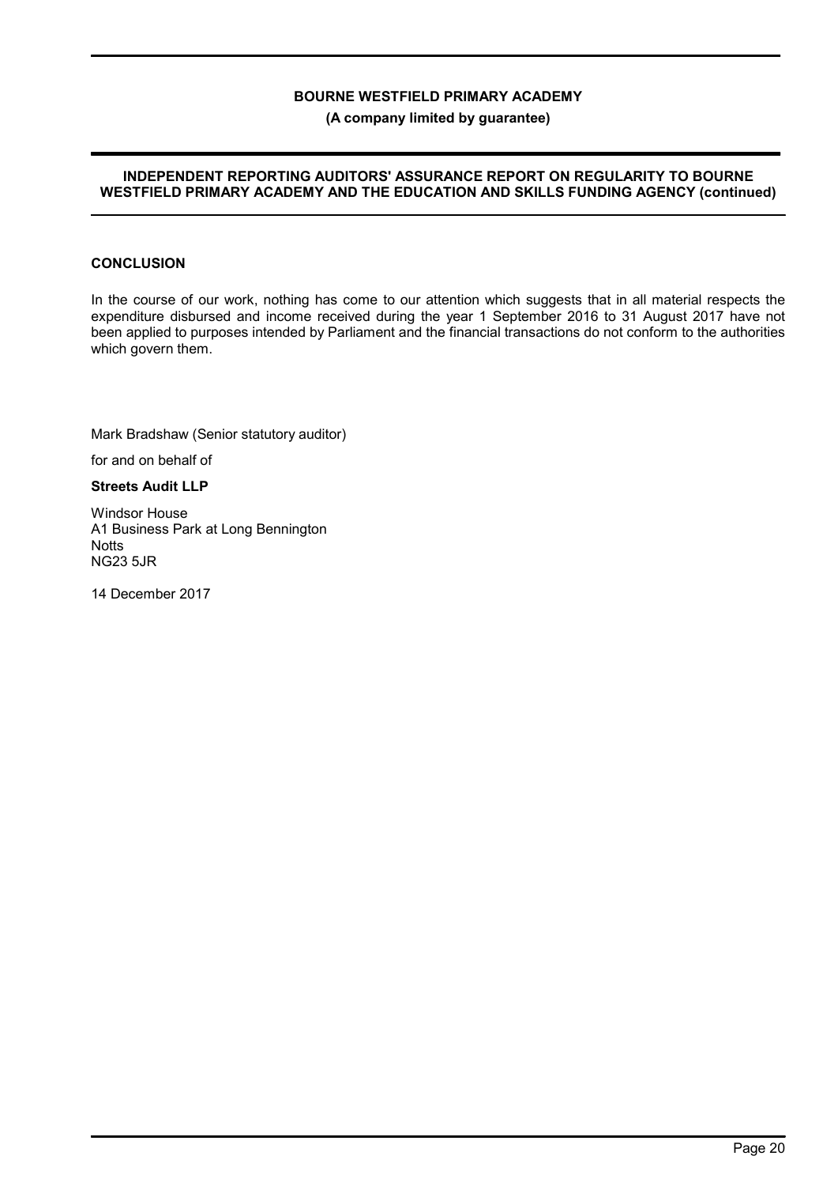## CONCLUSION

In the course of our work, nothing has come to our attention which suggests that in all material respects the expenditure disbursed and income received during the year 1 September 2016 to 31 August 2017 have not been applied to purposes intended by Parliament and the financial transactions do not conform to the authorities which govern them.

Mark Bradshaw (Senior statutory auditor)

for and on behalf of

**Streets Audit LLP**

Windsor House
A1 Business Park at Long Bennington
Notts
NG23 5JR

14 December 2017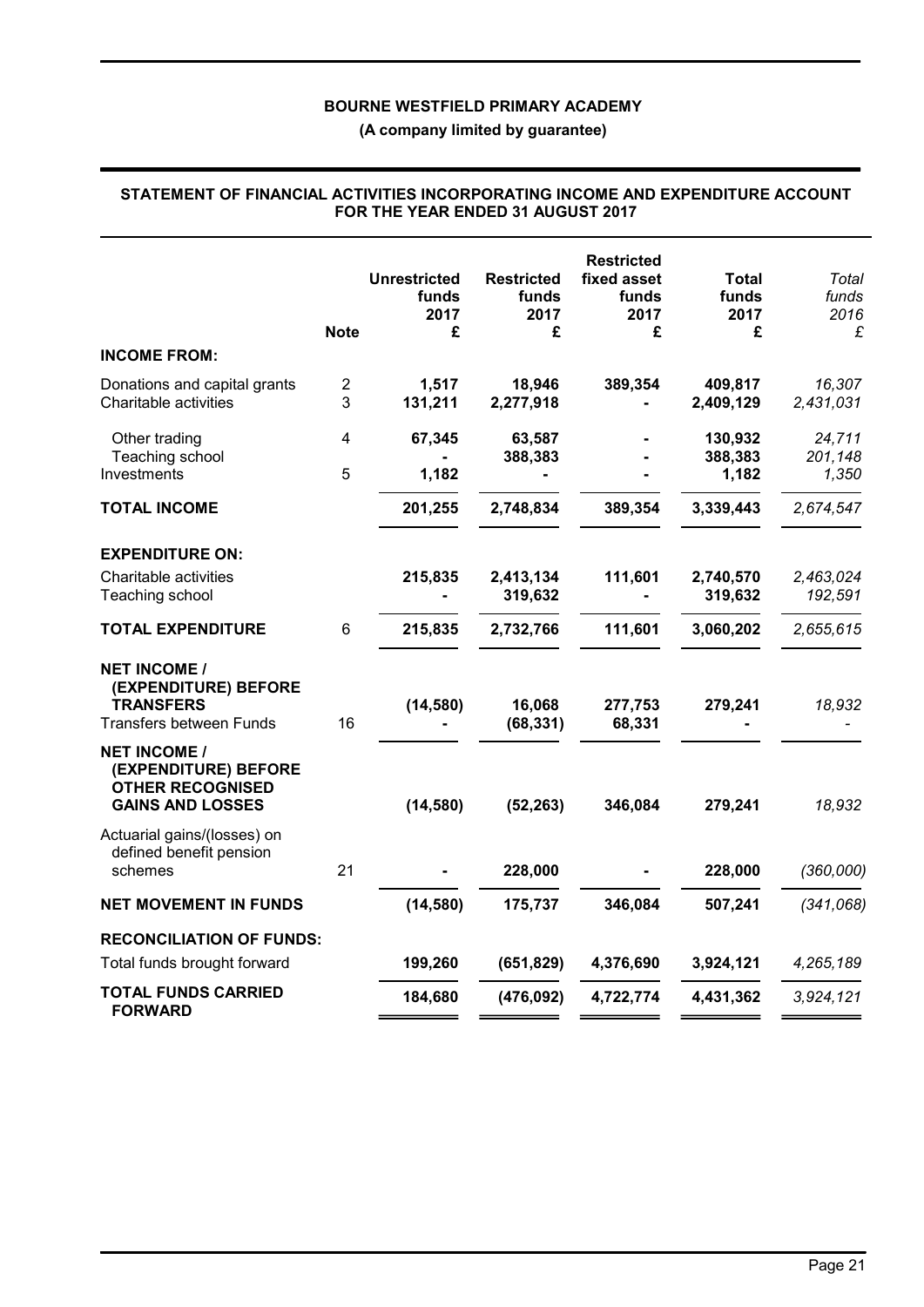**BOURNE WESTFIELD PRIMARY ACADEMY**

**(A company limited by guarantee)**

## STATEMENT OF FINANCIAL ACTIVITIES INCORPORATING INCOME AND EXPENDITURE ACCOUNT FOR THE YEAR ENDED 31 AUGUST 2017

| | Note | Unrestricted funds 2017 £ | Restricted funds 2017 £ | Restricted fixed asset funds 2017 £ | Total funds 2017 £ | *Total funds 2016 £* |
|---|---|---|---|---|---|---|
| **INCOME FROM:** | | | | | | |
| Donations and capital grants | 2 | 1,517 | 18,946 | 389,354 | 409,817 | *16,307* |
| Charitable activities | 3 | 131,211 | 2,277,918 | - | 2,409,129 | *2,431,031* |
| Other trading | 4 | 67,345 | 63,587 | - | 130,932 | *24,711* |
| Teaching school | | - | 388,383 | - | 388,383 | *201,148* |
| Investments | 5 | 1,182 | - | - | 1,182 | *1,350* |
| **TOTAL INCOME** | | 201,255 | 2,748,834 | 389,354 | 3,339,443 | *2,674,547* |
| **EXPENDITURE ON:** | | | | | | |
| Charitable activities | | 215,835 | 2,413,134 | 111,601 | 2,740,570 | *2,463,024* |
| Teaching school | | - | 319,632 | - | 319,632 | *192,591* |
| **TOTAL EXPENDITURE** | 6 | 215,835 | 2,732,766 | 111,601 | 3,060,202 | *2,655,615* |
| **NET INCOME / (EXPENDITURE) BEFORE TRANSFERS** | | (14,580) | 16,068 | 277,753 | 279,241 | *18,932* |
| Transfers between Funds | 16 | - | (68,331) | 68,331 | - | *-* |
| **NET INCOME / (EXPENDITURE) BEFORE OTHER RECOGNISED GAINS AND LOSSES** | | (14,580) | (52,263) | 346,084 | 279,241 | *18,932* |
| Actuarial gains/(losses) on defined benefit pension schemes | 21 | - | 228,000 | - | 228,000 | *(360,000)* |
| **NET MOVEMENT IN FUNDS** | | (14,580) | 175,737 | 346,084 | 507,241 | *(341,068)* |
| **RECONCILIATION OF FUNDS:** | | | | | | |
| Total funds brought forward | | 199,260 | (651,829) | 4,376,690 | 3,924,121 | *4,265,189* |
| **TOTAL FUNDS CARRIED FORWARD** | | 184,680 | (476,092) | 4,722,774 | 4,431,362 | *3,924,121* |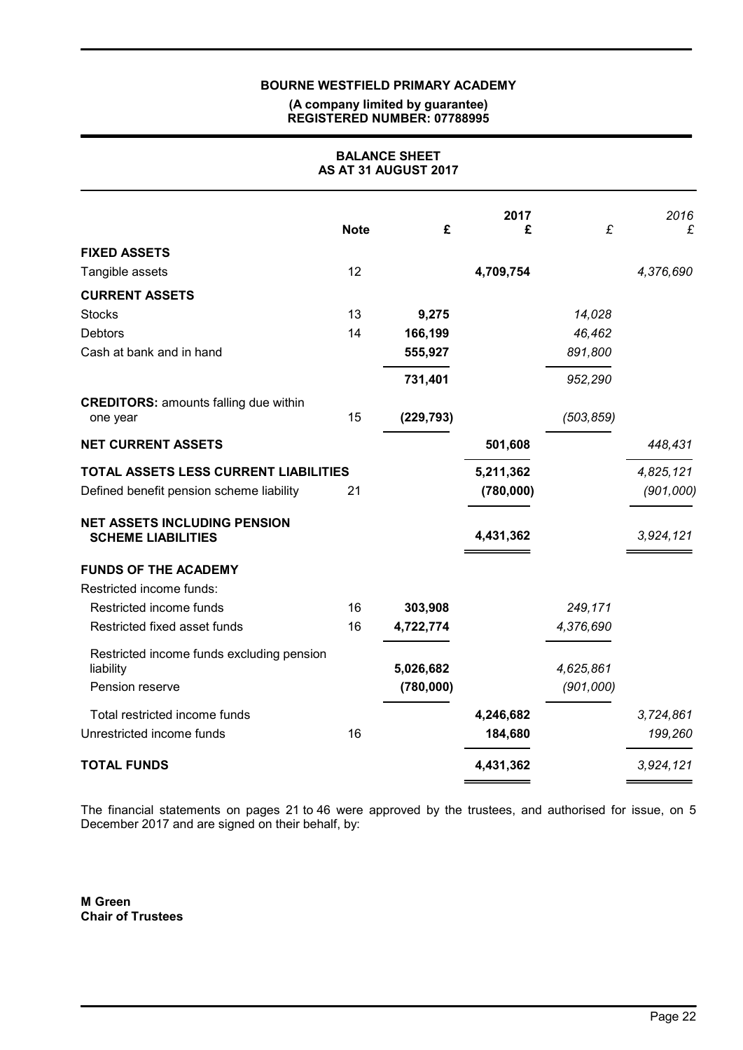**BOURNE WESTFIELD PRIMARY ACADEMY**

**(A company limited by guarantee)**
**REGISTERED NUMBER: 07788995**

## BALANCE SHEET
## AS AT 31 AUGUST 2017

| | Note | £ | 2017 £ | £ | *2016 £* |
|---|---|---|---|---|---|
| **FIXED ASSETS** | | | | | |
| Tangible assets | 12 | | **4,709,754** | | *4,376,690* |
| **CURRENT ASSETS** | | | | | |
| Stocks | 13 | **9,275** | | *14,028* | |
| Debtors | 14 | **166,199** | | *46,462* | |
| Cash at bank and in hand | | **555,927** | | *891,800* | |
| | | **731,401** | | *952,290* | |
| **CREDITORS:** amounts falling due within one year | 15 | **(229,793)** | | *(503,859)* | |
| **NET CURRENT ASSETS** | | | **501,608** | | *448,431* |
| **TOTAL ASSETS LESS CURRENT LIABILITIES** | | | **5,211,362** | | *4,825,121* |
| Defined benefit pension scheme liability | 21 | | **(780,000)** | | *(901,000)* |
| **NET ASSETS INCLUDING PENSION SCHEME LIABILITIES** | | | **4,431,362** | | *3,924,121* |
| **FUNDS OF THE ACADEMY** | | | | | |
| Restricted income funds: | | | | | |
| Restricted income funds | 16 | **303,908** | | *249,171* | |
| Restricted fixed asset funds | 16 | **4,722,774** | | *4,376,690* | |
| Restricted income funds excluding pension liability | | **5,026,682** | | *4,625,861* | |
| Pension reserve | | **(780,000)** | | *(901,000)* | |
| Total restricted income funds | | | **4,246,682** | | *3,724,861* |
| Unrestricted income funds | 16 | | **184,680** | | *199,260* |
| **TOTAL FUNDS** | | | **4,431,362** | | *3,924,121* |

The financial statements on pages 21 to 46 were approved by the trustees, and authorised for issue, on 5 December 2017 and are signed on their behalf, by:

**M Green**
**Chair of Trustees**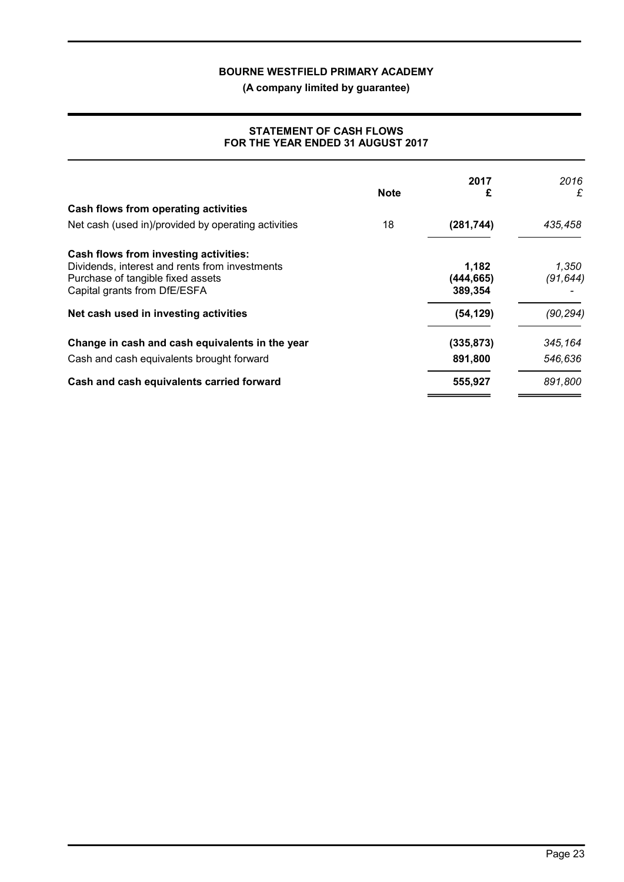**BOURNE WESTFIELD PRIMARY ACADEMY**

**(A company limited by guarantee)**

## STATEMENT OF CASH FLOWS
## FOR THE YEAR ENDED 31 AUGUST 2017

| | Note | 2017 £ | *2016 £* |
|---|---|---|---|
| **Cash flows from operating activities** | | | |
| Net cash (used in)/provided by operating activities | 18 | **(281,744)** | *435,458* |
| **Cash flows from investing activities:** | | | |
| Dividends, interest and rents from investments | | **1,182** | *1,350* |
| Purchase of tangible fixed assets | | **(444,665)** | *(91,644)* |
| Capital grants from DfE/ESFA | | **389,354** | *-* |
| **Net cash used in investing activities** | | **(54,129)** | *(90,294)* |
| **Change in cash and cash equivalents in the year** | | **(335,873)** | *345,164* |
| Cash and cash equivalents brought forward | | **891,800** | *546,636* |
| **Cash and cash equivalents carried forward** | | **555,927** | *891,800* |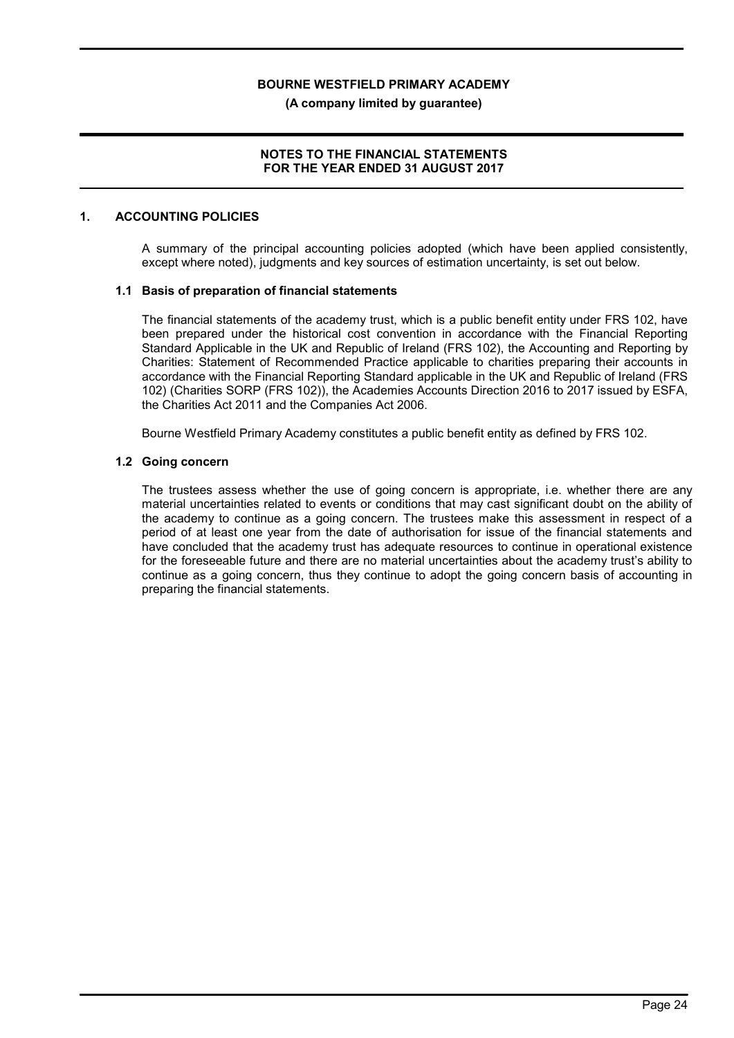# BOURNE WESTFIELD PRIMARY ACADEMY

**(A company limited by guarantee)**

## NOTES TO THE FINANCIAL STATEMENTS FOR THE YEAR ENDED 31 AUGUST 2017

### 1. ACCOUNTING POLICIES

A summary of the principal accounting policies adopted (which have been applied consistently, except where noted), judgments and key sources of estimation uncertainty, is set out below.

#### 1.1 Basis of preparation of financial statements

The financial statements of the academy trust, which is a public benefit entity under FRS 102, have been prepared under the historical cost convention in accordance with the Financial Reporting Standard Applicable in the UK and Republic of Ireland (FRS 102), the Accounting and Reporting by Charities: Statement of Recommended Practice applicable to charities preparing their accounts in accordance with the Financial Reporting Standard applicable in the UK and Republic of Ireland (FRS 102) (Charities SORP (FRS 102)), the Academies Accounts Direction 2016 to 2017 issued by ESFA, the Charities Act 2011 and the Companies Act 2006.

Bourne Westfield Primary Academy constitutes a public benefit entity as defined by FRS 102.

#### 1.2 Going concern

The trustees assess whether the use of going concern is appropriate, i.e. whether there are any material uncertainties related to events or conditions that may cast significant doubt on the ability of the academy to continue as a going concern. The trustees make this assessment in respect of a period of at least one year from the date of authorisation for issue of the financial statements and have concluded that the academy trust has adequate resources to continue in operational existence for the foreseeable future and there are no material uncertainties about the academy trust's ability to continue as a going concern, thus they continue to adopt the going concern basis of accounting in preparing the financial statements.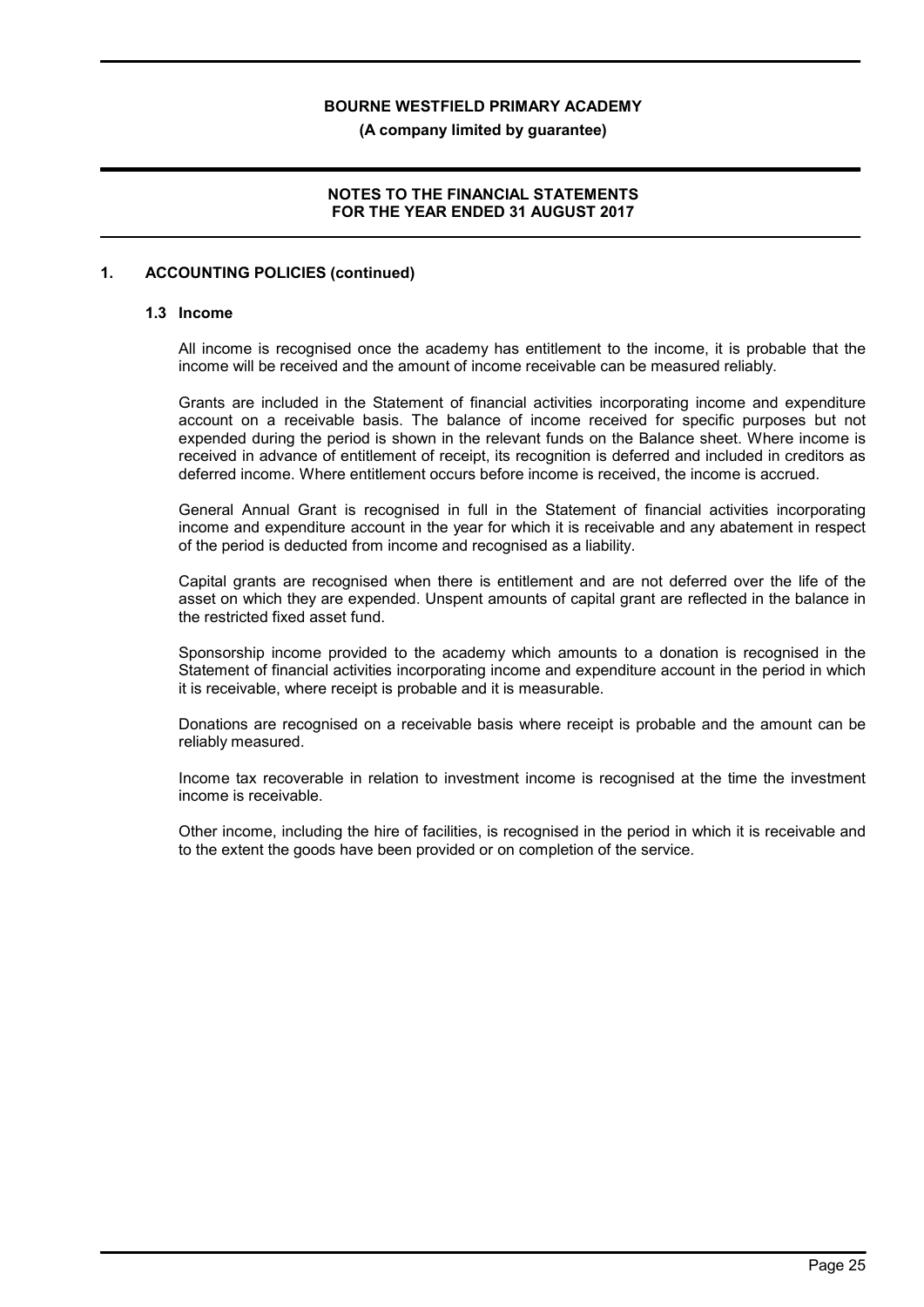## 1. ACCOUNTING POLICIES (continued)

### 1.3 Income

All income is recognised once the academy has entitlement to the income, it is probable that the income will be received and the amount of income receivable can be measured reliably.

Grants are included in the Statement of financial activities incorporating income and expenditure account on a receivable basis. The balance of income received for specific purposes but not expended during the period is shown in the relevant funds on the Balance sheet. Where income is received in advance of entitlement of receipt, its recognition is deferred and included in creditors as deferred income. Where entitlement occurs before income is received, the income is accrued.

General Annual Grant is recognised in full in the Statement of financial activities incorporating income and expenditure account in the year for which it is receivable and any abatement in respect of the period is deducted from income and recognised as a liability.

Capital grants are recognised when there is entitlement and are not deferred over the life of the asset on which they are expended. Unspent amounts of capital grant are reflected in the balance in the restricted fixed asset fund.

Sponsorship income provided to the academy which amounts to a donation is recognised in the Statement of financial activities incorporating income and expenditure account in the period in which it is receivable, where receipt is probable and it is measurable.

Donations are recognised on a receivable basis where receipt is probable and the amount can be reliably measured.

Income tax recoverable in relation to investment income is recognised at the time the investment income is receivable.

Other income, including the hire of facilities, is recognised in the period in which it is receivable and to the extent the goods have been provided or on completion of the service.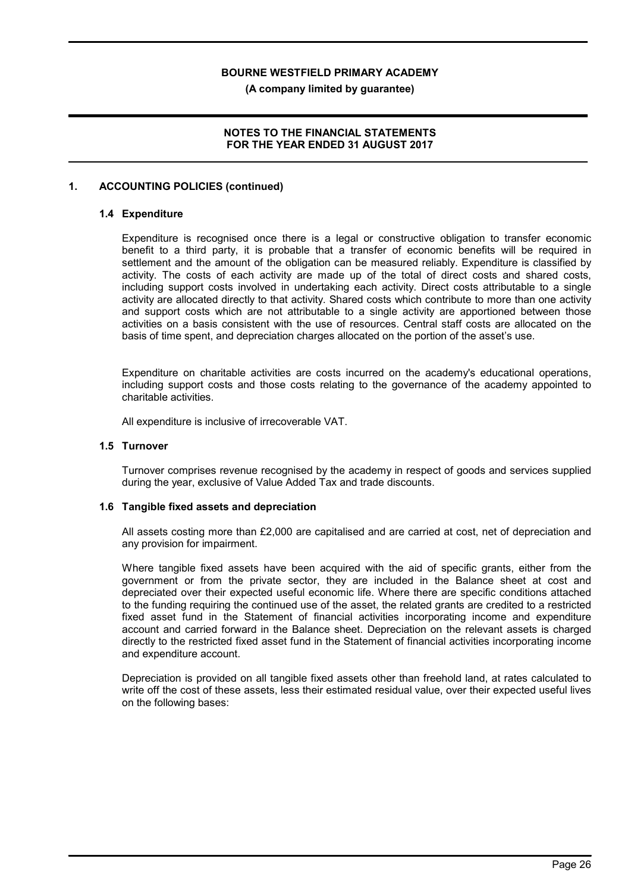## 1. ACCOUNTING POLICIES (continued)

### 1.4 Expenditure

Expenditure is recognised once there is a legal or constructive obligation to transfer economic benefit to a third party, it is probable that a transfer of economic benefits will be required in settlement and the amount of the obligation can be measured reliably. Expenditure is classified by activity. The costs of each activity are made up of the total of direct costs and shared costs, including support costs involved in undertaking each activity. Direct costs attributable to a single activity are allocated directly to that activity. Shared costs which contribute to more than one activity and support costs which are not attributable to a single activity are apportioned between those activities on a basis consistent with the use of resources. Central staff costs are allocated on the basis of time spent, and depreciation charges allocated on the portion of the asset's use.

Expenditure on charitable activities are costs incurred on the academy's educational operations, including support costs and those costs relating to the governance of the academy appointed to charitable activities.

All expenditure is inclusive of irrecoverable VAT.

### 1.5 Turnover

Turnover comprises revenue recognised by the academy in respect of goods and services supplied during the year, exclusive of Value Added Tax and trade discounts.

### 1.6 Tangible fixed assets and depreciation

All assets costing more than £2,000 are capitalised and are carried at cost, net of depreciation and any provision for impairment.

Where tangible fixed assets have been acquired with the aid of specific grants, either from the government or from the private sector, they are included in the Balance sheet at cost and depreciated over their expected useful economic life. Where there are specific conditions attached to the funding requiring the continued use of the asset, the related grants are credited to a restricted fixed asset fund in the Statement of financial activities incorporating income and expenditure account and carried forward in the Balance sheet. Depreciation on the relevant assets is charged directly to the restricted fixed asset fund in the Statement of financial activities incorporating income and expenditure account.

Depreciation is provided on all tangible fixed assets other than freehold land, at rates calculated to write off the cost of these assets, less their estimated residual value, over their expected useful lives on the following bases: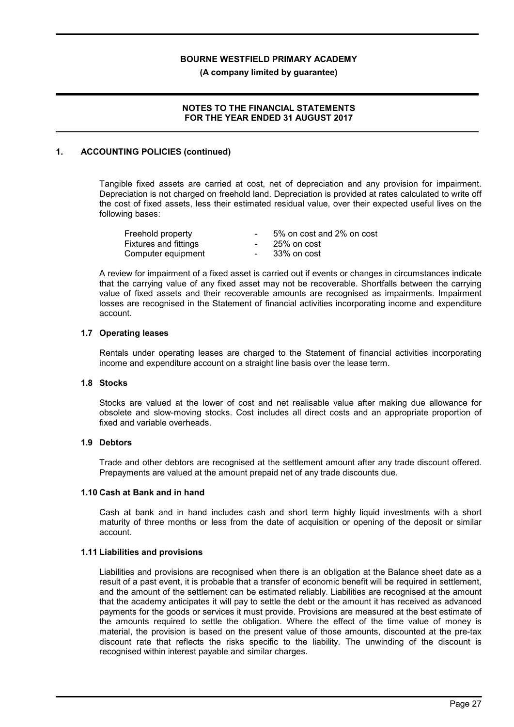## 1. ACCOUNTING POLICIES (continued)

Tangible fixed assets are carried at cost, net of depreciation and any provision for impairment. Depreciation is not charged on freehold land. Depreciation is provided at rates calculated to write off the cost of fixed assets, less their estimated residual value, over their expected useful lives on the following bases:

| | | |
|---|---|---|
| Freehold property | - | 5% on cost and 2% on cost |
| Fixtures and fittings | - | 25% on cost |
| Computer equipment | - | 33% on cost |

A review for impairment of a fixed asset is carried out if events or changes in circumstances indicate that the carrying value of any fixed asset may not be recoverable. Shortfalls between the carrying value of fixed assets and their recoverable amounts are recognised as impairments. Impairment losses are recognised in the Statement of financial activities incorporating income and expenditure account.

### 1.7 Operating leases

Rentals under operating leases are charged to the Statement of financial activities incorporating income and expenditure account on a straight line basis over the lease term.

### 1.8 Stocks

Stocks are valued at the lower of cost and net realisable value after making due allowance for obsolete and slow-moving stocks. Cost includes all direct costs and an appropriate proportion of fixed and variable overheads.

### 1.9 Debtors

Trade and other debtors are recognised at the settlement amount after any trade discount offered. Prepayments are valued at the amount prepaid net of any trade discounts due.

### 1.10 Cash at Bank and in hand

Cash at bank and in hand includes cash and short term highly liquid investments with a short maturity of three months or less from the date of acquisition or opening of the deposit or similar account.

### 1.11 Liabilities and provisions

Liabilities and provisions are recognised when there is an obligation at the Balance sheet date as a result of a past event, it is probable that a transfer of economic benefit will be required in settlement, and the amount of the settlement can be estimated reliably. Liabilities are recognised at the amount that the academy anticipates it will pay to settle the debt or the amount it has received as advanced payments for the goods or services it must provide. Provisions are measured at the best estimate of the amounts required to settle the obligation. Where the effect of the time value of money is material, the provision is based on the present value of those amounts, discounted at the pre-tax discount rate that reflects the risks specific to the liability. The unwinding of the discount is recognised within interest payable and similar charges.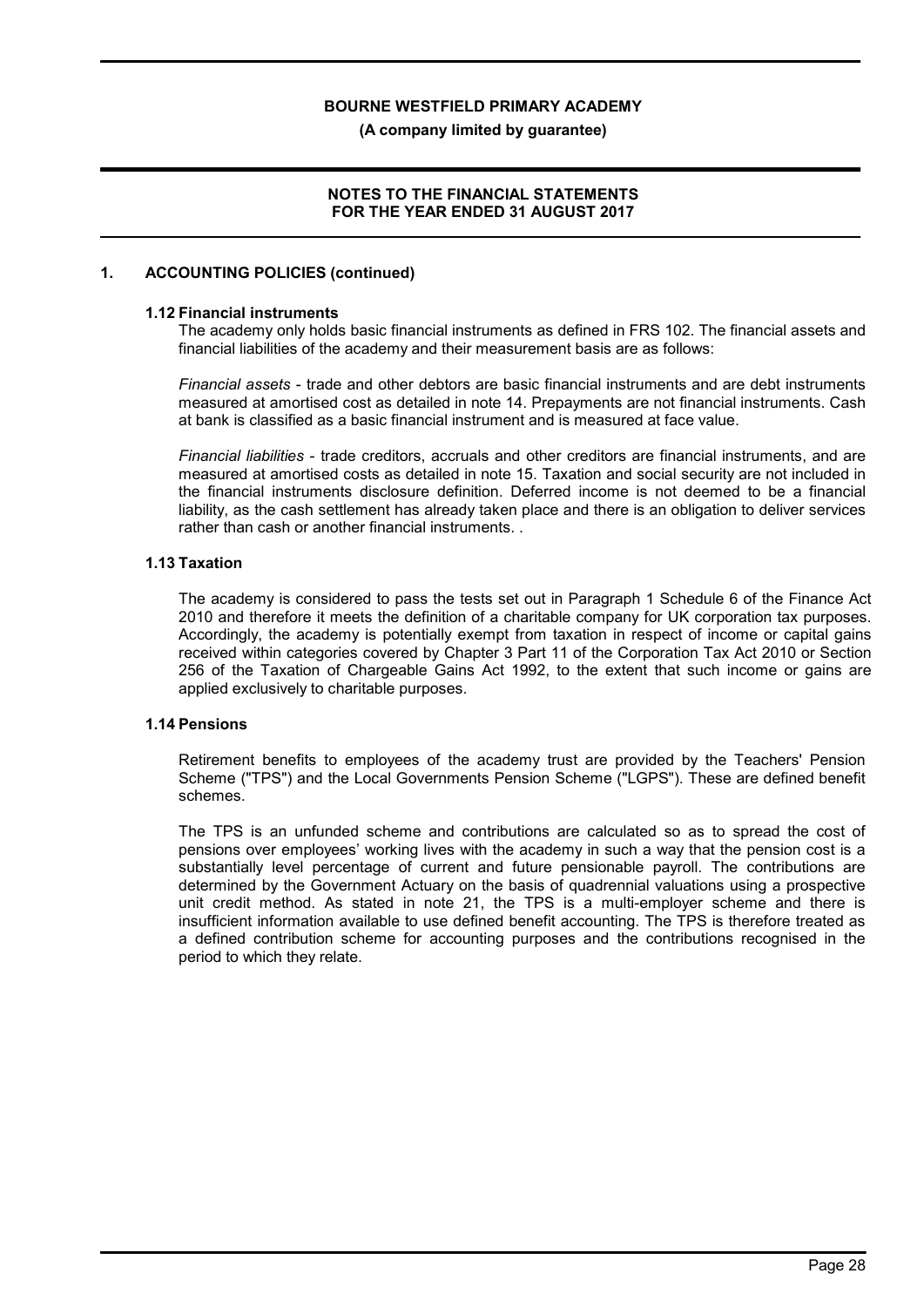## 1. ACCOUNTING POLICIES (continued)

### 1.12 Financial instruments

The academy only holds basic financial instruments as defined in FRS 102. The financial assets and financial liabilities of the academy and their measurement basis are as follows:

*Financial assets* - trade and other debtors are basic financial instruments and are debt instruments measured at amortised cost as detailed in note 14. Prepayments are not financial instruments. Cash at bank is classified as a basic financial instrument and is measured at face value.

*Financial liabilities* - trade creditors, accruals and other creditors are financial instruments, and are measured at amortised costs as detailed in note 15. Taxation and social security are not included in the financial instruments disclosure definition. Deferred income is not deemed to be a financial liability, as the cash settlement has already taken place and there is an obligation to deliver services rather than cash or another financial instruments. .

### 1.13 Taxation

The academy is considered to pass the tests set out in Paragraph 1 Schedule 6 of the Finance Act 2010 and therefore it meets the definition of a charitable company for UK corporation tax purposes. Accordingly, the academy is potentially exempt from taxation in respect of income or capital gains received within categories covered by Chapter 3 Part 11 of the Corporation Tax Act 2010 or Section 256 of the Taxation of Chargeable Gains Act 1992, to the extent that such income or gains are applied exclusively to charitable purposes.

### 1.14 Pensions

Retirement benefits to employees of the academy trust are provided by the Teachers' Pension Scheme ("TPS") and the Local Governments Pension Scheme ("LGPS"). These are defined benefit schemes.

The TPS is an unfunded scheme and contributions are calculated so as to spread the cost of pensions over employees' working lives with the academy in such a way that the pension cost is a substantially level percentage of current and future pensionable payroll. The contributions are determined by the Government Actuary on the basis of quadrennial valuations using a prospective unit credit method. As stated in note 21, the TPS is a multi-employer scheme and there is insufficient information available to use defined benefit accounting. The TPS is therefore treated as a defined contribution scheme for accounting purposes and the contributions recognised in the period to which they relate.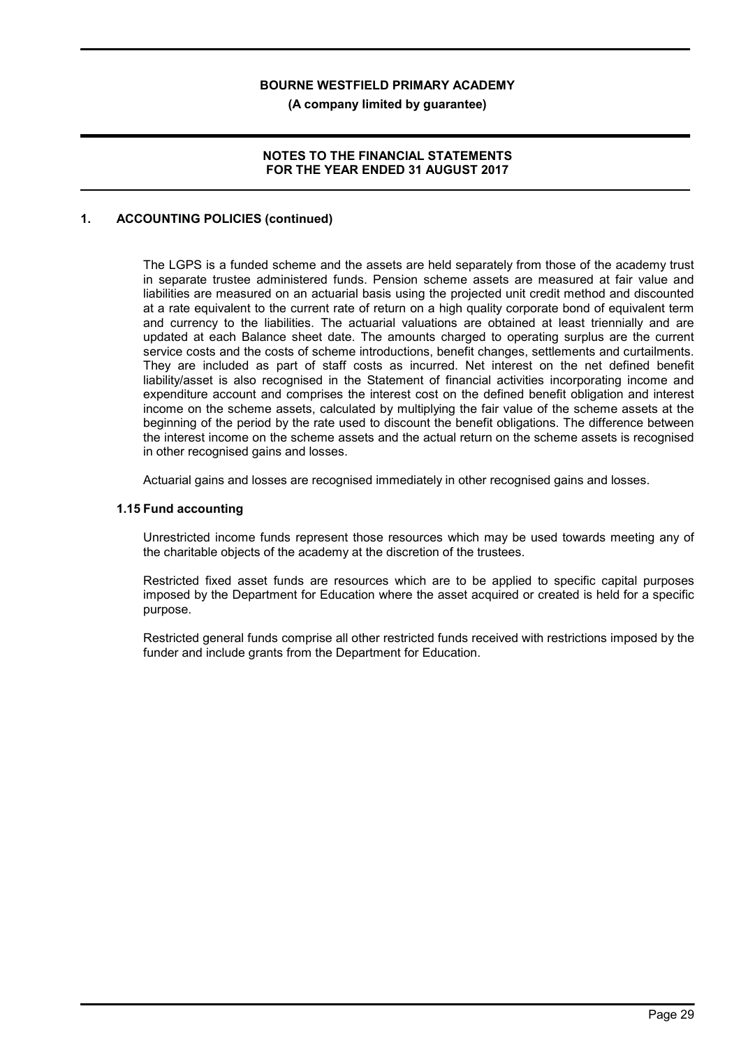## 1. ACCOUNTING POLICIES (continued)

The LGPS is a funded scheme and the assets are held separately from those of the academy trust in separate trustee administered funds. Pension scheme assets are measured at fair value and liabilities are measured on an actuarial basis using the projected unit credit method and discounted at a rate equivalent to the current rate of return on a high quality corporate bond of equivalent term and currency to the liabilities. The actuarial valuations are obtained at least triennially and are updated at each Balance sheet date. The amounts charged to operating surplus are the current service costs and the costs of scheme introductions, benefit changes, settlements and curtailments. They are included as part of staff costs as incurred. Net interest on the net defined benefit liability/asset is also recognised in the Statement of financial activities incorporating income and expenditure account and comprises the interest cost on the defined benefit obligation and interest income on the scheme assets, calculated by multiplying the fair value of the scheme assets at the beginning of the period by the rate used to discount the benefit obligations. The difference between the interest income on the scheme assets and the actual return on the scheme assets is recognised in other recognised gains and losses.

Actuarial gains and losses are recognised immediately in other recognised gains and losses.

### 1.15 Fund accounting

Unrestricted income funds represent those resources which may be used towards meeting any of the charitable objects of the academy at the discretion of the trustees.

Restricted fixed asset funds are resources which are to be applied to specific capital purposes imposed by the Department for Education where the asset acquired or created is held for a specific purpose.

Restricted general funds comprise all other restricted funds received with restrictions imposed by the funder and include grants from the Department for Education.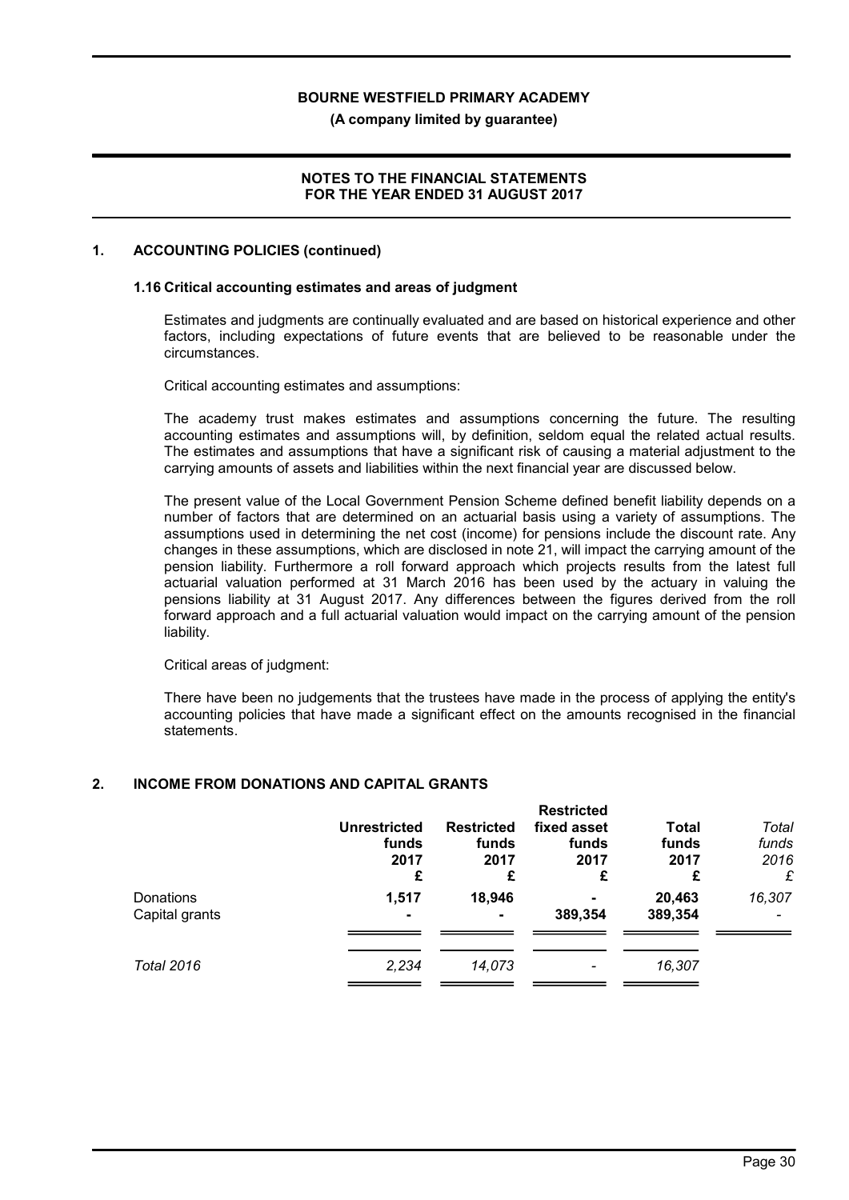## 1. ACCOUNTING POLICIES (continued)

### 1.16 Critical accounting estimates and areas of judgment

Estimates and judgments are continually evaluated and are based on historical experience and other factors, including expectations of future events that are believed to be reasonable under the circumstances.

Critical accounting estimates and assumptions:

The academy trust makes estimates and assumptions concerning the future. The resulting accounting estimates and assumptions will, by definition, seldom equal the related actual results. The estimates and assumptions that have a significant risk of causing a material adjustment to the carrying amounts of assets and liabilities within the next financial year are discussed below.

The present value of the Local Government Pension Scheme defined benefit liability depends on a number of factors that are determined on an actuarial basis using a variety of assumptions. The assumptions used in determining the net cost (income) for pensions include the discount rate. Any changes in these assumptions, which are disclosed in note 21, will impact the carrying amount of the pension liability. Furthermore a roll forward approach which projects results from the latest full actuarial valuation performed at 31 March 2016 has been used by the actuary in valuing the pensions liability at 31 August 2017. Any differences between the figures derived from the roll forward approach and a full actuarial valuation would impact on the carrying amount of the pension liability.

Critical areas of judgment:

There have been no judgements that the trustees have made in the process of applying the entity's accounting policies that have made a significant effect on the amounts recognised in the financial statements.

## 2. INCOME FROM DONATIONS AND CAPITAL GRANTS

| | Unrestricted funds 2017 £ | Restricted funds 2017 £ | Restricted fixed asset funds 2017 £ | Total funds 2017 £ | *Total funds 2016 £* |
|---|---|---|---|---|---|
| Donations | 1,517 | 18,946 | - | 20,463 | *16,307* |
| Capital grants | - | - | 389,354 | 389,354 | *-* |
| *Total 2016* | *2,234* | *14,073* | *-* | *16,307* | |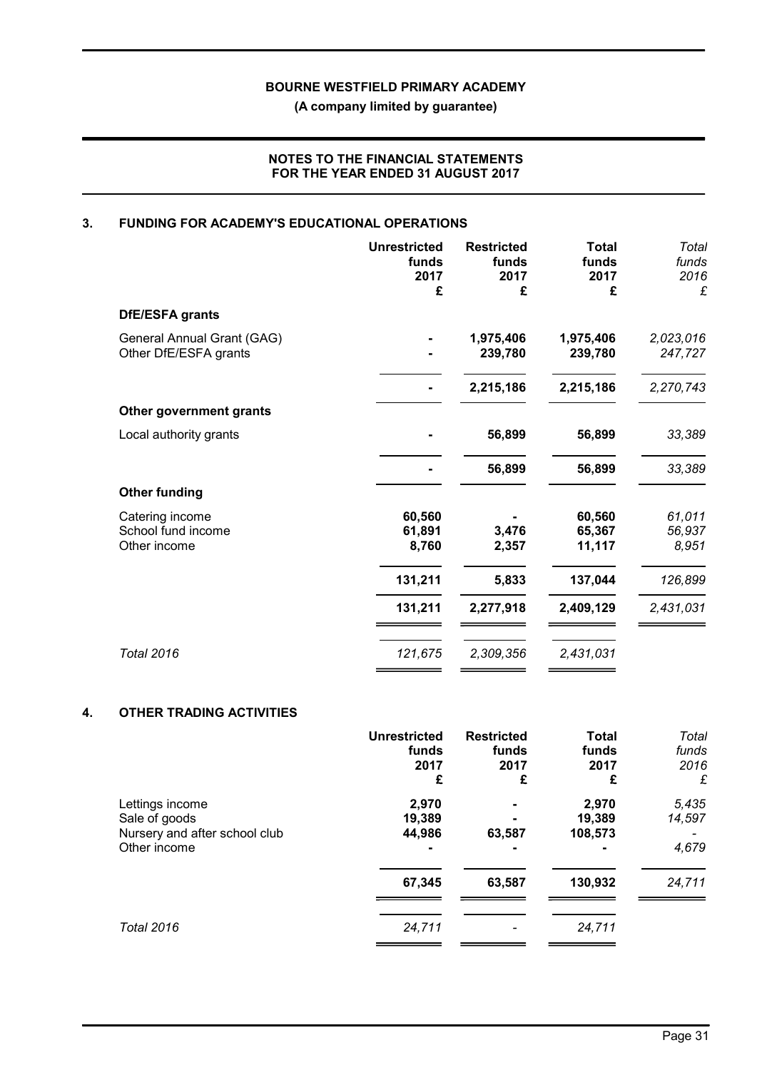**BOURNE WESTFIELD PRIMARY ACADEMY**

**(A company limited by guarantee)**

**NOTES TO THE FINANCIAL STATEMENTS FOR THE YEAR ENDED 31 AUGUST 2017**

## 3. FUNDING FOR ACADEMY'S EDUCATIONAL OPERATIONS

| | Unrestricted funds 2017 £ | Restricted funds 2017 £ | Total funds 2017 £ | *Total funds 2016 £* |
|---|---|---|---|---|
| **DfE/ESFA grants** | | | | |
| General Annual Grant (GAG) | - | 1,975,406 | 1,975,406 | *2,023,016* |
| Other DfE/ESFA grants | - | 239,780 | 239,780 | *247,727* |
| | - | 2,215,186 | 2,215,186 | *2,270,743* |
| **Other government grants** | | | | |
| Local authority grants | - | 56,899 | 56,899 | *33,389* |
| | - | 56,899 | 56,899 | *33,389* |
| **Other funding** | | | | |
| Catering income | 60,560 | - | 60,560 | *61,011* |
| School fund income | 61,891 | 3,476 | 65,367 | *56,937* |
| Other income | 8,760 | 2,357 | 11,117 | *8,951* |
| | 131,211 | 5,833 | 137,044 | *126,899* |
| | 131,211 | 2,277,918 | 2,409,129 | *2,431,031* |
| *Total 2016* | *121,675* | *2,309,356* | *2,431,031* | |

## 4. OTHER TRADING ACTIVITIES

| | Unrestricted funds 2017 £ | Restricted funds 2017 £ | Total funds 2017 £ | *Total funds 2016 £* |
|---|---|---|---|---|
| Lettings income | 2,970 | - | 2,970 | *5,435* |
| Sale of goods | 19,389 | - | 19,389 | *14,597* |
| Nursery and after school club | 44,986 | 63,587 | 108,573 | *-* |
| Other income | - | - | - | *4,679* |
| | 67,345 | 63,587 | 130,932 | *24,711* |
| *Total 2016* | *24,711* | *-* | *24,711* | |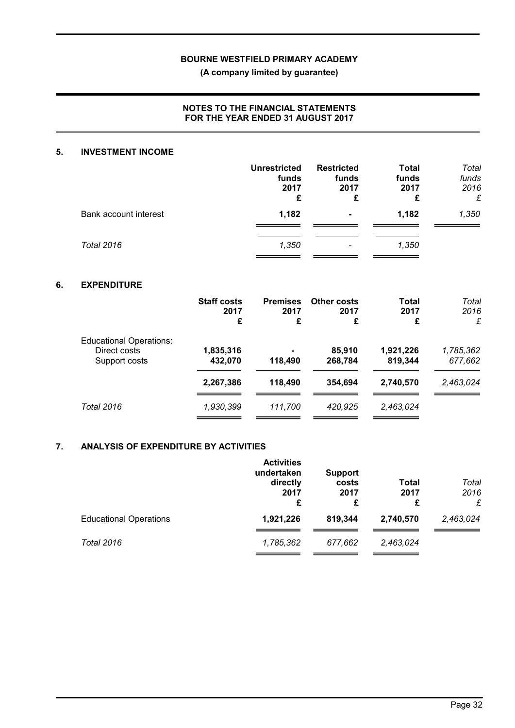**BOURNE WESTFIELD PRIMARY ACADEMY**

**(A company limited by guarantee)**

**NOTES TO THE FINANCIAL STATEMENTS FOR THE YEAR ENDED 31 AUGUST 2017**

## 5. INVESTMENT INCOME

| | Unrestricted funds 2017 £ | Restricted funds 2017 £ | Total funds 2017 £ | *Total funds 2016 £* |
|---|---|---|---|---|
| Bank account interest | **1,182** | **-** | **1,182** | *1,350* |
| *Total 2016* | *1,350* | *-* | *1,350* | |

## 6. EXPENDITURE

| | Staff costs 2017 £ | Premises 2017 £ | Other costs 2017 £ | Total 2017 £ | *Total 2016 £* |
|---|---|---|---|---|---|
| Educational Operations: | | | | | |
| Direct costs | **1,835,316** | **-** | **85,910** | **1,921,226** | *1,785,362* |
| Support costs | **432,070** | **118,490** | **268,784** | **819,344** | *677,662* |
| | **2,267,386** | **118,490** | **354,694** | **2,740,570** | *2,463,024* |
| *Total 2016* | *1,930,399* | *111,700* | *420,925* | *2,463,024* | |

## 7. ANALYSIS OF EXPENDITURE BY ACTIVITIES

| | Activities undertaken directly 2017 £ | Support costs 2017 £ | Total 2017 £ | *Total 2016 £* |
|---|---|---|---|---|
| Educational Operations | **1,921,226** | **819,344** | **2,740,570** | *2,463,024* |
| *Total 2016* | *1,785,362* | *677,662* | *2,463,024* | |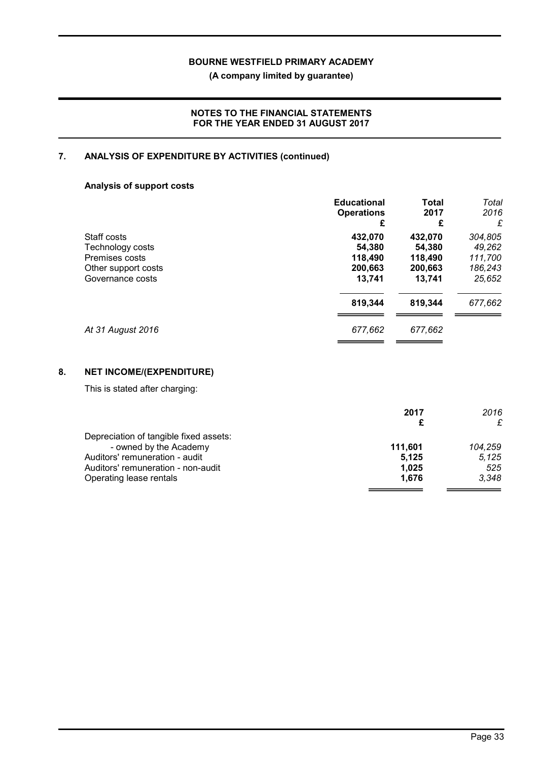## 7. ANALYSIS OF EXPENDITURE BY ACTIVITIES (continued)

### Analysis of support costs

| | Educational Operations £ | Total 2017 £ | *Total 2016 £* |
|---|---|---|---|
| Staff costs | 432,070 | 432,070 | *304,805* |
| Technology costs | 54,380 | 54,380 | *49,262* |
| Premises costs | 118,490 | 118,490 | *111,700* |
| Other support costs | 200,663 | 200,663 | *186,243* |
| Governance costs | 13,741 | 13,741 | *25,652* |
| | **819,344** | **819,344** | *677,662* |
| *At 31 August 2016* | *677,662* | *677,662* | |

## 8. NET INCOME/(EXPENDITURE)

This is stated after charging:

| | 2017 £ | *2016 £* |
|---|---|---|
| Depreciation of tangible fixed assets: | | |
| - owned by the Academy | 111,601 | *104,259* |
| Auditors' remuneration - audit | 5,125 | *5,125* |
| Auditors' remuneration - non-audit | 1,025 | *525* |
| Operating lease rentals | 1,676 | *3,348* |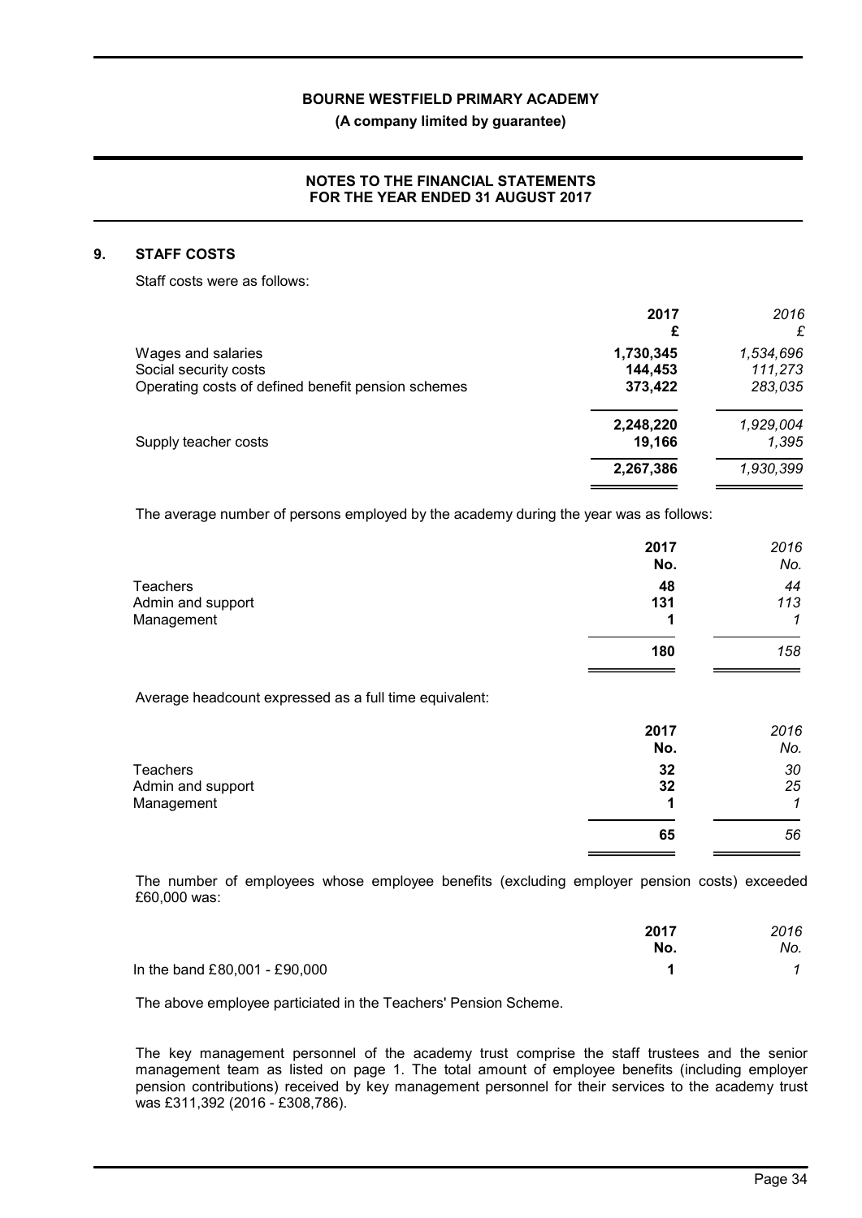**BOURNE WESTFIELD PRIMARY ACADEMY**

**(A company limited by guarantee)**

**NOTES TO THE FINANCIAL STATEMENTS FOR THE YEAR ENDED 31 AUGUST 2017**

## 9. STAFF COSTS

Staff costs were as follows:

| | 2017 £ | *2016 £* |
|---|---|---|
| Wages and salaries | 1,730,345 | *1,534,696* |
| Social security costs | 144,453 | *111,273* |
| Operating costs of defined benefit pension schemes | 373,422 | *283,035* |
| | 2,248,220 | *1,929,004* |
| Supply teacher costs | 19,166 | *1,395* |
| | 2,267,386 | *1,930,399* |

The average number of persons employed by the academy during the year was as follows:

| | 2017 No. | *2016 No.* |
|---|---|---|
| Teachers | 48 | *44* |
| Admin and support | 131 | *113* |
| Management | 1 | *1* |
| | 180 | *158* |

Average headcount expressed as a full time equivalent:

| | 2017 No. | *2016 No.* |
|---|---|---|
| Teachers | 32 | *30* |
| Admin and support | 32 | *25* |
| Management | 1 | *1* |
| | 65 | *56* |

The number of employees whose employee benefits (excluding employer pension costs) exceeded £60,000 was:

| | 2017 No. | *2016 No.* |
|---|---|---|
| In the band £80,001 - £90,000 | 1 | *1* |

The above employee particiated in the Teachers' Pension Scheme.

The key management personnel of the academy trust comprise the staff trustees and the senior management team as listed on page 1. The total amount of employee benefits (including employer pension contributions) received by key management personnel for their services to the academy trust was £311,392 (2016 - £308,786).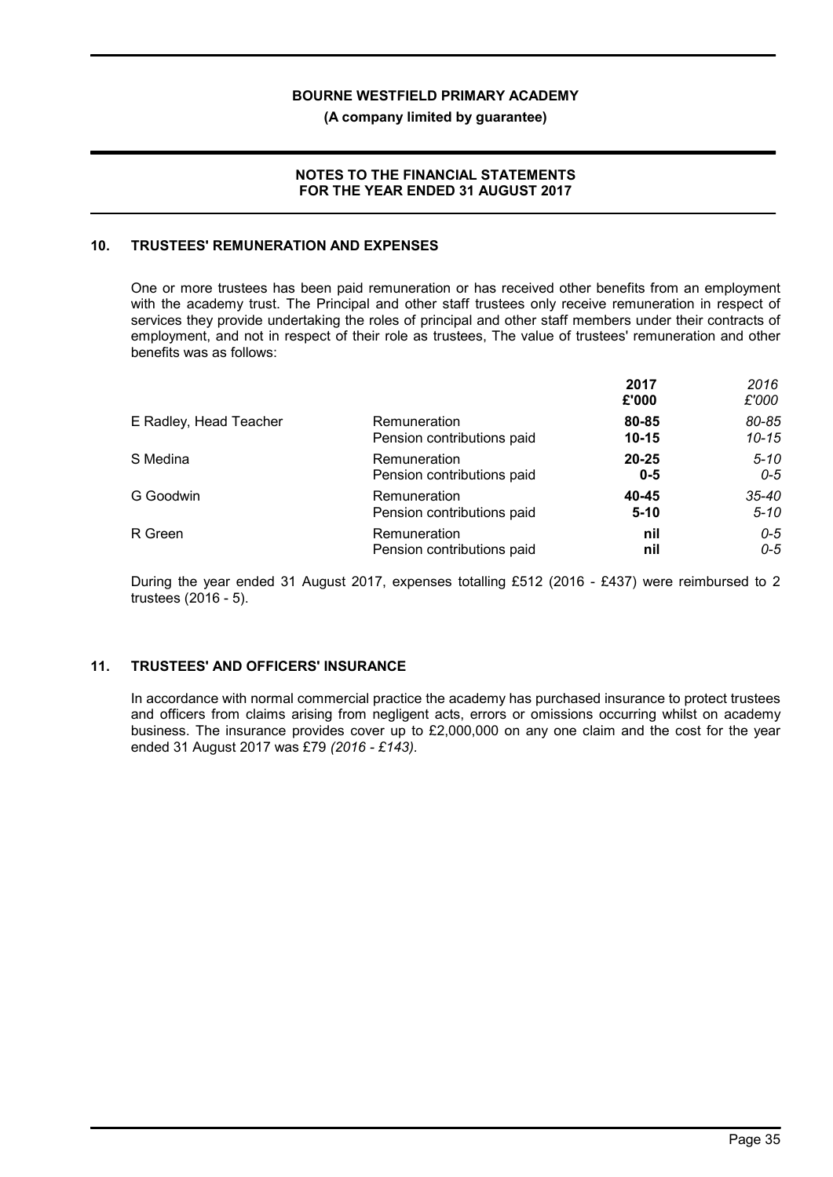**BOURNE WESTFIELD PRIMARY ACADEMY**

**(A company limited by guarantee)**

**NOTES TO THE FINANCIAL STATEMENTS FOR THE YEAR ENDED 31 AUGUST 2017**

## 10. TRUSTEES' REMUNERATION AND EXPENSES

One or more trustees has been paid remuneration or has received other benefits from an employment with the academy trust. The Principal and other staff trustees only receive remuneration in respect of services they provide undertaking the roles of principal and other staff members under their contracts of employment, and not in respect of their role as trustees, The value of trustees' remuneration and other benefits was as follows:

| | | **2017** | *2016* |
|---|---|---|---|
| | | **£'000** | *£'000* |
| E Radley, Head Teacher | Remuneration | **80-85** | *80-85* |
| | Pension contributions paid | **10-15** | *10-15* |
| S Medina | Remuneration | **20-25** | *5-10* |
| | Pension contributions paid | **0-5** | *0-5* |
| G Goodwin | Remuneration | **40-45** | *35-40* |
| | Pension contributions paid | **5-10** | *5-10* |
| R Green | Remuneration | **nil** | *0-5* |
| | Pension contributions paid | **nil** | *0-5* |

During the year ended 31 August 2017, expenses totalling £512 (2016 - £437) were reimbursed to 2 trustees (2016 - 5).

## 11. TRUSTEES' AND OFFICERS' INSURANCE

In accordance with normal commercial practice the academy has purchased insurance to protect trustees and officers from claims arising from negligent acts, errors or omissions occurring whilst on academy business. The insurance provides cover up to £2,000,000 on any one claim and the cost for the year ended 31 August 2017 was £79 *(2016 - £143).*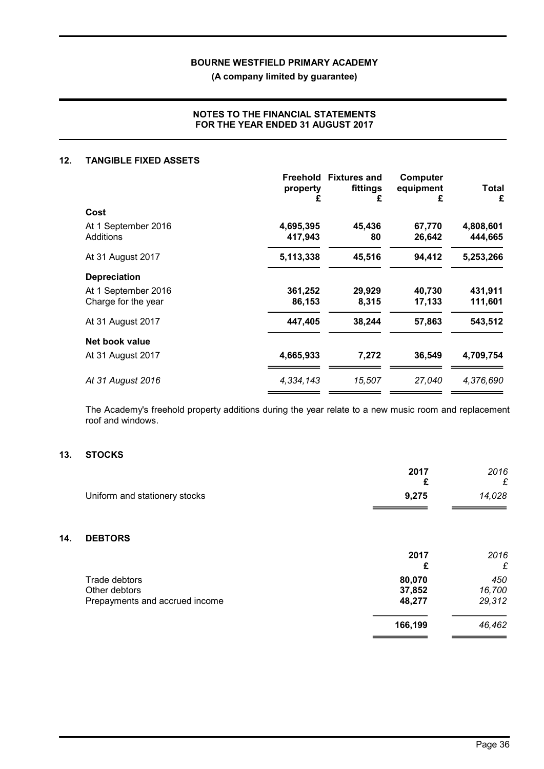## 12. TANGIBLE FIXED ASSETS

| | Freehold property £ | Fixtures and fittings £ | Computer equipment £ | Total £ |
|---|---|---|---|---|
| **Cost** | | | | |
| At 1 September 2016 | 4,695,395 | 45,436 | 67,770 | 4,808,601 |
| Additions | 417,943 | 80 | 26,642 | 444,665 |
| At 31 August 2017 | 5,113,338 | 45,516 | 94,412 | 5,253,266 |
| **Depreciation** | | | | |
| At 1 September 2016 | 361,252 | 29,929 | 40,730 | 431,911 |
| Charge for the year | 86,153 | 8,315 | 17,133 | 111,601 |
| At 31 August 2017 | 447,405 | 38,244 | 57,863 | 543,512 |
| **Net book value** | | | | |
| At 31 August 2017 | 4,665,933 | 7,272 | 36,549 | 4,709,754 |
| *At 31 August 2016* | *4,334,143* | *15,507* | *27,040* | *4,376,690* |

The Academy's freehold property additions during the year relate to a new music room and replacement roof and windows.

## 13. STOCKS

| | 2017 £ | *2016 £* |
|---|---|---|
| Uniform and stationery stocks | 9,275 | *14,028* |

## 14. DEBTORS

| | 2017 £ | *2016 £* |
|---|---|---|
| Trade debtors | 80,070 | *450* |
| Other debtors | 37,852 | *16,700* |
| Prepayments and accrued income | 48,277 | *29,312* |
| | 166,199 | *46,462* |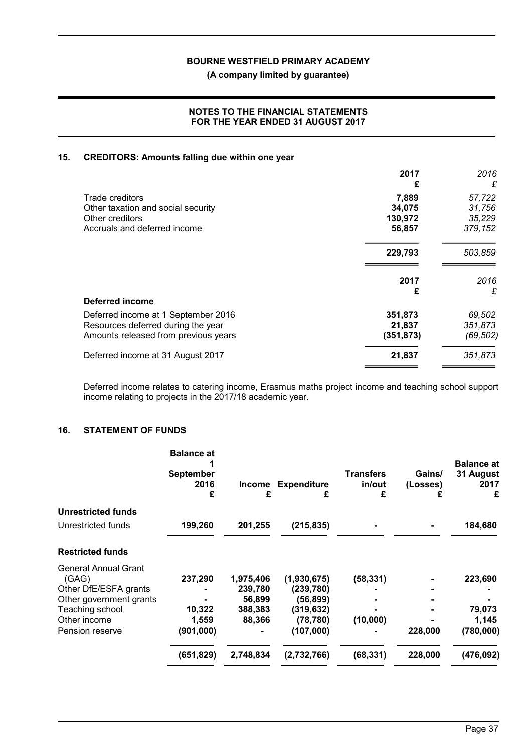## 15. CREDITORS: Amounts falling due within one year

| | 2017 £ | 2016 £ |
|---|---|---|
| Trade creditors | 7,889 | 57,722 |
| Other taxation and social security | 34,075 | 31,756 |
| Other creditors | 130,972 | 35,229 |
| Accruals and deferred income | 56,857 | 379,152 |
| | 229,793 | 503,859 |

| | 2017 £ | 2016 £ |
|---|---|---|
| **Deferred income** | | |
| Deferred income at 1 September 2016 | 351,873 | 69,502 |
| Resources deferred during the year | 21,837 | 351,873 |
| Amounts released from previous years | (351,873) | (69,502) |
| Deferred income at 31 August 2017 | 21,837 | 351,873 |

Deferred income relates to catering income, Erasmus maths project income and teaching school support income relating to projects in the 2017/18 academic year.

## 16. STATEMENT OF FUNDS

| | Balance at 1 September 2016 £ | Income £ | Expenditure £ | Transfers in/out £ | Gains/ (Losses) £ | Balance at 31 August 2017 £ |
|---|---|---|---|---|---|---|
| **Unrestricted funds** | | | | | | |
| Unrestricted funds | 199,260 | 201,255 | (215,835) | - | - | 184,680 |
| **Restricted funds** | | | | | | |
| General Annual Grant (GAG) | 237,290 | 1,975,406 | (1,930,675) | (58,331) | - | 223,690 |
| Other DfE/ESFA grants | - | 239,780 | (239,780) | - | - | - |
| Other government grants | - | 56,899 | (56,899) | - | - | - |
| Teaching school | 10,322 | 388,383 | (319,632) | - | - | 79,073 |
| Other income | 1,559 | 88,366 | (78,780) | (10,000) | - | 1,145 |
| Pension reserve | (901,000) | - | (107,000) | - | 228,000 | (780,000) |
| | (651,829) | 2,748,834 | (2,732,766) | (68,331) | 228,000 | (476,092) |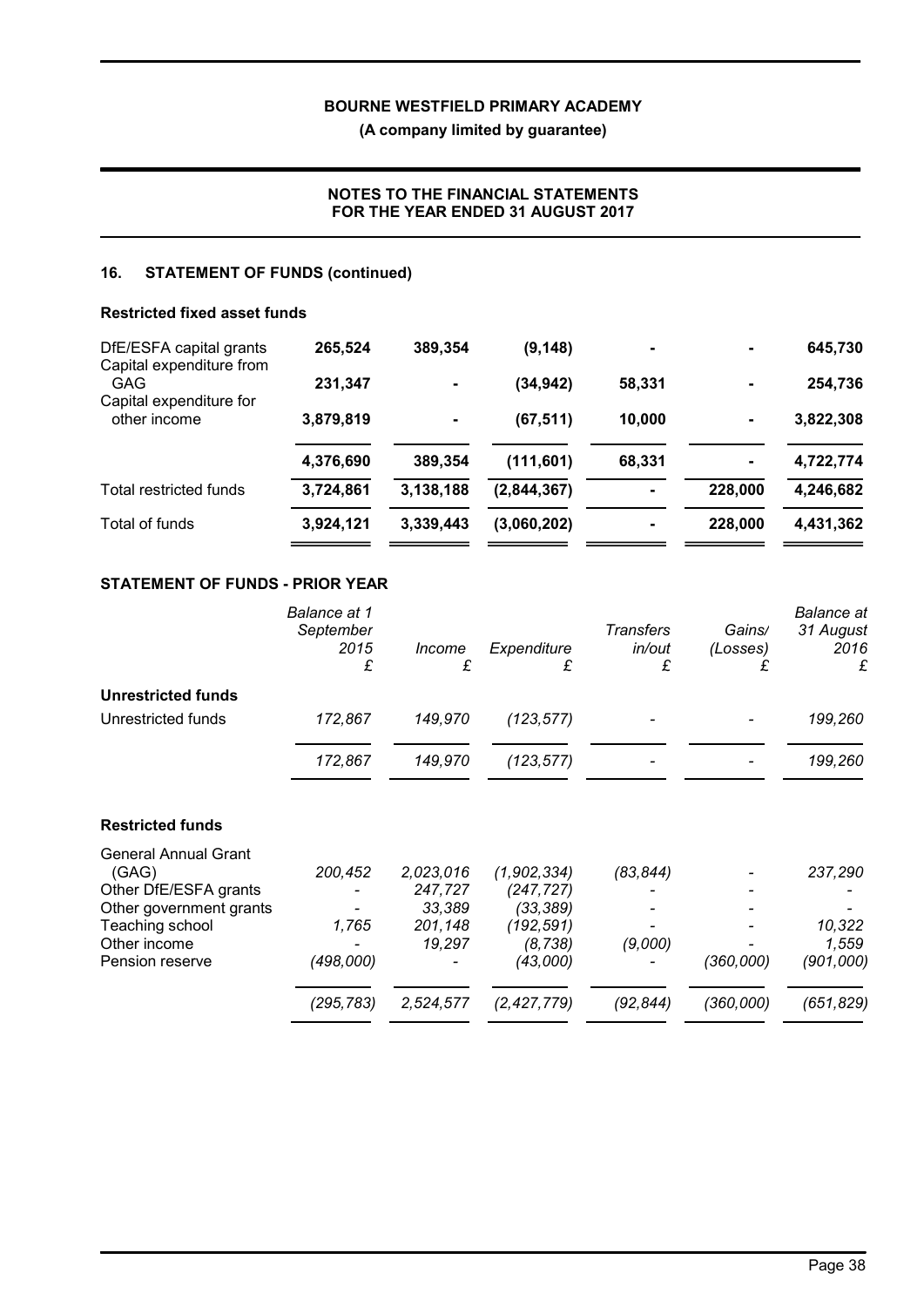## 16. STATEMENT OF FUNDS (continued)

### Restricted fixed asset funds

| | | | | | | |
|---|---|---|---|---|---|---|
| DfE/ESFA capital grants | **265,524** | **389,354** | **(9,148)** | **-** | **-** | **645,730** |
| Capital expenditure from GAG | **231,347** | **-** | **(34,942)** | **58,331** | **-** | **254,736** |
| Capital expenditure for other income | **3,879,819** | **-** | **(67,511)** | **10,000** | **-** | **3,822,308** |
| | **4,376,690** | **389,354** | **(111,601)** | **68,331** | **-** | **4,722,774** |
| Total restricted funds | **3,724,861** | **3,138,188** | **(2,844,367)** | **-** | **228,000** | **4,246,682** |
| Total of funds | **3,924,121** | **3,339,443** | **(3,060,202)** | **-** | **228,000** | **4,431,362** |

### STATEMENT OF FUNDS - PRIOR YEAR

| | *Balance at 1 September 2015 £* | *Income £* | *Expenditure £* | *Transfers in/out £* | *Gains/ (Losses) £* | *Balance at 31 August 2016 £* |
|---|---|---|---|---|---|---|
| **Unrestricted funds** | | | | | | |
| Unrestricted funds | *172,867* | *149,970* | *(123,577)* | *-* | *-* | *199,260* |
| | *172,867* | *149,970* | *(123,577)* | *-* | *-* | *199,260* |
| **Restricted funds** | | | | | | |
| General Annual Grant (GAG) | *200,452* | *2,023,016* | *(1,902,334)* | *(83,844)* | *-* | *237,290* |
| Other DfE/ESFA grants | *-* | *247,727* | *(247,727)* | *-* | *-* | *-* |
| Other government grants | *-* | *33,389* | *(33,389)* | *-* | *-* | *-* |
| Teaching school | *1,765* | *201,148* | *(192,591)* | *-* | *-* | *10,322* |
| Other income | *-* | *19,297* | *(8,738)* | *(9,000)* | *-* | *1,559* |
| Pension reserve | *(498,000)* | *-* | *(43,000)* | *-* | *(360,000)* | *(901,000)* |
| | *(295,783)* | *2,524,577* | *(2,427,779)* | *(92,844)* | *(360,000)* | *(651,829)* |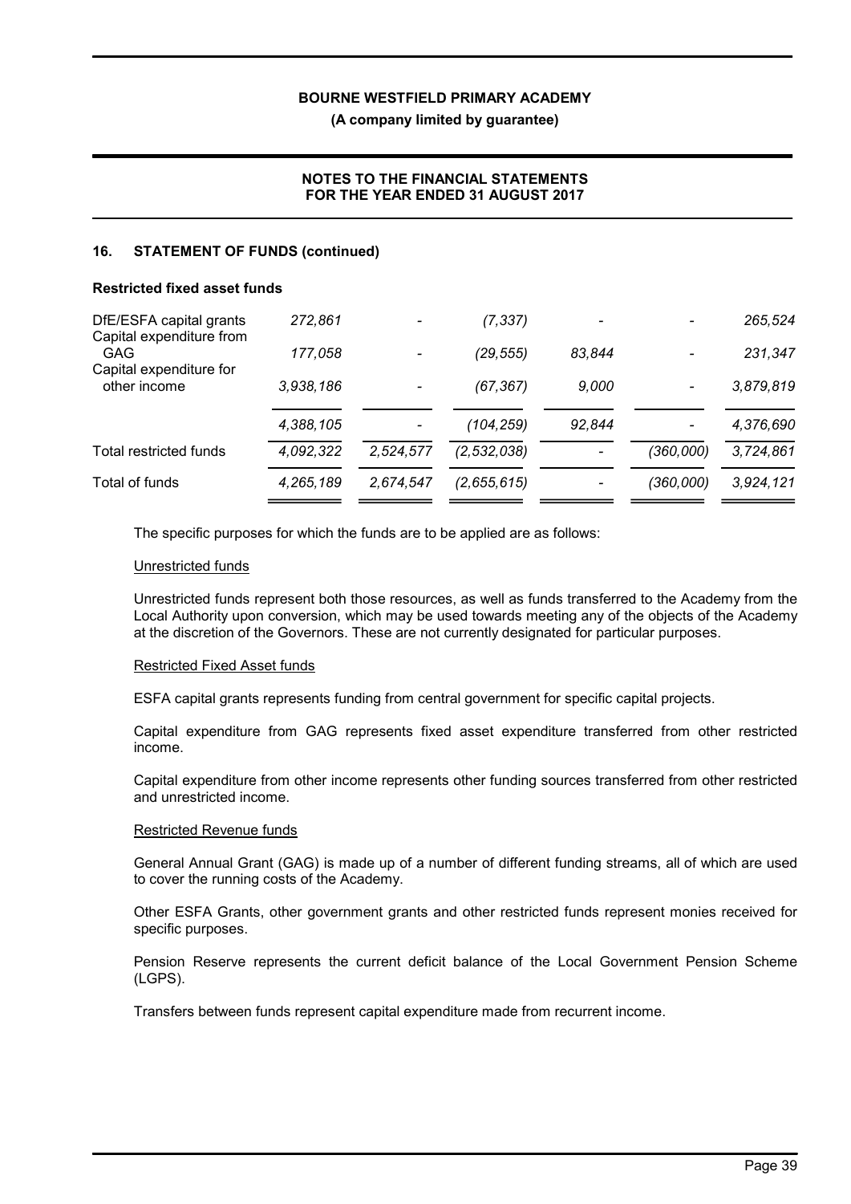## 16. STATEMENT OF FUNDS (continued)

### Restricted fixed asset funds

| | | | | | | |
|---|---|---|---|---|---|---|
| DfE/ESFA capital grants | *272,861* | - | *(7,337)* | - | - | *265,524* |
| Capital expenditure from GAG | *177,058* | - | *(29,555)* | *83,844* | - | *231,347* |
| Capital expenditure for other income | *3,938,186* | - | *(67,367)* | *9,000* | - | *3,879,819* |
| | *4,388,105* | - | *(104,259)* | *92,844* | - | *4,376,690* |
| Total restricted funds | *4,092,322* | *2,524,577* | *(2,532,038)* | - | *(360,000)* | *3,724,861* |
| Total of funds | *4,265,189* | *2,674,547* | *(2,655,615)* | - | *(360,000)* | *3,924,121* |

The specific purposes for which the funds are to be applied are as follows:

Unrestricted funds

Unrestricted funds represent both those resources, as well as funds transferred to the Academy from the Local Authority upon conversion, which may be used towards meeting any of the objects of the Academy at the discretion of the Governors. These are not currently designated for particular purposes.

Restricted Fixed Asset funds

ESFA capital grants represents funding from central government for specific capital projects.

Capital expenditure from GAG represents fixed asset expenditure transferred from other restricted income.

Capital expenditure from other income represents other funding sources transferred from other restricted and unrestricted income.

Restricted Revenue funds

General Annual Grant (GAG) is made up of a number of different funding streams, all of which are used to cover the running costs of the Academy.

Other ESFA Grants, other government grants and other restricted funds represent monies received for specific purposes.

Pension Reserve represents the current deficit balance of the Local Government Pension Scheme (LGPS).

Transfers between funds represent capital expenditure made from recurrent income.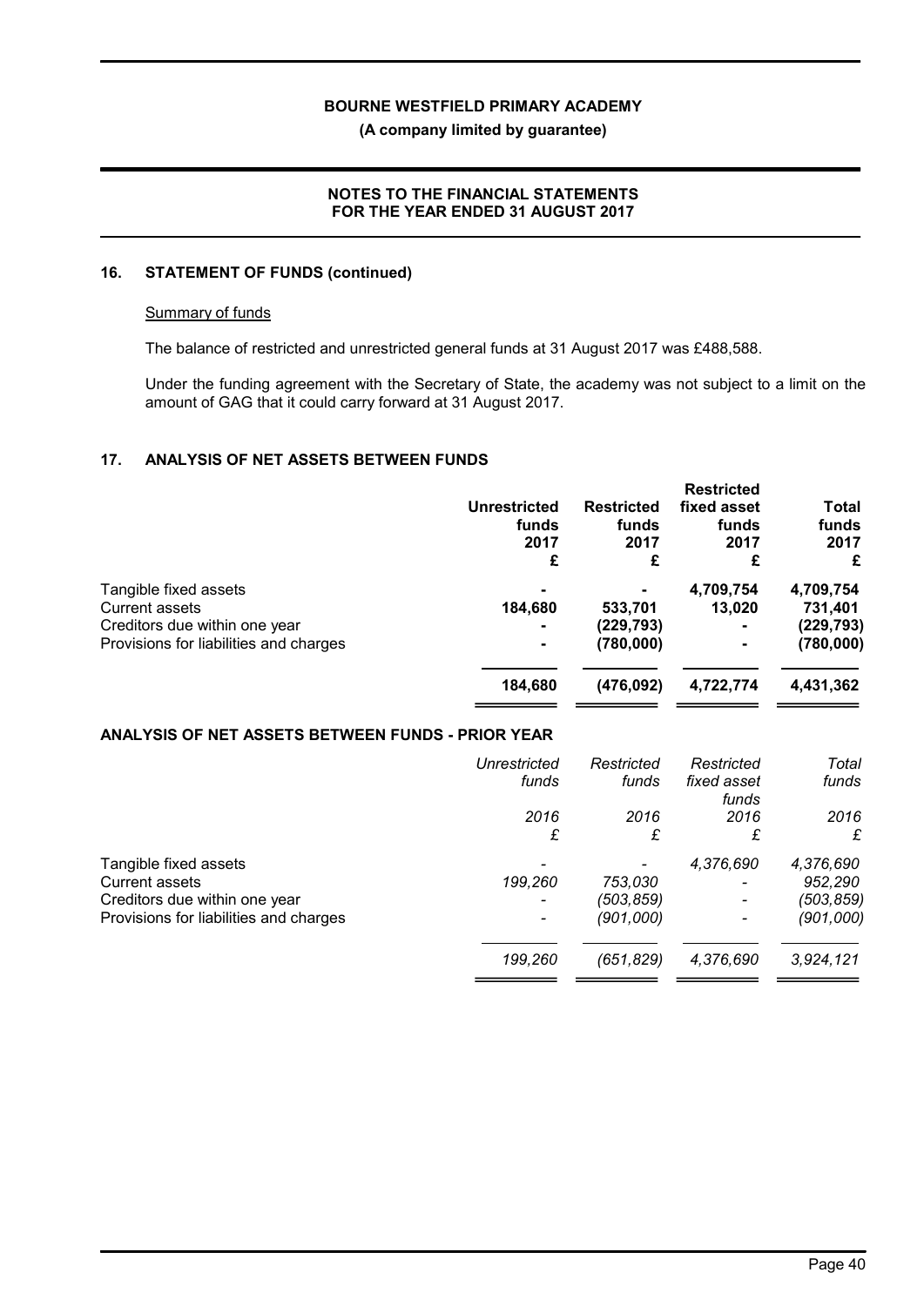## 16. STATEMENT OF FUNDS (continued)

Summary of funds

The balance of restricted and unrestricted general funds at 31 August 2017 was £488,588.

Under the funding agreement with the Secretary of State, the academy was not subject to a limit on the amount of GAG that it could carry forward at 31 August 2017.

## 17. ANALYSIS OF NET ASSETS BETWEEN FUNDS

| | Unrestricted funds 2017 £ | Restricted funds 2017 £ | Restricted fixed asset funds 2017 £ | Total funds 2017 £ |
|---|---|---|---|---|
| Tangible fixed assets | - | - | 4,709,754 | 4,709,754 |
| Current assets | 184,680 | 533,701 | 13,020 | 731,401 |
| Creditors due within one year | - | (229,793) | - | (229,793) |
| Provisions for liabilities and charges | - | (780,000) | - | (780,000) |
| | **184,680** | **(476,092)** | **4,722,774** | **4,431,362** |

### ANALYSIS OF NET ASSETS BETWEEN FUNDS - PRIOR YEAR

| | *Unrestricted funds 2016 £* | *Restricted funds 2016 £* | *Restricted fixed asset funds 2016 £* | *Total funds 2016 £* |
|---|---|---|---|---|
| Tangible fixed assets | *-* | *-* | *4,376,690* | *4,376,690* |
| Current assets | *199,260* | *753,030* | *-* | *952,290* |
| Creditors due within one year | *-* | *(503,859)* | *-* | *(503,859)* |
| Provisions for liabilities and charges | *-* | *(901,000)* | *-* | *(901,000)* |
| | *199,260* | *(651,829)* | *4,376,690* | *3,924,121* |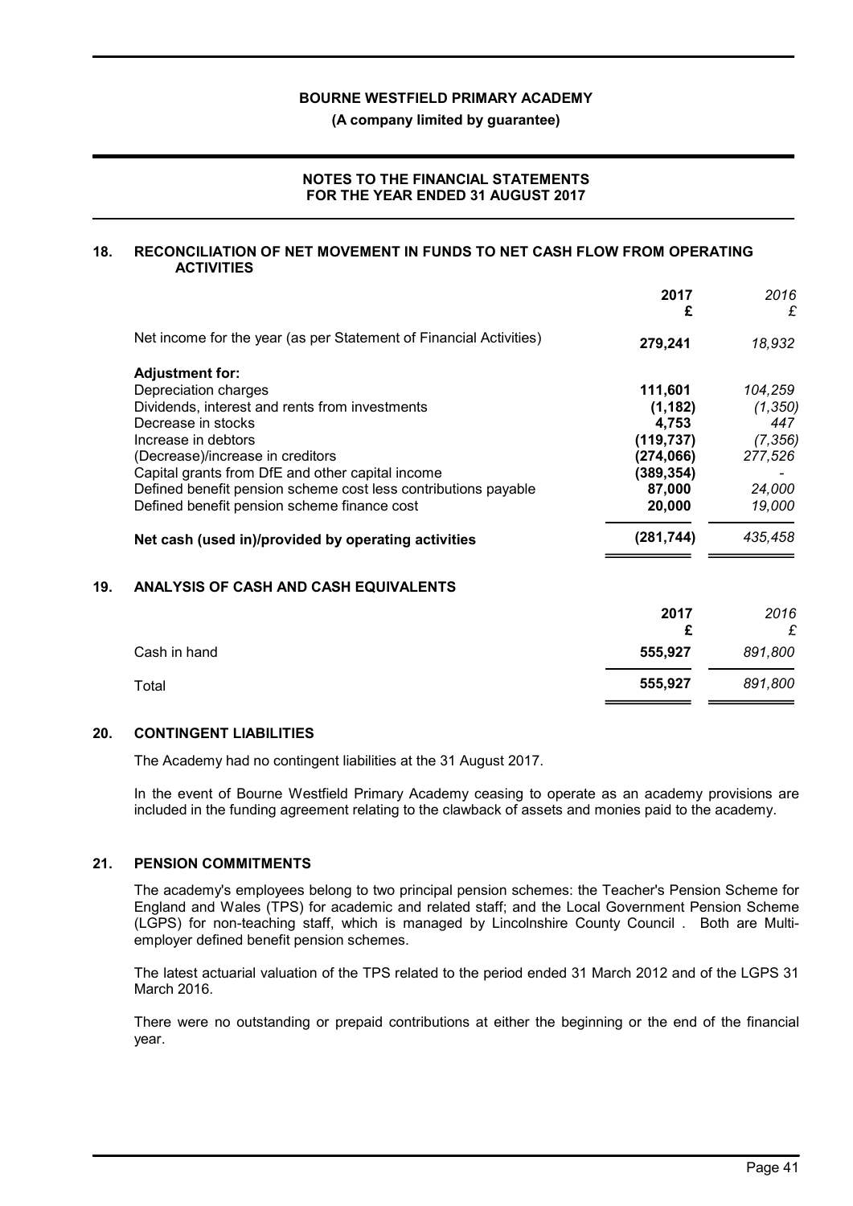## 18. RECONCILIATION OF NET MOVEMENT IN FUNDS TO NET CASH FLOW FROM OPERATING ACTIVITIES

| | 2017 £ | 2016 £ |
|---|---|---|
| Net income for the year (as per Statement of Financial Activities) | **279,241** | *18,932* |
| **Adjustment for:** | | |
| Depreciation charges | **111,601** | *104,259* |
| Dividends, interest and rents from investments | **(1,182)** | *(1,350)* |
| Decrease in stocks | **4,753** | *447* |
| Increase in debtors | **(119,737)** | *(7,356)* |
| (Decrease)/increase in creditors | **(274,066)** | *277,526* |
| Capital grants from DfE and other capital income | **(389,354)** | *-* |
| Defined benefit pension scheme cost less contributions payable | **87,000** | *24,000* |
| Defined benefit pension scheme finance cost | **20,000** | *19,000* |
| **Net cash (used in)/provided by operating activities** | **(281,744)** | *435,458* |

## 19. ANALYSIS OF CASH AND CASH EQUIVALENTS

| | 2017 £ | 2016 £ |
|---|---|---|
| Cash in hand | **555,927** | *891,800* |
| Total | **555,927** | *891,800* |

## 20. CONTINGENT LIABILITIES

The Academy had no contingent liabilities at the 31 August 2017.

In the event of Bourne Westfield Primary Academy ceasing to operate as an academy provisions are included in the funding agreement relating to the clawback of assets and monies paid to the academy.

## 21. PENSION COMMITMENTS

The academy's employees belong to two principal pension schemes: the Teacher's Pension Scheme for England and Wales (TPS) for academic and related staff; and the Local Government Pension Scheme (LGPS) for non-teaching staff, which is managed by Lincolnshire County Council . Both are Multi-employer defined benefit pension schemes.

The latest actuarial valuation of the TPS related to the period ended 31 March 2012 and of the LGPS 31 March 2016.

There were no outstanding or prepaid contributions at either the beginning or the end of the financial year.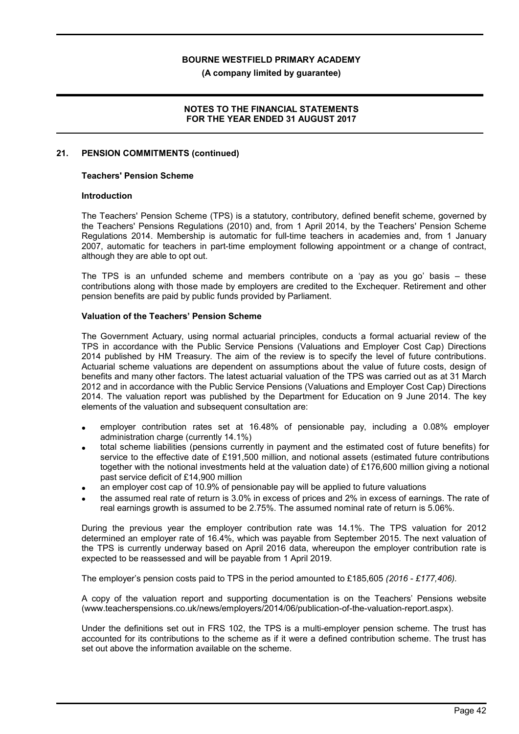## 21. PENSION COMMITMENTS (continued)

### Teachers' Pension Scheme

#### Introduction

The Teachers' Pension Scheme (TPS) is a statutory, contributory, defined benefit scheme, governed by the Teachers' Pensions Regulations (2010) and, from 1 April 2014, by the Teachers' Pension Scheme Regulations 2014. Membership is automatic for full-time teachers in academies and, from 1 January 2007, automatic for teachers in part-time employment following appointment or a change of contract, although they are able to opt out.

The TPS is an unfunded scheme and members contribute on a 'pay as you go' basis – these contributions along with those made by employers are credited to the Exchequer. Retirement and other pension benefits are paid by public funds provided by Parliament.

#### Valuation of the Teachers' Pension Scheme

The Government Actuary, using normal actuarial principles, conducts a formal actuarial review of the TPS in accordance with the Public Service Pensions (Valuations and Employer Cost Cap) Directions 2014 published by HM Treasury. The aim of the review is to specify the level of future contributions. Actuarial scheme valuations are dependent on assumptions about the value of future costs, design of benefits and many other factors. The latest actuarial valuation of the TPS was carried out as at 31 March 2012 and in accordance with the Public Service Pensions (Valuations and Employer Cost Cap) Directions 2014. The valuation report was published by the Department for Education on 9 June 2014. The key elements of the valuation and subsequent consultation are:

- employer contribution rates set at 16.48% of pensionable pay, including a 0.08% employer administration charge (currently 14.1%)
- total scheme liabilities (pensions currently in payment and the estimated cost of future benefits) for service to the effective date of £191,500 million, and notional assets (estimated future contributions together with the notional investments held at the valuation date) of £176,600 million giving a notional past service deficit of £14,900 million
- an employer cost cap of 10.9% of pensionable pay will be applied to future valuations
- the assumed real rate of return is 3.0% in excess of prices and 2% in excess of earnings. The rate of real earnings growth is assumed to be 2.75%. The assumed nominal rate of return is 5.06%.

During the previous year the employer contribution rate was 14.1%. The TPS valuation for 2012 determined an employer rate of 16.4%, which was payable from September 2015. The next valuation of the TPS is currently underway based on April 2016 data, whereupon the employer contribution rate is expected to be reassessed and will be payable from 1 April 2019.

The employer's pension costs paid to TPS in the period amounted to £185,605 *(2016 - £177,406).*

A copy of the valuation report and supporting documentation is on the Teachers' Pensions website (www.teacherspensions.co.uk/news/employers/2014/06/publication-of-the-valuation-report.aspx).

Under the definitions set out in FRS 102, the TPS is a multi-employer pension scheme. The trust has accounted for its contributions to the scheme as if it were a defined contribution scheme. The trust has set out above the information available on the scheme.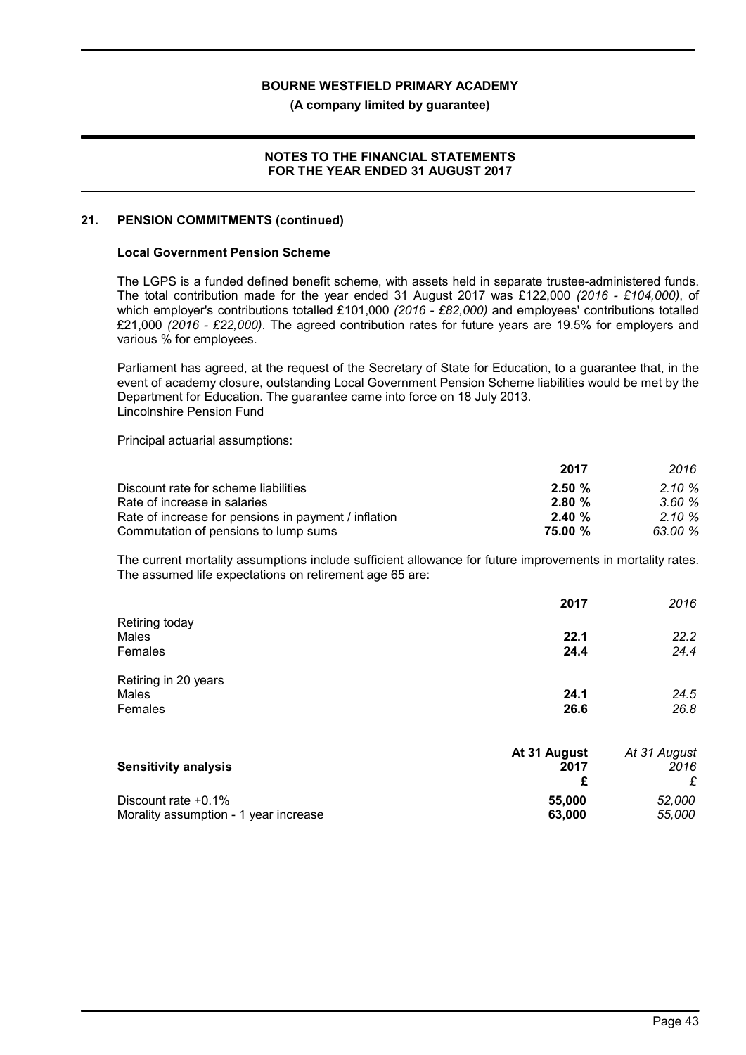## 21. PENSION COMMITMENTS (continued)

### Local Government Pension Scheme

The LGPS is a funded defined benefit scheme, with assets held in separate trustee-administered funds. The total contribution made for the year ended 31 August 2017 was £122,000 *(2016 - £104,000)*, of which employer's contributions totalled £101,000 *(2016 - £82,000)* and employees' contributions totalled £21,000 *(2016 - £22,000)*. The agreed contribution rates for future years are 19.5% for employers and various % for employees.

Parliament has agreed, at the request of the Secretary of State for Education, to a guarantee that, in the event of academy closure, outstanding Local Government Pension Scheme liabilities would be met by the Department for Education. The guarantee came into force on 18 July 2013.
Lincolnshire Pension Fund

Principal actuarial assumptions:

| | 2017 | 2016 |
|---|---|---|
| Discount rate for scheme liabilities | **2.50 %** | *2.10 %* |
| Rate of increase in salaries | **2.80 %** | *3.60 %* |
| Rate of increase for pensions in payment / inflation | **2.40 %** | *2.10 %* |
| Commutation of pensions to lump sums | **75.00 %** | *63.00 %* |

The current mortality assumptions include sufficient allowance for future improvements in mortality rates. The assumed life expectations on retirement age 65 are:

| | 2017 | 2016 |
|---|---|---|
| Retiring today | | |
| Males | **22.1** | *22.2* |
| Females | **24.4** | *24.4* |
| Retiring in 20 years | | |
| Males | **24.1** | *24.5* |
| Females | **26.6** | *26.8* |

| Sensitivity analysis | At 31 August 2017 £ | At 31 August 2016 £ |
|---|---|---|
| Discount rate +0.1% | **55,000** | *52,000* |
| Morality assumption - 1 year increase | **63,000** | *55,000* |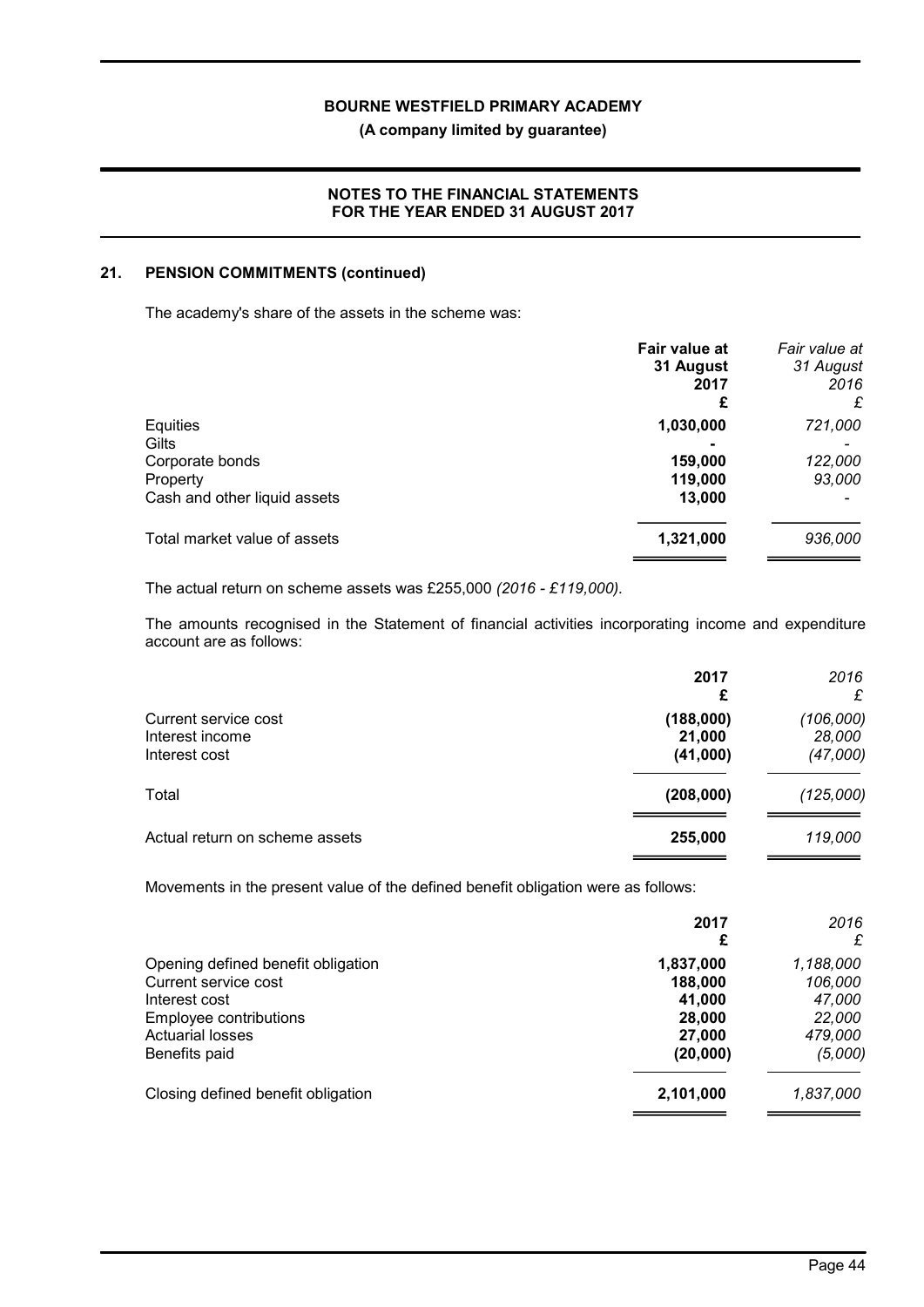## 21. PENSION COMMITMENTS (continued)

The academy's share of the assets in the scheme was:

| | **Fair value at 31 August 2017** | *Fair value at 31 August 2016* |
|---|---|---|
| | **£** | *£* |
| Equities | **1,030,000** | *721,000* |
| Gilts | **-** | *-* |
| Corporate bonds | **159,000** | *122,000* |
| Property | **119,000** | *93,000* |
| Cash and other liquid assets | **13,000** | *-* |
| Total market value of assets | **1,321,000** | *936,000* |

The actual return on scheme assets was £255,000 *(2016 - £119,000).*

The amounts recognised in the Statement of financial activities incorporating income and expenditure account are as follows:

| | **2017** | *2016* |
|---|---|---|
| | **£** | *£* |
| Current service cost | **(188,000)** | *(106,000)* |
| Interest income | **21,000** | *28,000* |
| Interest cost | **(41,000)** | *(47,000)* |
| Total | **(208,000)** | *(125,000)* |
| Actual return on scheme assets | **255,000** | *119,000* |

Movements in the present value of the defined benefit obligation were as follows:

| | **2017** | *2016* |
|---|---|---|
| | **£** | *£* |
| Opening defined benefit obligation | **1,837,000** | *1,188,000* |
| Current service cost | **188,000** | *106,000* |
| Interest cost | **41,000** | *47,000* |
| Employee contributions | **28,000** | *22,000* |
| Actuarial losses | **27,000** | *479,000* |
| Benefits paid | **(20,000)** | *(5,000)* |
| Closing defined benefit obligation | **2,101,000** | *1,837,000* |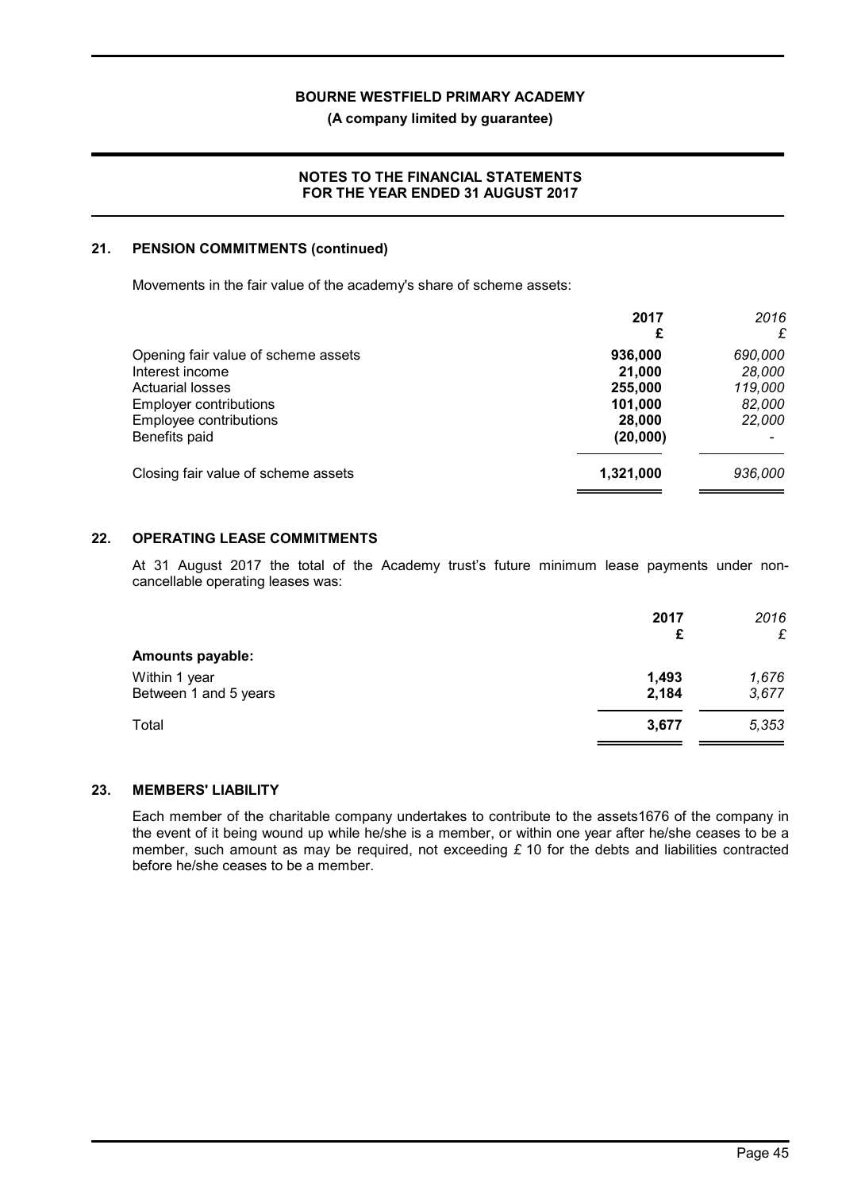## 21. PENSION COMMITMENTS (continued)

Movements in the fair value of the academy's share of scheme assets:

| | **2017** **£** | *2016* *£* |
|---|---|---|
| Opening fair value of scheme assets | **936,000** | *690,000* |
| Interest income | **21,000** | *28,000* |
| Actuarial losses | **255,000** | *119,000* |
| Employer contributions | **101,000** | *82,000* |
| Employee contributions | **28,000** | *22,000* |
| Benefits paid | **(20,000)** | *-* |
| Closing fair value of scheme assets | **1,321,000** | *936,000* |

## 22. OPERATING LEASE COMMITMENTS

At 31 August 2017 the total of the Academy trust's future minimum lease payments under non-cancellable operating leases was:

| | **2017** **£** | *2016* *£* |
|---|---|---|
| **Amounts payable:** | | |
| Within 1 year | **1,493** | *1,676* |
| Between 1 and 5 years | **2,184** | *3,677* |
| Total | **3,677** | *5,353* |

## 23. MEMBERS' LIABILITY

Each member of the charitable company undertakes to contribute to the assets1676 of the company in the event of it being wound up while he/she is a member, or within one year after he/she ceases to be a member, such amount as may be required, not exceeding £ 10 for the debts and liabilities contracted before he/she ceases to be a member.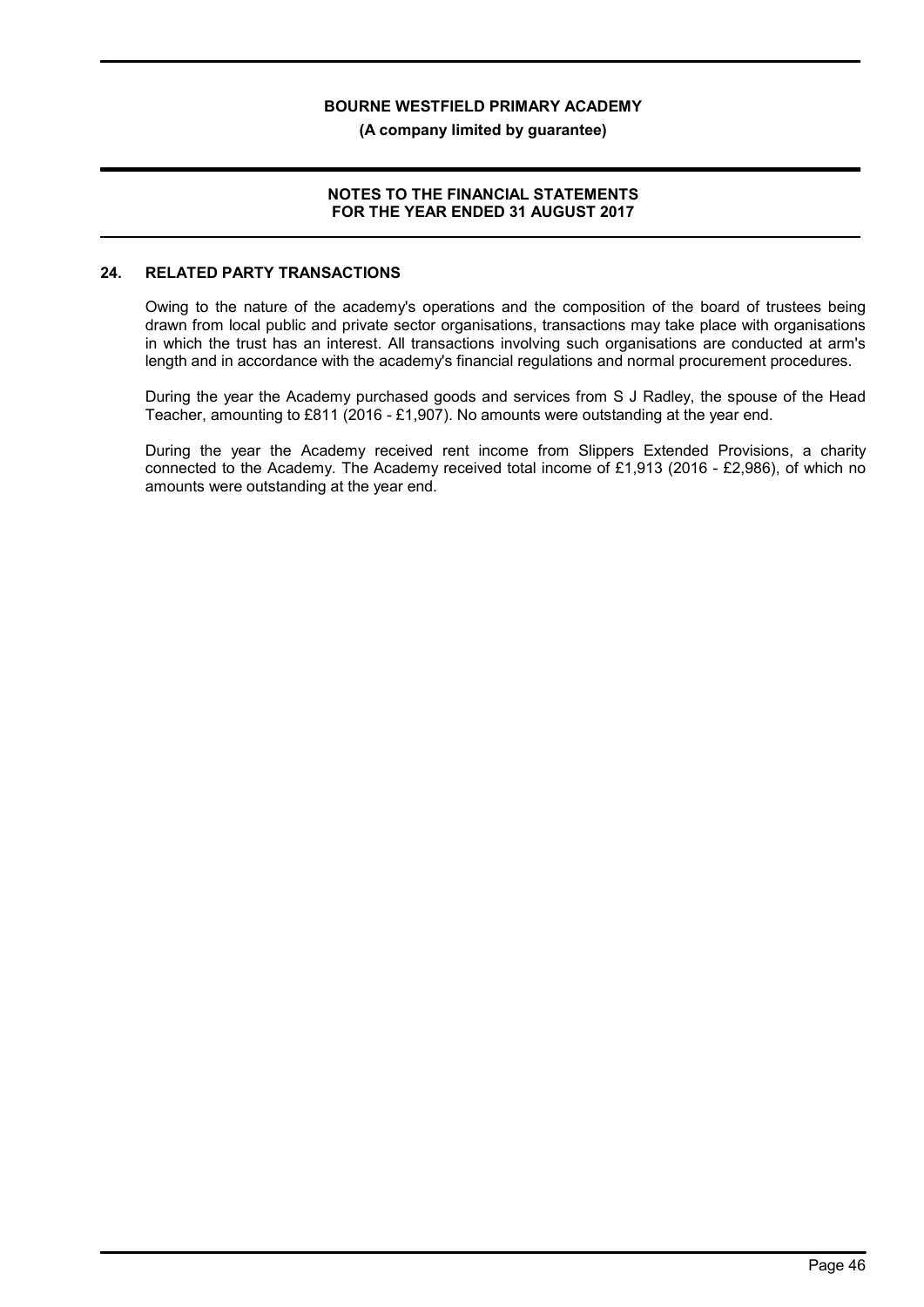## 24. RELATED PARTY TRANSACTIONS

Owing to the nature of the academy's operations and the composition of the board of trustees being drawn from local public and private sector organisations, transactions may take place with organisations in which the trust has an interest. All transactions involving such organisations are conducted at arm's length and in accordance with the academy's financial regulations and normal procurement procedures.

During the year the Academy purchased goods and services from S J Radley, the spouse of the Head Teacher, amounting to £811 (2016 - £1,907). No amounts were outstanding at the year end.

During the year the Academy received rent income from Slippers Extended Provisions, a charity connected to the Academy. The Academy received total income of £1,913 (2016 - £2,986), of which no amounts were outstanding at the year end.